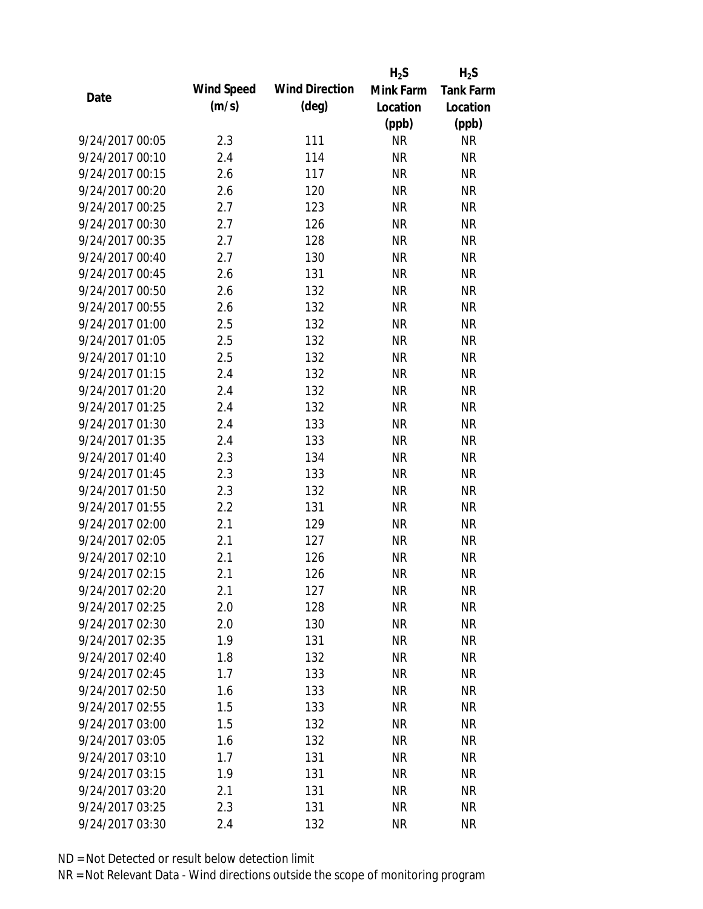| Date | Wind Speed (m/s) | Wind Direction (deg) | $H_2S$ Mink Farm Location (ppb) | $H_2S$ Tank Farm Location (ppb) |
|---|---|---|---|---|
| 9/24/2017 00:05 | 2.3 | 111 | NR | NR |
| 9/24/2017 00:10 | 2.4 | 114 | NR | NR |
| 9/24/2017 00:15 | 2.6 | 117 | NR | NR |
| 9/24/2017 00:20 | 2.6 | 120 | NR | NR |
| 9/24/2017 00:25 | 2.7 | 123 | NR | NR |
| 9/24/2017 00:30 | 2.7 | 126 | NR | NR |
| 9/24/2017 00:35 | 2.7 | 128 | NR | NR |
| 9/24/2017 00:40 | 2.7 | 130 | NR | NR |
| 9/24/2017 00:45 | 2.6 | 131 | NR | NR |
| 9/24/2017 00:50 | 2.6 | 132 | NR | NR |
| 9/24/2017 00:55 | 2.6 | 132 | NR | NR |
| 9/24/2017 01:00 | 2.5 | 132 | NR | NR |
| 9/24/2017 01:05 | 2.5 | 132 | NR | NR |
| 9/24/2017 01:10 | 2.5 | 132 | NR | NR |
| 9/24/2017 01:15 | 2.4 | 132 | NR | NR |
| 9/24/2017 01:20 | 2.4 | 132 | NR | NR |
| 9/24/2017 01:25 | 2.4 | 132 | NR | NR |
| 9/24/2017 01:30 | 2.4 | 133 | NR | NR |
| 9/24/2017 01:35 | 2.4 | 133 | NR | NR |
| 9/24/2017 01:40 | 2.3 | 134 | NR | NR |
| 9/24/2017 01:45 | 2.3 | 133 | NR | NR |
| 9/24/2017 01:50 | 2.3 | 132 | NR | NR |
| 9/24/2017 01:55 | 2.2 | 131 | NR | NR |
| 9/24/2017 02:00 | 2.1 | 129 | NR | NR |
| 9/24/2017 02:05 | 2.1 | 127 | NR | NR |
| 9/24/2017 02:10 | 2.1 | 126 | NR | NR |
| 9/24/2017 02:15 | 2.1 | 126 | NR | NR |
| 9/24/2017 02:20 | 2.1 | 127 | NR | NR |
| 9/24/2017 02:25 | 2.0 | 128 | NR | NR |
| 9/24/2017 02:30 | 2.0 | 130 | NR | NR |
| 9/24/2017 02:35 | 1.9 | 131 | NR | NR |
| 9/24/2017 02:40 | 1.8 | 132 | NR | NR |
| 9/24/2017 02:45 | 1.7 | 133 | NR | NR |
| 9/24/2017 02:50 | 1.6 | 133 | NR | NR |
| 9/24/2017 02:55 | 1.5 | 133 | NR | NR |
| 9/24/2017 03:00 | 1.5 | 132 | NR | NR |
| 9/24/2017 03:05 | 1.6 | 132 | NR | NR |
| 9/24/2017 03:10 | 1.7 | 131 | NR | NR |
| 9/24/2017 03:15 | 1.9 | 131 | NR | NR |
| 9/24/2017 03:20 | 2.1 | 131 | NR | NR |
| 9/24/2017 03:25 | 2.3 | 131 | NR | NR |
| 9/24/2017 03:30 | 2.4 | 132 | NR | NR |

ND = Not Detected or result below detection limit

NR = Not Relevant Data - Wind directions outside the scope of monitoring program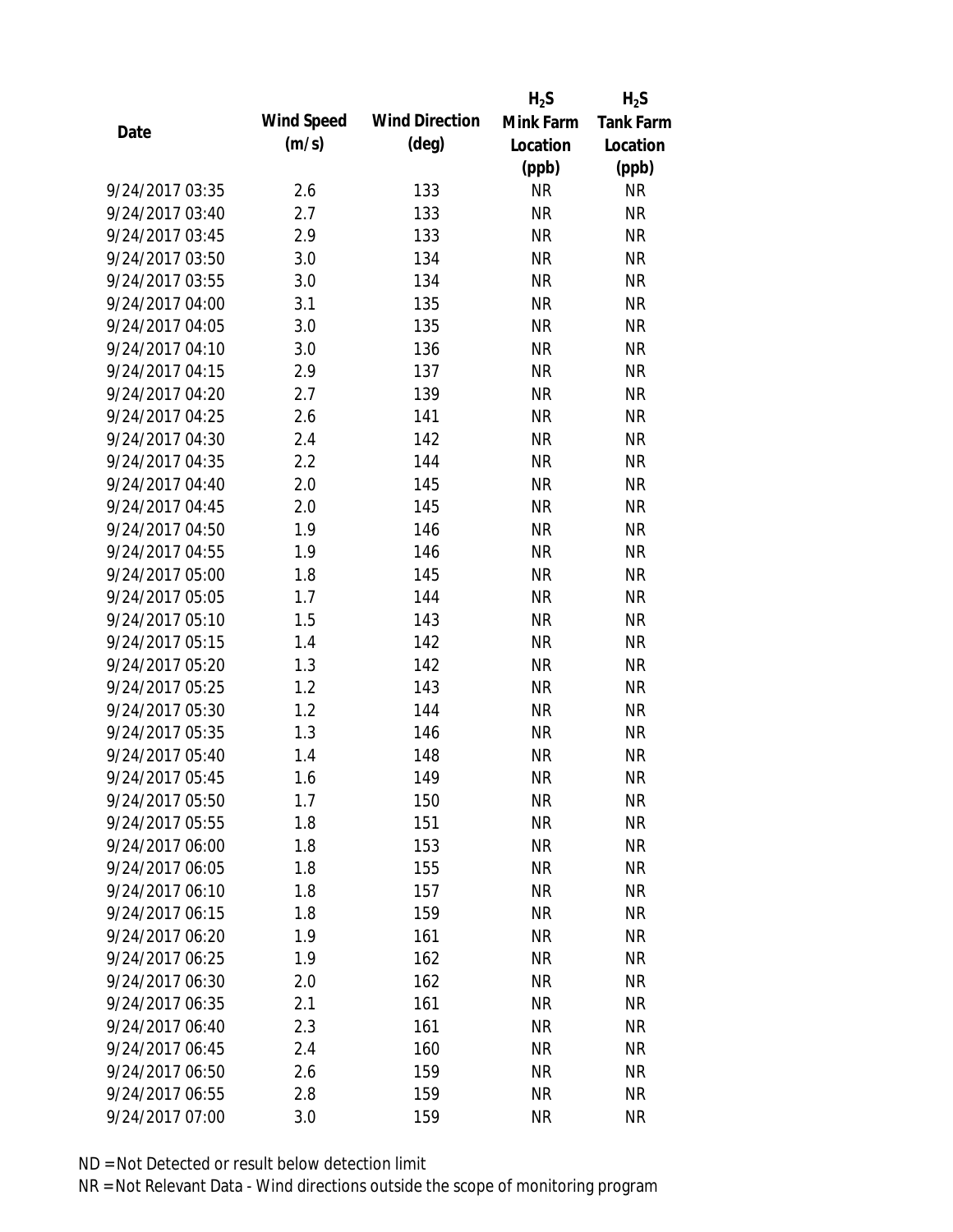| Date | Wind Speed (m/s) | Wind Direction (deg) | $H_2S$ Mink Farm Location (ppb) | $H_2S$ Tank Farm Location (ppb) |
|---|---|---|---|---|
| 9/24/2017 03:35 | 2.6 | 133 | NR | NR |
| 9/24/2017 03:40 | 2.7 | 133 | NR | NR |
| 9/24/2017 03:45 | 2.9 | 133 | NR | NR |
| 9/24/2017 03:50 | 3.0 | 134 | NR | NR |
| 9/24/2017 03:55 | 3.0 | 134 | NR | NR |
| 9/24/2017 04:00 | 3.1 | 135 | NR | NR |
| 9/24/2017 04:05 | 3.0 | 135 | NR | NR |
| 9/24/2017 04:10 | 3.0 | 136 | NR | NR |
| 9/24/2017 04:15 | 2.9 | 137 | NR | NR |
| 9/24/2017 04:20 | 2.7 | 139 | NR | NR |
| 9/24/2017 04:25 | 2.6 | 141 | NR | NR |
| 9/24/2017 04:30 | 2.4 | 142 | NR | NR |
| 9/24/2017 04:35 | 2.2 | 144 | NR | NR |
| 9/24/2017 04:40 | 2.0 | 145 | NR | NR |
| 9/24/2017 04:45 | 2.0 | 145 | NR | NR |
| 9/24/2017 04:50 | 1.9 | 146 | NR | NR |
| 9/24/2017 04:55 | 1.9 | 146 | NR | NR |
| 9/24/2017 05:00 | 1.8 | 145 | NR | NR |
| 9/24/2017 05:05 | 1.7 | 144 | NR | NR |
| 9/24/2017 05:10 | 1.5 | 143 | NR | NR |
| 9/24/2017 05:15 | 1.4 | 142 | NR | NR |
| 9/24/2017 05:20 | 1.3 | 142 | NR | NR |
| 9/24/2017 05:25 | 1.2 | 143 | NR | NR |
| 9/24/2017 05:30 | 1.2 | 144 | NR | NR |
| 9/24/2017 05:35 | 1.3 | 146 | NR | NR |
| 9/24/2017 05:40 | 1.4 | 148 | NR | NR |
| 9/24/2017 05:45 | 1.6 | 149 | NR | NR |
| 9/24/2017 05:50 | 1.7 | 150 | NR | NR |
| 9/24/2017 05:55 | 1.8 | 151 | NR | NR |
| 9/24/2017 06:00 | 1.8 | 153 | NR | NR |
| 9/24/2017 06:05 | 1.8 | 155 | NR | NR |
| 9/24/2017 06:10 | 1.8 | 157 | NR | NR |
| 9/24/2017 06:15 | 1.8 | 159 | NR | NR |
| 9/24/2017 06:20 | 1.9 | 161 | NR | NR |
| 9/24/2017 06:25 | 1.9 | 162 | NR | NR |
| 9/24/2017 06:30 | 2.0 | 162 | NR | NR |
| 9/24/2017 06:35 | 2.1 | 161 | NR | NR |
| 9/24/2017 06:40 | 2.3 | 161 | NR | NR |
| 9/24/2017 06:45 | 2.4 | 160 | NR | NR |
| 9/24/2017 06:50 | 2.6 | 159 | NR | NR |
| 9/24/2017 06:55 | 2.8 | 159 | NR | NR |
| 9/24/2017 07:00 | 3.0 | 159 | NR | NR |

ND = Not Detected or result below detection limit

NR = Not Relevant Data - Wind directions outside the scope of monitoring program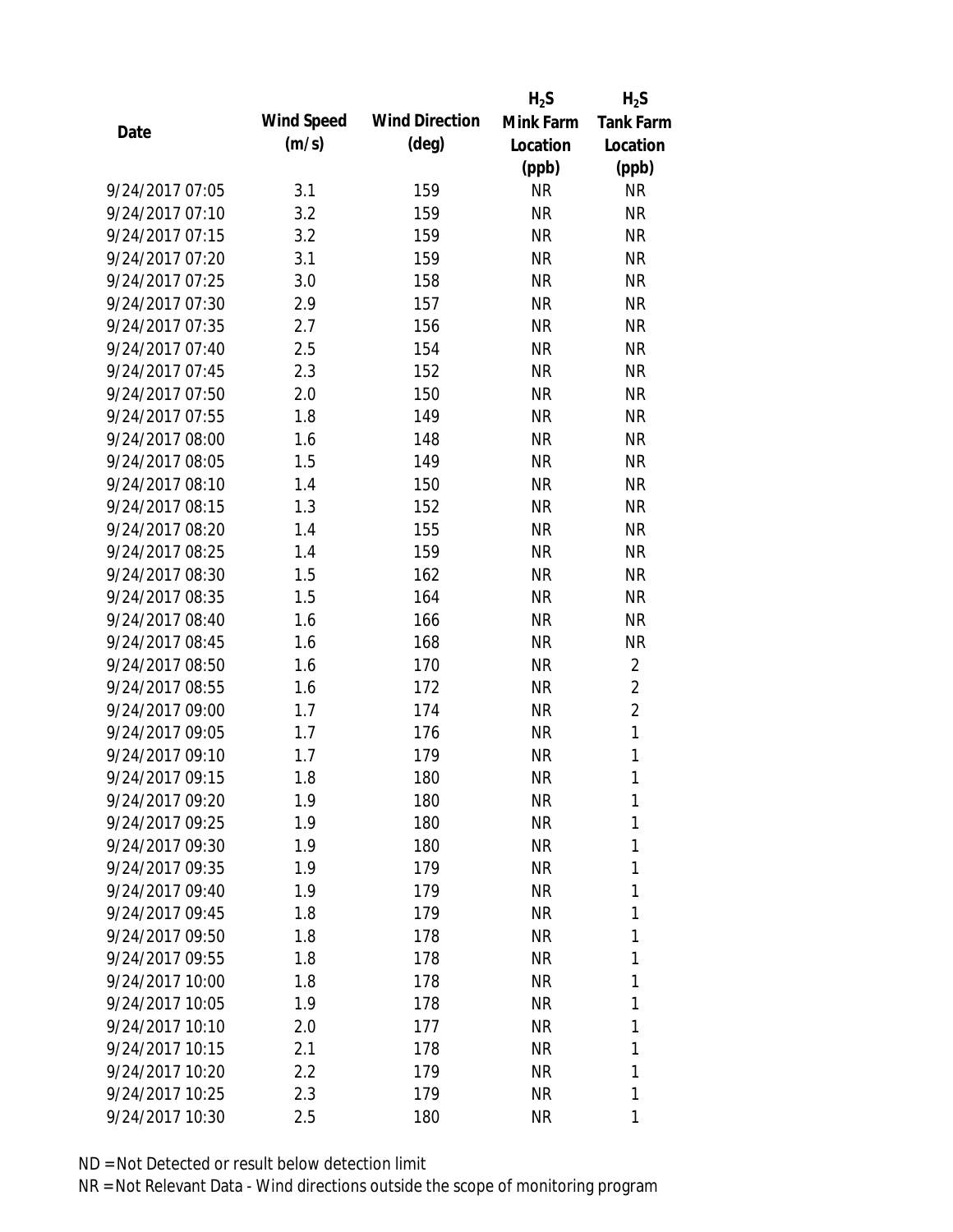| Date | Wind Speed (m/s) | Wind Direction (deg) | $H_2S$ Mink Farm Location (ppb) | $H_2S$ Tank Farm Location (ppb) |
|---|---|---|---|---|
| 9/24/2017 07:05 | 3.1 | 159 | NR | NR |
| 9/24/2017 07:10 | 3.2 | 159 | NR | NR |
| 9/24/2017 07:15 | 3.2 | 159 | NR | NR |
| 9/24/2017 07:20 | 3.1 | 159 | NR | NR |
| 9/24/2017 07:25 | 3.0 | 158 | NR | NR |
| 9/24/2017 07:30 | 2.9 | 157 | NR | NR |
| 9/24/2017 07:35 | 2.7 | 156 | NR | NR |
| 9/24/2017 07:40 | 2.5 | 154 | NR | NR |
| 9/24/2017 07:45 | 2.3 | 152 | NR | NR |
| 9/24/2017 07:50 | 2.0 | 150 | NR | NR |
| 9/24/2017 07:55 | 1.8 | 149 | NR | NR |
| 9/24/2017 08:00 | 1.6 | 148 | NR | NR |
| 9/24/2017 08:05 | 1.5 | 149 | NR | NR |
| 9/24/2017 08:10 | 1.4 | 150 | NR | NR |
| 9/24/2017 08:15 | 1.3 | 152 | NR | NR |
| 9/24/2017 08:20 | 1.4 | 155 | NR | NR |
| 9/24/2017 08:25 | 1.4 | 159 | NR | NR |
| 9/24/2017 08:30 | 1.5 | 162 | NR | NR |
| 9/24/2017 08:35 | 1.5 | 164 | NR | NR |
| 9/24/2017 08:40 | 1.6 | 166 | NR | NR |
| 9/24/2017 08:45 | 1.6 | 168 | NR | NR |
| 9/24/2017 08:50 | 1.6 | 170 | NR | 2 |
| 9/24/2017 08:55 | 1.6 | 172 | NR | 2 |
| 9/24/2017 09:00 | 1.7 | 174 | NR | 2 |
| 9/24/2017 09:05 | 1.7 | 176 | NR | 1 |
| 9/24/2017 09:10 | 1.7 | 179 | NR | 1 |
| 9/24/2017 09:15 | 1.8 | 180 | NR | 1 |
| 9/24/2017 09:20 | 1.9 | 180 | NR | 1 |
| 9/24/2017 09:25 | 1.9 | 180 | NR | 1 |
| 9/24/2017 09:30 | 1.9 | 180 | NR | 1 |
| 9/24/2017 09:35 | 1.9 | 179 | NR | 1 |
| 9/24/2017 09:40 | 1.9 | 179 | NR | 1 |
| 9/24/2017 09:45 | 1.8 | 179 | NR | 1 |
| 9/24/2017 09:50 | 1.8 | 178 | NR | 1 |
| 9/24/2017 09:55 | 1.8 | 178 | NR | 1 |
| 9/24/2017 10:00 | 1.8 | 178 | NR | 1 |
| 9/24/2017 10:05 | 1.9 | 178 | NR | 1 |
| 9/24/2017 10:10 | 2.0 | 177 | NR | 1 |
| 9/24/2017 10:15 | 2.1 | 178 | NR | 1 |
| 9/24/2017 10:20 | 2.2 | 179 | NR | 1 |
| 9/24/2017 10:25 | 2.3 | 179 | NR | 1 |
| 9/24/2017 10:30 | 2.5 | 180 | NR | 1 |

ND = Not Detected or result below detection limit

NR = Not Relevant Data - Wind directions outside the scope of monitoring program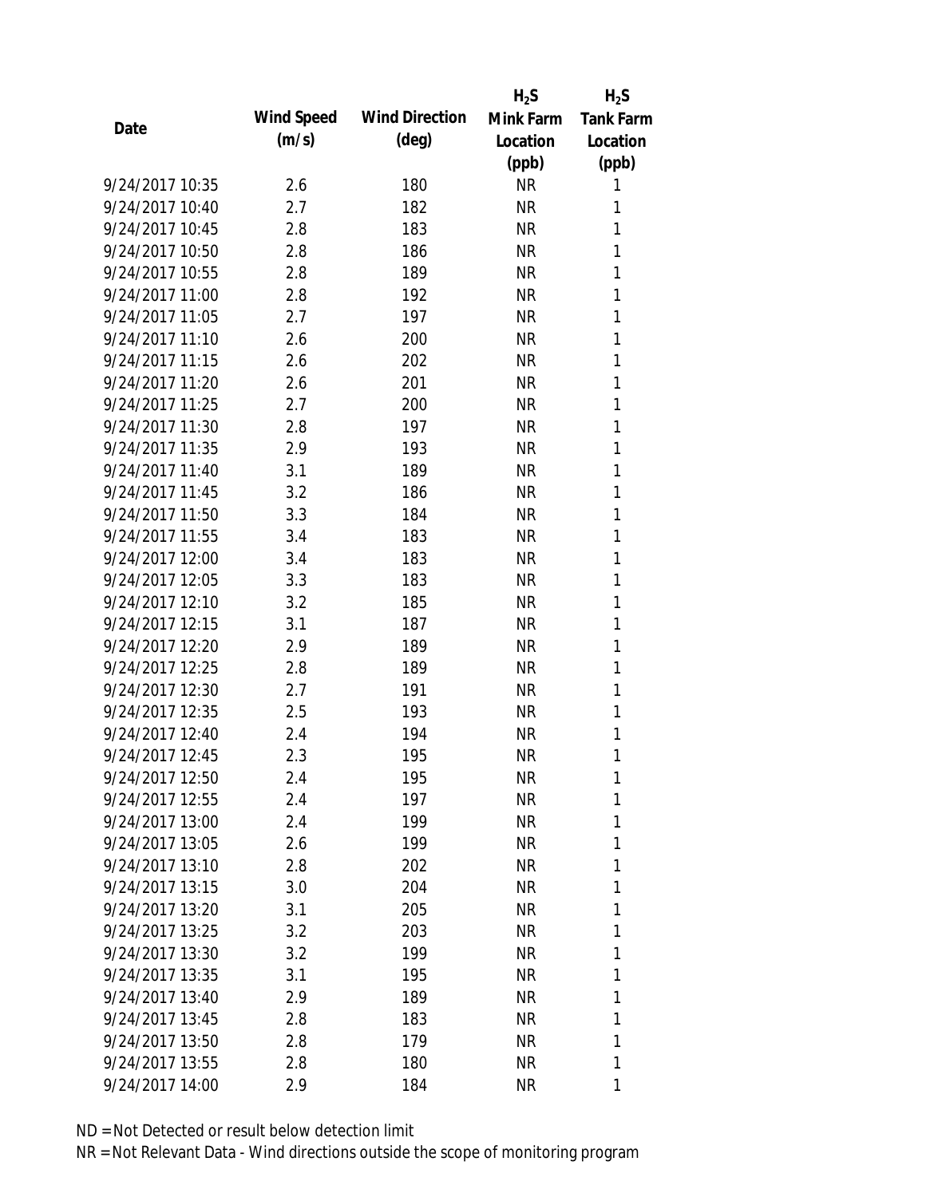| Date | Wind Speed (m/s) | Wind Direction (deg) | $H_2S$ Mink Farm Location (ppb) | $H_2S$ Tank Farm Location (ppb) |
|---|---|---|---|---|
| 9/24/2017 10:35 | 2.6 | 180 | NR | 1 |
| 9/24/2017 10:40 | 2.7 | 182 | NR | 1 |
| 9/24/2017 10:45 | 2.8 | 183 | NR | 1 |
| 9/24/2017 10:50 | 2.8 | 186 | NR | 1 |
| 9/24/2017 10:55 | 2.8 | 189 | NR | 1 |
| 9/24/2017 11:00 | 2.8 | 192 | NR | 1 |
| 9/24/2017 11:05 | 2.7 | 197 | NR | 1 |
| 9/24/2017 11:10 | 2.6 | 200 | NR | 1 |
| 9/24/2017 11:15 | 2.6 | 202 | NR | 1 |
| 9/24/2017 11:20 | 2.6 | 201 | NR | 1 |
| 9/24/2017 11:25 | 2.7 | 200 | NR | 1 |
| 9/24/2017 11:30 | 2.8 | 197 | NR | 1 |
| 9/24/2017 11:35 | 2.9 | 193 | NR | 1 |
| 9/24/2017 11:40 | 3.1 | 189 | NR | 1 |
| 9/24/2017 11:45 | 3.2 | 186 | NR | 1 |
| 9/24/2017 11:50 | 3.3 | 184 | NR | 1 |
| 9/24/2017 11:55 | 3.4 | 183 | NR | 1 |
| 9/24/2017 12:00 | 3.4 | 183 | NR | 1 |
| 9/24/2017 12:05 | 3.3 | 183 | NR | 1 |
| 9/24/2017 12:10 | 3.2 | 185 | NR | 1 |
| 9/24/2017 12:15 | 3.1 | 187 | NR | 1 |
| 9/24/2017 12:20 | 2.9 | 189 | NR | 1 |
| 9/24/2017 12:25 | 2.8 | 189 | NR | 1 |
| 9/24/2017 12:30 | 2.7 | 191 | NR | 1 |
| 9/24/2017 12:35 | 2.5 | 193 | NR | 1 |
| 9/24/2017 12:40 | 2.4 | 194 | NR | 1 |
| 9/24/2017 12:45 | 2.3 | 195 | NR | 1 |
| 9/24/2017 12:50 | 2.4 | 195 | NR | 1 |
| 9/24/2017 12:55 | 2.4 | 197 | NR | 1 |
| 9/24/2017 13:00 | 2.4 | 199 | NR | 1 |
| 9/24/2017 13:05 | 2.6 | 199 | NR | 1 |
| 9/24/2017 13:10 | 2.8 | 202 | NR | 1 |
| 9/24/2017 13:15 | 3.0 | 204 | NR | 1 |
| 9/24/2017 13:20 | 3.1 | 205 | NR | 1 |
| 9/24/2017 13:25 | 3.2 | 203 | NR | 1 |
| 9/24/2017 13:30 | 3.2 | 199 | NR | 1 |
| 9/24/2017 13:35 | 3.1 | 195 | NR | 1 |
| 9/24/2017 13:40 | 2.9 | 189 | NR | 1 |
| 9/24/2017 13:45 | 2.8 | 183 | NR | 1 |
| 9/24/2017 13:50 | 2.8 | 179 | NR | 1 |
| 9/24/2017 13:55 | 2.8 | 180 | NR | 1 |
| 9/24/2017 14:00 | 2.9 | 184 | NR | 1 |

ND = Not Detected or result below detection limit

NR = Not Relevant Data - Wind directions outside the scope of monitoring program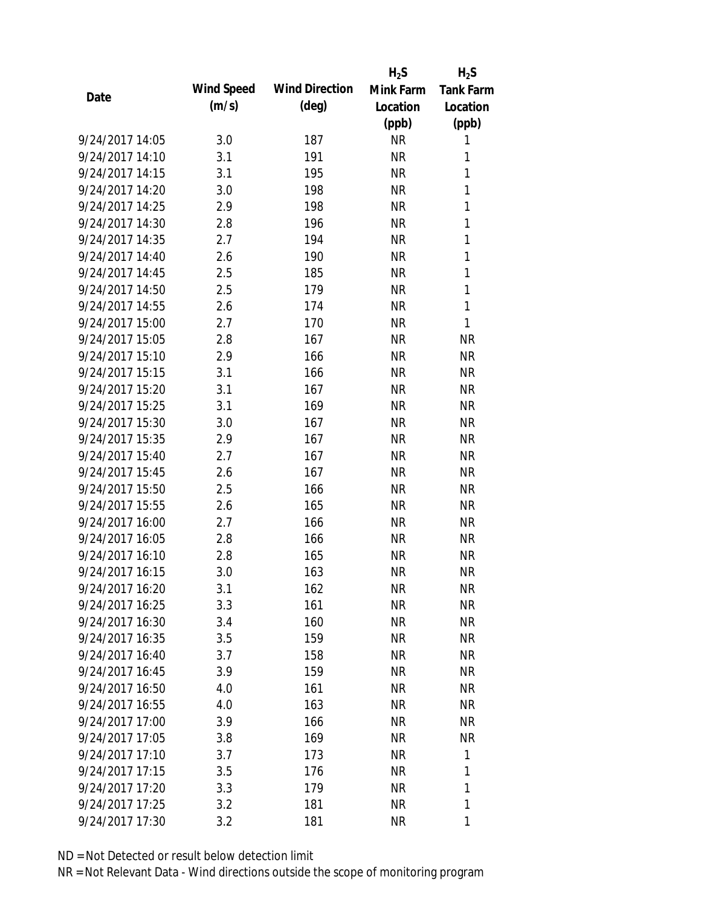| Date | Wind Speed (m/s) | Wind Direction (deg) | $H_2S$ Mink Farm Location (ppb) | $H_2S$ Tank Farm Location (ppb) |
|---|---|---|---|---|
| 9/24/2017 14:05 | 3.0 | 187 | NR | 1 |
| 9/24/2017 14:10 | 3.1 | 191 | NR | 1 |
| 9/24/2017 14:15 | 3.1 | 195 | NR | 1 |
| 9/24/2017 14:20 | 3.0 | 198 | NR | 1 |
| 9/24/2017 14:25 | 2.9 | 198 | NR | 1 |
| 9/24/2017 14:30 | 2.8 | 196 | NR | 1 |
| 9/24/2017 14:35 | 2.7 | 194 | NR | 1 |
| 9/24/2017 14:40 | 2.6 | 190 | NR | 1 |
| 9/24/2017 14:45 | 2.5 | 185 | NR | 1 |
| 9/24/2017 14:50 | 2.5 | 179 | NR | 1 |
| 9/24/2017 14:55 | 2.6 | 174 | NR | 1 |
| 9/24/2017 15:00 | 2.7 | 170 | NR | 1 |
| 9/24/2017 15:05 | 2.8 | 167 | NR | NR |
| 9/24/2017 15:10 | 2.9 | 166 | NR | NR |
| 9/24/2017 15:15 | 3.1 | 166 | NR | NR |
| 9/24/2017 15:20 | 3.1 | 167 | NR | NR |
| 9/24/2017 15:25 | 3.1 | 169 | NR | NR |
| 9/24/2017 15:30 | 3.0 | 167 | NR | NR |
| 9/24/2017 15:35 | 2.9 | 167 | NR | NR |
| 9/24/2017 15:40 | 2.7 | 167 | NR | NR |
| 9/24/2017 15:45 | 2.6 | 167 | NR | NR |
| 9/24/2017 15:50 | 2.5 | 166 | NR | NR |
| 9/24/2017 15:55 | 2.6 | 165 | NR | NR |
| 9/24/2017 16:00 | 2.7 | 166 | NR | NR |
| 9/24/2017 16:05 | 2.8 | 166 | NR | NR |
| 9/24/2017 16:10 | 2.8 | 165 | NR | NR |
| 9/24/2017 16:15 | 3.0 | 163 | NR | NR |
| 9/24/2017 16:20 | 3.1 | 162 | NR | NR |
| 9/24/2017 16:25 | 3.3 | 161 | NR | NR |
| 9/24/2017 16:30 | 3.4 | 160 | NR | NR |
| 9/24/2017 16:35 | 3.5 | 159 | NR | NR |
| 9/24/2017 16:40 | 3.7 | 158 | NR | NR |
| 9/24/2017 16:45 | 3.9 | 159 | NR | NR |
| 9/24/2017 16:50 | 4.0 | 161 | NR | NR |
| 9/24/2017 16:55 | 4.0 | 163 | NR | NR |
| 9/24/2017 17:00 | 3.9 | 166 | NR | NR |
| 9/24/2017 17:05 | 3.8 | 169 | NR | NR |
| 9/24/2017 17:10 | 3.7 | 173 | NR | 1 |
| 9/24/2017 17:15 | 3.5 | 176 | NR | 1 |
| 9/24/2017 17:20 | 3.3 | 179 | NR | 1 |
| 9/24/2017 17:25 | 3.2 | 181 | NR | 1 |
| 9/24/2017 17:30 | 3.2 | 181 | NR | 1 |

ND = Not Detected or result below detection limit

NR = Not Relevant Data - Wind directions outside the scope of monitoring program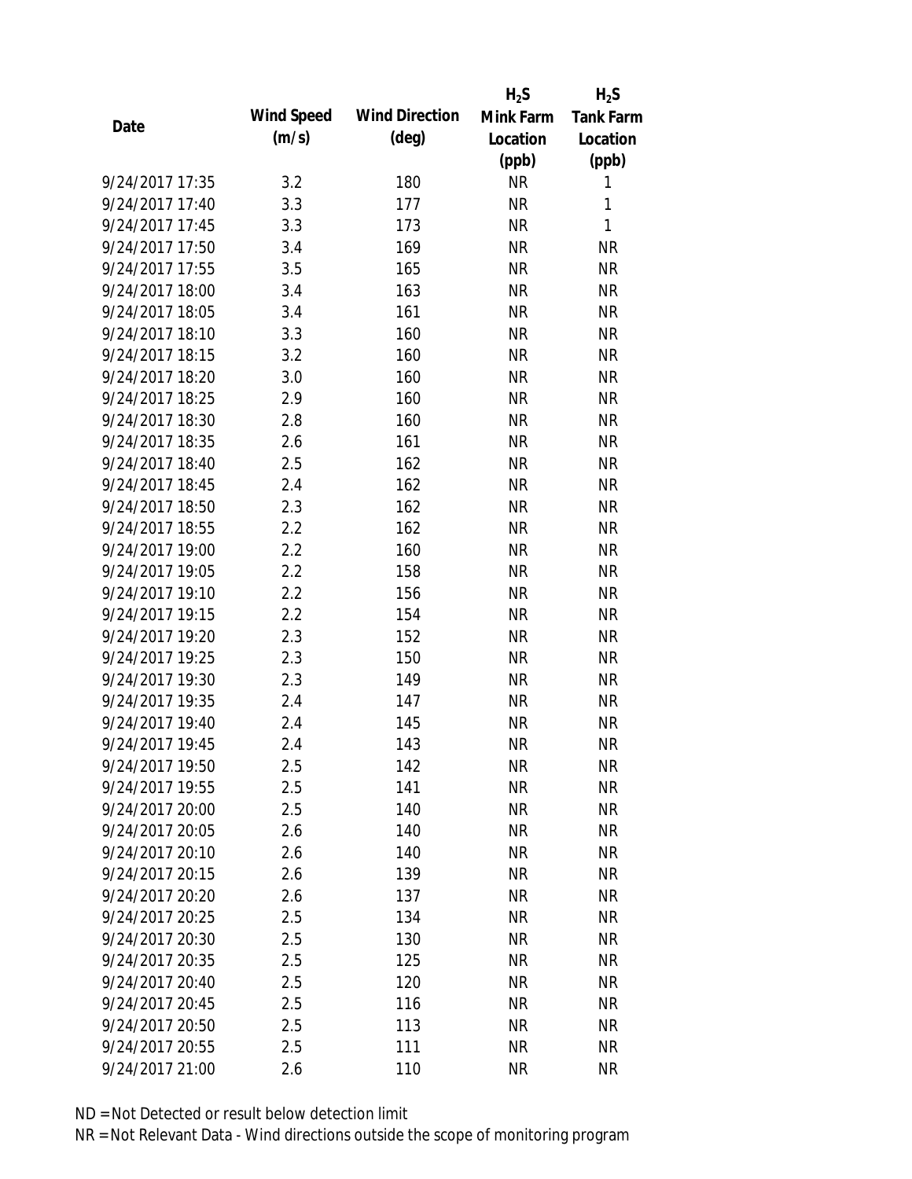| Date | Wind Speed (m/s) | Wind Direction (deg) | $H_2S$ Mink Farm Location (ppb) | $H_2S$ Tank Farm Location (ppb) |
|---|---|---|---|---|
| 9/24/2017 17:35 | 3.2 | 180 | NR | 1 |
| 9/24/2017 17:40 | 3.3 | 177 | NR | 1 |
| 9/24/2017 17:45 | 3.3 | 173 | NR | 1 |
| 9/24/2017 17:50 | 3.4 | 169 | NR | NR |
| 9/24/2017 17:55 | 3.5 | 165 | NR | NR |
| 9/24/2017 18:00 | 3.4 | 163 | NR | NR |
| 9/24/2017 18:05 | 3.4 | 161 | NR | NR |
| 9/24/2017 18:10 | 3.3 | 160 | NR | NR |
| 9/24/2017 18:15 | 3.2 | 160 | NR | NR |
| 9/24/2017 18:20 | 3.0 | 160 | NR | NR |
| 9/24/2017 18:25 | 2.9 | 160 | NR | NR |
| 9/24/2017 18:30 | 2.8 | 160 | NR | NR |
| 9/24/2017 18:35 | 2.6 | 161 | NR | NR |
| 9/24/2017 18:40 | 2.5 | 162 | NR | NR |
| 9/24/2017 18:45 | 2.4 | 162 | NR | NR |
| 9/24/2017 18:50 | 2.3 | 162 | NR | NR |
| 9/24/2017 18:55 | 2.2 | 162 | NR | NR |
| 9/24/2017 19:00 | 2.2 | 160 | NR | NR |
| 9/24/2017 19:05 | 2.2 | 158 | NR | NR |
| 9/24/2017 19:10 | 2.2 | 156 | NR | NR |
| 9/24/2017 19:15 | 2.2 | 154 | NR | NR |
| 9/24/2017 19:20 | 2.3 | 152 | NR | NR |
| 9/24/2017 19:25 | 2.3 | 150 | NR | NR |
| 9/24/2017 19:30 | 2.3 | 149 | NR | NR |
| 9/24/2017 19:35 | 2.4 | 147 | NR | NR |
| 9/24/2017 19:40 | 2.4 | 145 | NR | NR |
| 9/24/2017 19:45 | 2.4 | 143 | NR | NR |
| 9/24/2017 19:50 | 2.5 | 142 | NR | NR |
| 9/24/2017 19:55 | 2.5 | 141 | NR | NR |
| 9/24/2017 20:00 | 2.5 | 140 | NR | NR |
| 9/24/2017 20:05 | 2.6 | 140 | NR | NR |
| 9/24/2017 20:10 | 2.6 | 140 | NR | NR |
| 9/24/2017 20:15 | 2.6 | 139 | NR | NR |
| 9/24/2017 20:20 | 2.6 | 137 | NR | NR |
| 9/24/2017 20:25 | 2.5 | 134 | NR | NR |
| 9/24/2017 20:30 | 2.5 | 130 | NR | NR |
| 9/24/2017 20:35 | 2.5 | 125 | NR | NR |
| 9/24/2017 20:40 | 2.5 | 120 | NR | NR |
| 9/24/2017 20:45 | 2.5 | 116 | NR | NR |
| 9/24/2017 20:50 | 2.5 | 113 | NR | NR |
| 9/24/2017 20:55 | 2.5 | 111 | NR | NR |
| 9/24/2017 21:00 | 2.6 | 110 | NR | NR |

ND = Not Detected or result below detection limit

NR = Not Relevant Data - Wind directions outside the scope of monitoring program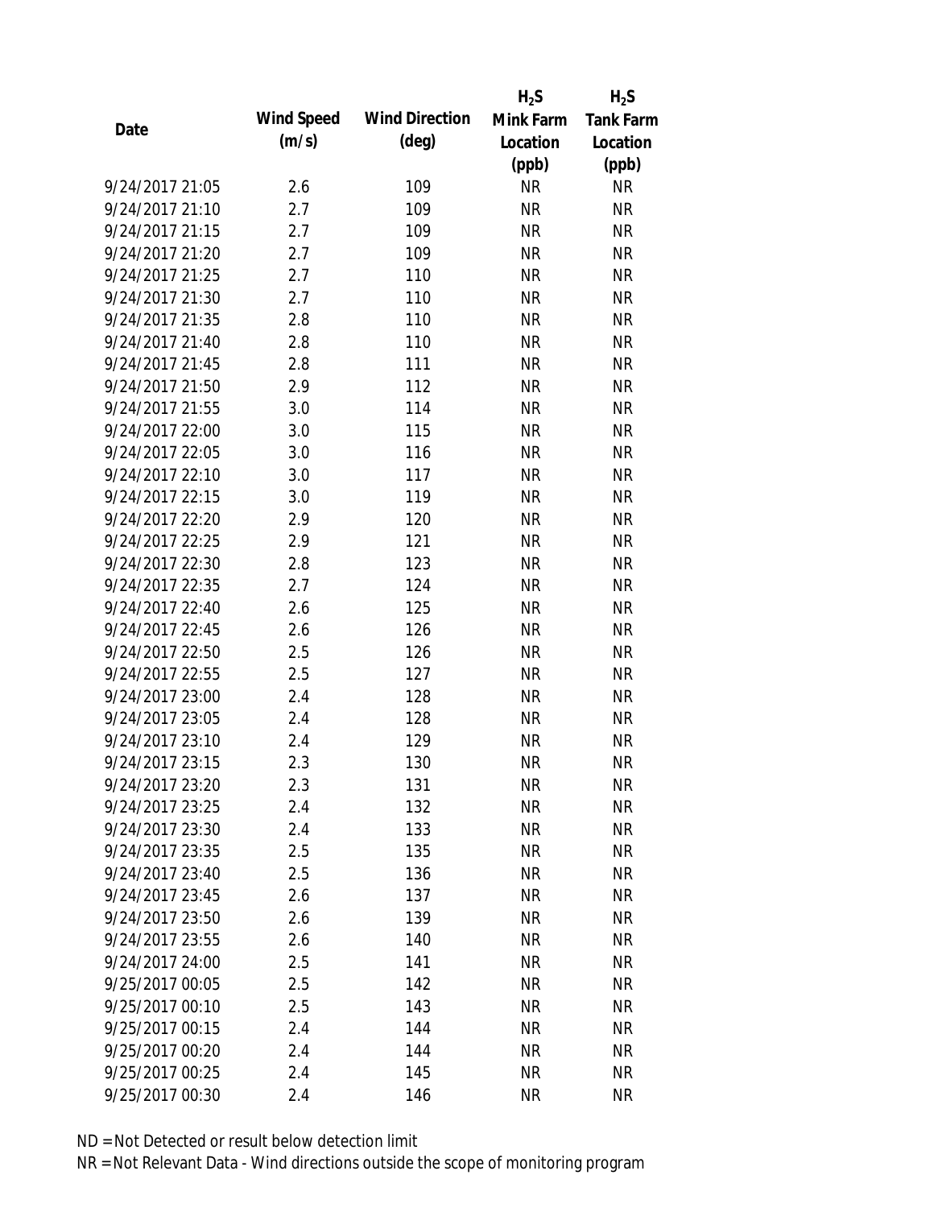| Date | Wind Speed (m/s) | Wind Direction (deg) | $H_2S$ Mink Farm Location (ppb) | $H_2S$ Tank Farm Location (ppb) |
|---|---|---|---|---|
| 9/24/2017 21:05 | 2.6 | 109 | NR | NR |
| 9/24/2017 21:10 | 2.7 | 109 | NR | NR |
| 9/24/2017 21:15 | 2.7 | 109 | NR | NR |
| 9/24/2017 21:20 | 2.7 | 109 | NR | NR |
| 9/24/2017 21:25 | 2.7 | 110 | NR | NR |
| 9/24/2017 21:30 | 2.7 | 110 | NR | NR |
| 9/24/2017 21:35 | 2.8 | 110 | NR | NR |
| 9/24/2017 21:40 | 2.8 | 110 | NR | NR |
| 9/24/2017 21:45 | 2.8 | 111 | NR | NR |
| 9/24/2017 21:50 | 2.9 | 112 | NR | NR |
| 9/24/2017 21:55 | 3.0 | 114 | NR | NR |
| 9/24/2017 22:00 | 3.0 | 115 | NR | NR |
| 9/24/2017 22:05 | 3.0 | 116 | NR | NR |
| 9/24/2017 22:10 | 3.0 | 117 | NR | NR |
| 9/24/2017 22:15 | 3.0 | 119 | NR | NR |
| 9/24/2017 22:20 | 2.9 | 120 | NR | NR |
| 9/24/2017 22:25 | 2.9 | 121 | NR | NR |
| 9/24/2017 22:30 | 2.8 | 123 | NR | NR |
| 9/24/2017 22:35 | 2.7 | 124 | NR | NR |
| 9/24/2017 22:40 | 2.6 | 125 | NR | NR |
| 9/24/2017 22:45 | 2.6 | 126 | NR | NR |
| 9/24/2017 22:50 | 2.5 | 126 | NR | NR |
| 9/24/2017 22:55 | 2.5 | 127 | NR | NR |
| 9/24/2017 23:00 | 2.4 | 128 | NR | NR |
| 9/24/2017 23:05 | 2.4 | 128 | NR | NR |
| 9/24/2017 23:10 | 2.4 | 129 | NR | NR |
| 9/24/2017 23:15 | 2.3 | 130 | NR | NR |
| 9/24/2017 23:20 | 2.3 | 131 | NR | NR |
| 9/24/2017 23:25 | 2.4 | 132 | NR | NR |
| 9/24/2017 23:30 | 2.4 | 133 | NR | NR |
| 9/24/2017 23:35 | 2.5 | 135 | NR | NR |
| 9/24/2017 23:40 | 2.5 | 136 | NR | NR |
| 9/24/2017 23:45 | 2.6 | 137 | NR | NR |
| 9/24/2017 23:50 | 2.6 | 139 | NR | NR |
| 9/24/2017 23:55 | 2.6 | 140 | NR | NR |
| 9/24/2017 24:00 | 2.5 | 141 | NR | NR |
| 9/25/2017 00:05 | 2.5 | 142 | NR | NR |
| 9/25/2017 00:10 | 2.5 | 143 | NR | NR |
| 9/25/2017 00:15 | 2.4 | 144 | NR | NR |
| 9/25/2017 00:20 | 2.4 | 144 | NR | NR |
| 9/25/2017 00:25 | 2.4 | 145 | NR | NR |
| 9/25/2017 00:30 | 2.4 | 146 | NR | NR |

ND = Not Detected or result below detection limit

NR = Not Relevant Data - Wind directions outside the scope of monitoring program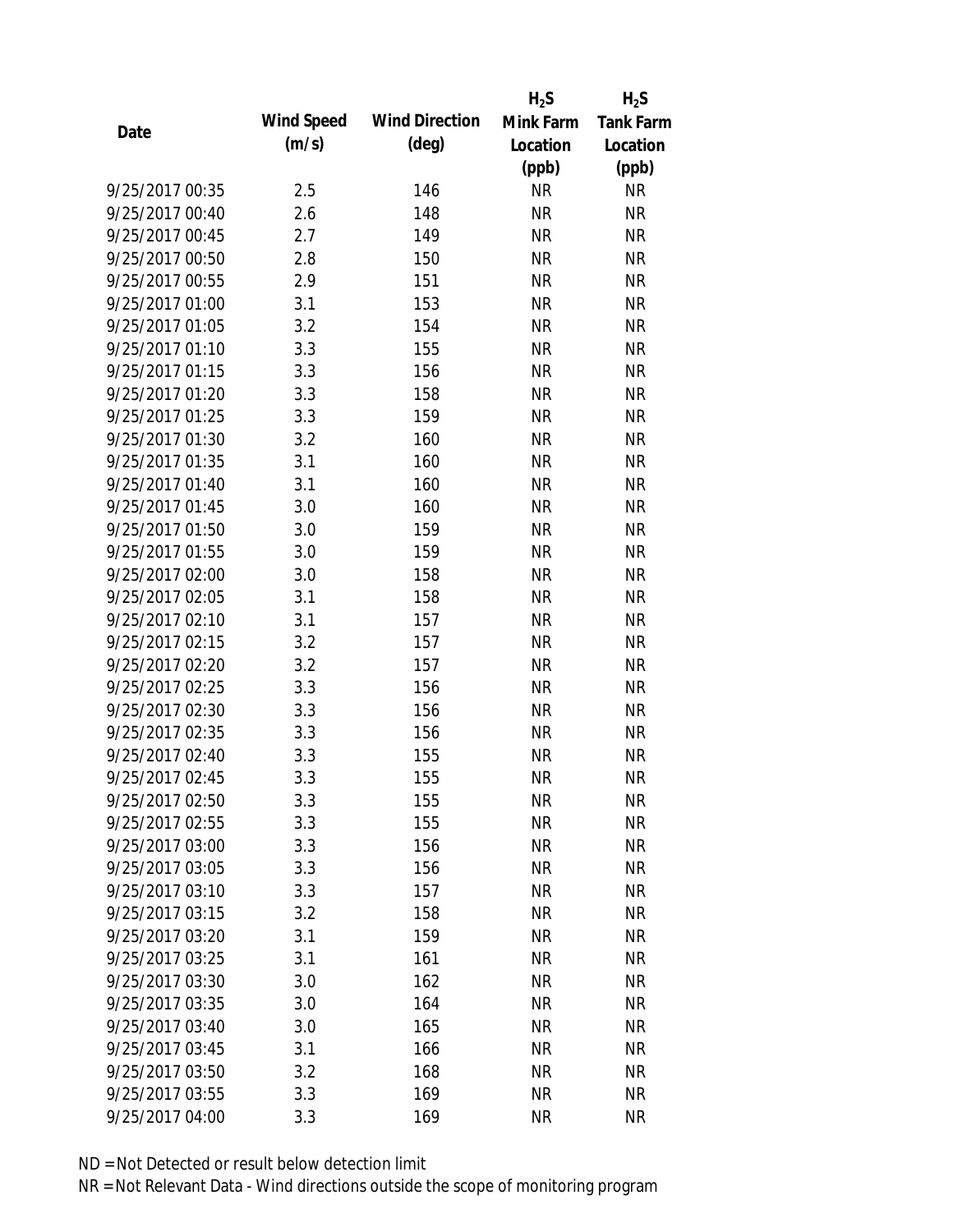| Date | Wind Speed (m/s) | Wind Direction (deg) | $H_2S$ Mink Farm Location (ppb) | $H_2S$ Tank Farm Location (ppb) |
|---|---|---|---|---|
| 9/25/2017 00:35 | 2.5 | 146 | NR | NR |
| 9/25/2017 00:40 | 2.6 | 148 | NR | NR |
| 9/25/2017 00:45 | 2.7 | 149 | NR | NR |
| 9/25/2017 00:50 | 2.8 | 150 | NR | NR |
| 9/25/2017 00:55 | 2.9 | 151 | NR | NR |
| 9/25/2017 01:00 | 3.1 | 153 | NR | NR |
| 9/25/2017 01:05 | 3.2 | 154 | NR | NR |
| 9/25/2017 01:10 | 3.3 | 155 | NR | NR |
| 9/25/2017 01:15 | 3.3 | 156 | NR | NR |
| 9/25/2017 01:20 | 3.3 | 158 | NR | NR |
| 9/25/2017 01:25 | 3.3 | 159 | NR | NR |
| 9/25/2017 01:30 | 3.2 | 160 | NR | NR |
| 9/25/2017 01:35 | 3.1 | 160 | NR | NR |
| 9/25/2017 01:40 | 3.1 | 160 | NR | NR |
| 9/25/2017 01:45 | 3.0 | 160 | NR | NR |
| 9/25/2017 01:50 | 3.0 | 159 | NR | NR |
| 9/25/2017 01:55 | 3.0 | 159 | NR | NR |
| 9/25/2017 02:00 | 3.0 | 158 | NR | NR |
| 9/25/2017 02:05 | 3.1 | 158 | NR | NR |
| 9/25/2017 02:10 | 3.1 | 157 | NR | NR |
| 9/25/2017 02:15 | 3.2 | 157 | NR | NR |
| 9/25/2017 02:20 | 3.2 | 157 | NR | NR |
| 9/25/2017 02:25 | 3.3 | 156 | NR | NR |
| 9/25/2017 02:30 | 3.3 | 156 | NR | NR |
| 9/25/2017 02:35 | 3.3 | 156 | NR | NR |
| 9/25/2017 02:40 | 3.3 | 155 | NR | NR |
| 9/25/2017 02:45 | 3.3 | 155 | NR | NR |
| 9/25/2017 02:50 | 3.3 | 155 | NR | NR |
| 9/25/2017 02:55 | 3.3 | 155 | NR | NR |
| 9/25/2017 03:00 | 3.3 | 156 | NR | NR |
| 9/25/2017 03:05 | 3.3 | 156 | NR | NR |
| 9/25/2017 03:10 | 3.3 | 157 | NR | NR |
| 9/25/2017 03:15 | 3.2 | 158 | NR | NR |
| 9/25/2017 03:20 | 3.1 | 159 | NR | NR |
| 9/25/2017 03:25 | 3.1 | 161 | NR | NR |
| 9/25/2017 03:30 | 3.0 | 162 | NR | NR |
| 9/25/2017 03:35 | 3.0 | 164 | NR | NR |
| 9/25/2017 03:40 | 3.0 | 165 | NR | NR |
| 9/25/2017 03:45 | 3.1 | 166 | NR | NR |
| 9/25/2017 03:50 | 3.2 | 168 | NR | NR |
| 9/25/2017 03:55 | 3.3 | 169 | NR | NR |
| 9/25/2017 04:00 | 3.3 | 169 | NR | NR |

ND = Not Detected or result below detection limit

NR = Not Relevant Data - Wind directions outside the scope of monitoring program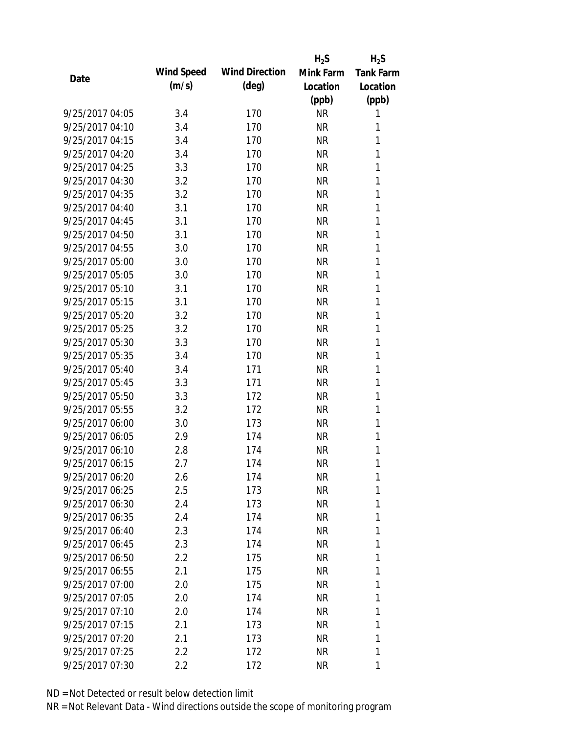| Date | Wind Speed (m/s) | Wind Direction (deg) | $H_2S$ Mink Farm Location (ppb) | $H_2S$ Tank Farm Location (ppb) |
|---|---|---|---|---|
| 9/25/2017 04:05 | 3.4 | 170 | NR | 1 |
| 9/25/2017 04:10 | 3.4 | 170 | NR | 1 |
| 9/25/2017 04:15 | 3.4 | 170 | NR | 1 |
| 9/25/2017 04:20 | 3.4 | 170 | NR | 1 |
| 9/25/2017 04:25 | 3.3 | 170 | NR | 1 |
| 9/25/2017 04:30 | 3.2 | 170 | NR | 1 |
| 9/25/2017 04:35 | 3.2 | 170 | NR | 1 |
| 9/25/2017 04:40 | 3.1 | 170 | NR | 1 |
| 9/25/2017 04:45 | 3.1 | 170 | NR | 1 |
| 9/25/2017 04:50 | 3.1 | 170 | NR | 1 |
| 9/25/2017 04:55 | 3.0 | 170 | NR | 1 |
| 9/25/2017 05:00 | 3.0 | 170 | NR | 1 |
| 9/25/2017 05:05 | 3.0 | 170 | NR | 1 |
| 9/25/2017 05:10 | 3.1 | 170 | NR | 1 |
| 9/25/2017 05:15 | 3.1 | 170 | NR | 1 |
| 9/25/2017 05:20 | 3.2 | 170 | NR | 1 |
| 9/25/2017 05:25 | 3.2 | 170 | NR | 1 |
| 9/25/2017 05:30 | 3.3 | 170 | NR | 1 |
| 9/25/2017 05:35 | 3.4 | 170 | NR | 1 |
| 9/25/2017 05:40 | 3.4 | 171 | NR | 1 |
| 9/25/2017 05:45 | 3.3 | 171 | NR | 1 |
| 9/25/2017 05:50 | 3.3 | 172 | NR | 1 |
| 9/25/2017 05:55 | 3.2 | 172 | NR | 1 |
| 9/25/2017 06:00 | 3.0 | 173 | NR | 1 |
| 9/25/2017 06:05 | 2.9 | 174 | NR | 1 |
| 9/25/2017 06:10 | 2.8 | 174 | NR | 1 |
| 9/25/2017 06:15 | 2.7 | 174 | NR | 1 |
| 9/25/2017 06:20 | 2.6 | 174 | NR | 1 |
| 9/25/2017 06:25 | 2.5 | 173 | NR | 1 |
| 9/25/2017 06:30 | 2.4 | 173 | NR | 1 |
| 9/25/2017 06:35 | 2.4 | 174 | NR | 1 |
| 9/25/2017 06:40 | 2.3 | 174 | NR | 1 |
| 9/25/2017 06:45 | 2.3 | 174 | NR | 1 |
| 9/25/2017 06:50 | 2.2 | 175 | NR | 1 |
| 9/25/2017 06:55 | 2.1 | 175 | NR | 1 |
| 9/25/2017 07:00 | 2.0 | 175 | NR | 1 |
| 9/25/2017 07:05 | 2.0 | 174 | NR | 1 |
| 9/25/2017 07:10 | 2.0 | 174 | NR | 1 |
| 9/25/2017 07:15 | 2.1 | 173 | NR | 1 |
| 9/25/2017 07:20 | 2.1 | 173 | NR | 1 |
| 9/25/2017 07:25 | 2.2 | 172 | NR | 1 |
| 9/25/2017 07:30 | 2.2 | 172 | NR | 1 |

ND = Not Detected or result below detection limit

NR = Not Relevant Data - Wind directions outside the scope of monitoring program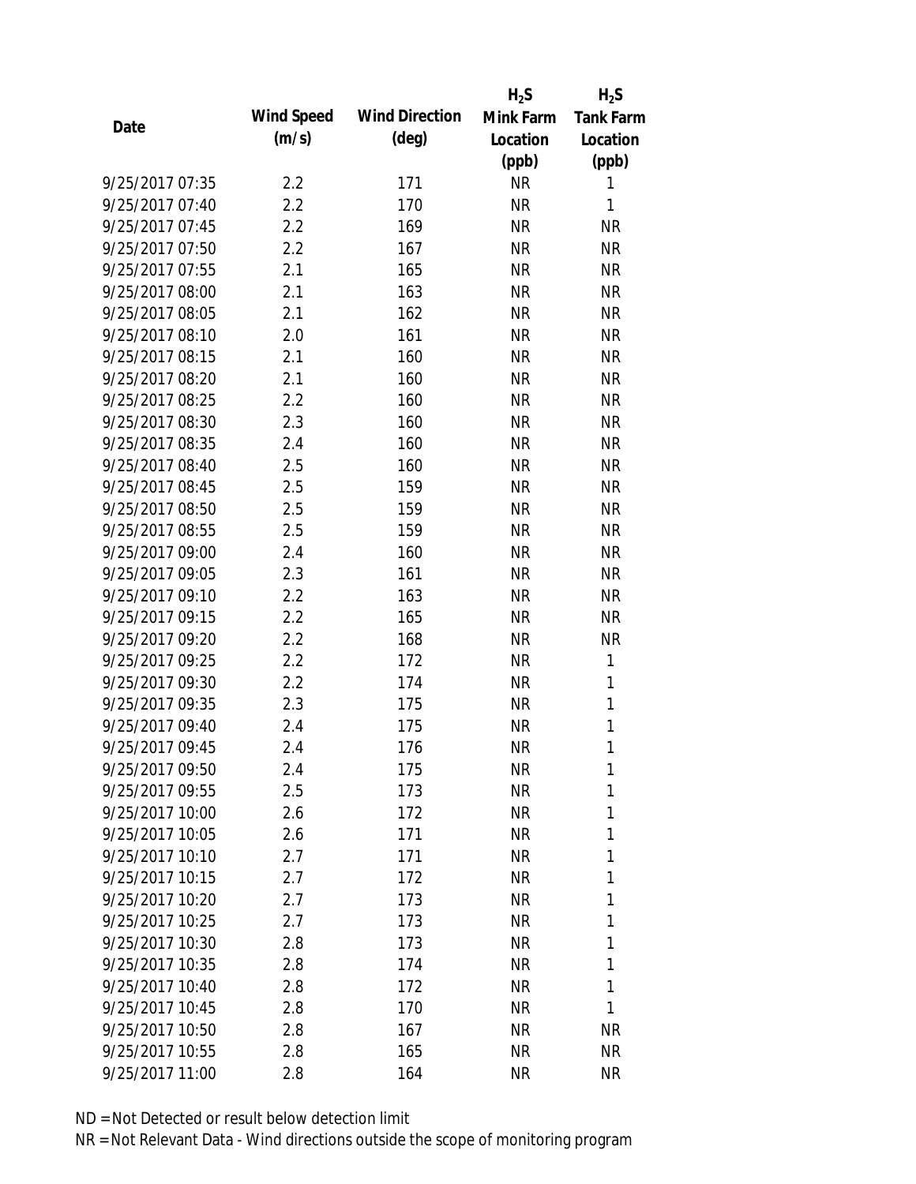| Date | Wind Speed (m/s) | Wind Direction (deg) | $H_2S$ Mink Farm Location (ppb) | $H_2S$ Tank Farm Location (ppb) |
|---|---|---|---|---|
| 9/25/2017 07:35 | 2.2 | 171 | NR | 1 |
| 9/25/2017 07:40 | 2.2 | 170 | NR | 1 |
| 9/25/2017 07:45 | 2.2 | 169 | NR | NR |
| 9/25/2017 07:50 | 2.2 | 167 | NR | NR |
| 9/25/2017 07:55 | 2.1 | 165 | NR | NR |
| 9/25/2017 08:00 | 2.1 | 163 | NR | NR |
| 9/25/2017 08:05 | 2.1 | 162 | NR | NR |
| 9/25/2017 08:10 | 2.0 | 161 | NR | NR |
| 9/25/2017 08:15 | 2.1 | 160 | NR | NR |
| 9/25/2017 08:20 | 2.1 | 160 | NR | NR |
| 9/25/2017 08:25 | 2.2 | 160 | NR | NR |
| 9/25/2017 08:30 | 2.3 | 160 | NR | NR |
| 9/25/2017 08:35 | 2.4 | 160 | NR | NR |
| 9/25/2017 08:40 | 2.5 | 160 | NR | NR |
| 9/25/2017 08:45 | 2.5 | 159 | NR | NR |
| 9/25/2017 08:50 | 2.5 | 159 | NR | NR |
| 9/25/2017 08:55 | 2.5 | 159 | NR | NR |
| 9/25/2017 09:00 | 2.4 | 160 | NR | NR |
| 9/25/2017 09:05 | 2.3 | 161 | NR | NR |
| 9/25/2017 09:10 | 2.2 | 163 | NR | NR |
| 9/25/2017 09:15 | 2.2 | 165 | NR | NR |
| 9/25/2017 09:20 | 2.2 | 168 | NR | NR |
| 9/25/2017 09:25 | 2.2 | 172 | NR | 1 |
| 9/25/2017 09:30 | 2.2 | 174 | NR | 1 |
| 9/25/2017 09:35 | 2.3 | 175 | NR | 1 |
| 9/25/2017 09:40 | 2.4 | 175 | NR | 1 |
| 9/25/2017 09:45 | 2.4 | 176 | NR | 1 |
| 9/25/2017 09:50 | 2.4 | 175 | NR | 1 |
| 9/25/2017 09:55 | 2.5 | 173 | NR | 1 |
| 9/25/2017 10:00 | 2.6 | 172 | NR | 1 |
| 9/25/2017 10:05 | 2.6 | 171 | NR | 1 |
| 9/25/2017 10:10 | 2.7 | 171 | NR | 1 |
| 9/25/2017 10:15 | 2.7 | 172 | NR | 1 |
| 9/25/2017 10:20 | 2.7 | 173 | NR | 1 |
| 9/25/2017 10:25 | 2.7 | 173 | NR | 1 |
| 9/25/2017 10:30 | 2.8 | 173 | NR | 1 |
| 9/25/2017 10:35 | 2.8 | 174 | NR | 1 |
| 9/25/2017 10:40 | 2.8 | 172 | NR | 1 |
| 9/25/2017 10:45 | 2.8 | 170 | NR | 1 |
| 9/25/2017 10:50 | 2.8 | 167 | NR | NR |
| 9/25/2017 10:55 | 2.8 | 165 | NR | NR |
| 9/25/2017 11:00 | 2.8 | 164 | NR | NR |

ND = Not Detected or result below detection limit

NR = Not Relevant Data - Wind directions outside the scope of monitoring program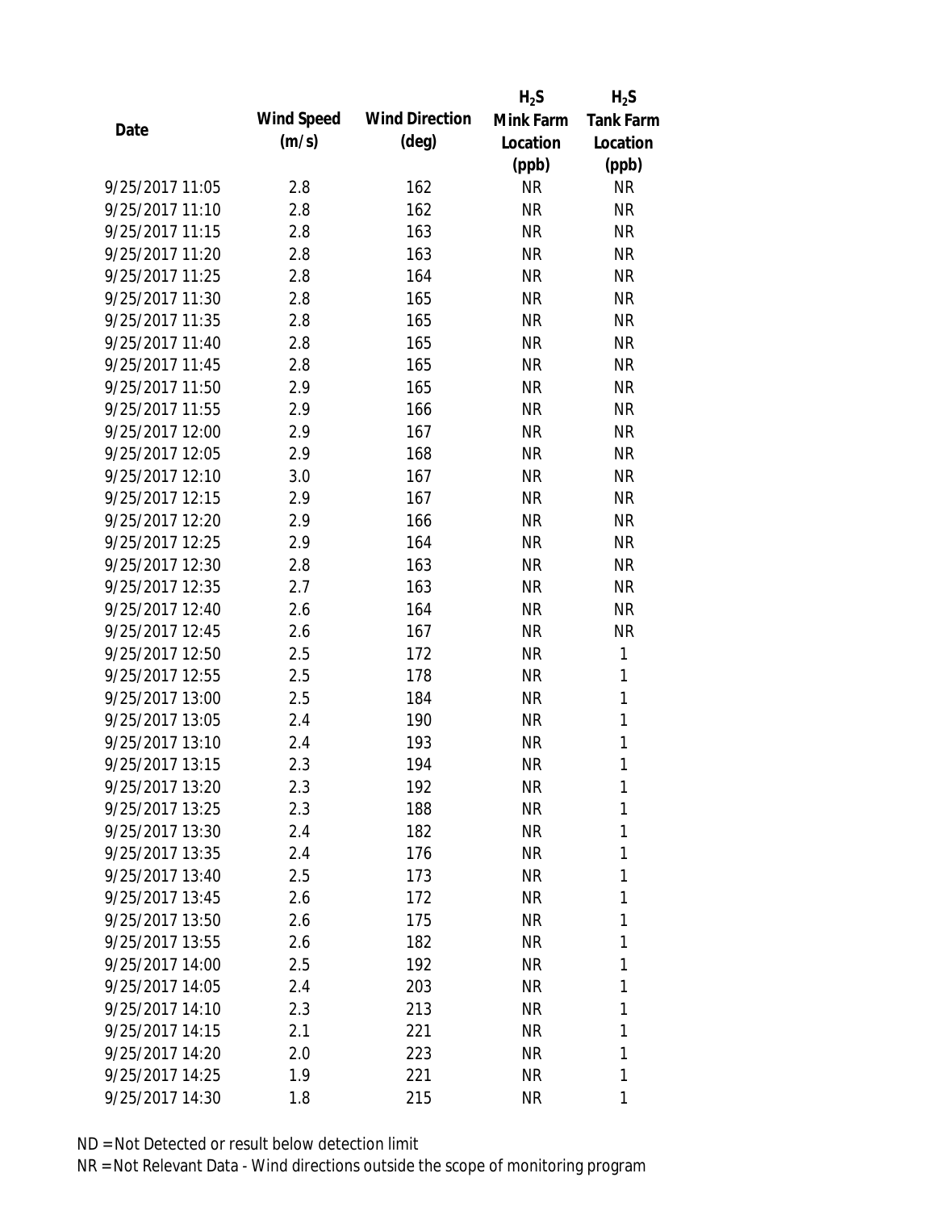| Date | Wind Speed (m/s) | Wind Direction (deg) | $H_2S$ Mink Farm Location (ppb) | $H_2S$ Tank Farm Location (ppb) |
|---|---|---|---|---|
| 9/25/2017 11:05 | 2.8 | 162 | NR | NR |
| 9/25/2017 11:10 | 2.8 | 162 | NR | NR |
| 9/25/2017 11:15 | 2.8 | 163 | NR | NR |
| 9/25/2017 11:20 | 2.8 | 163 | NR | NR |
| 9/25/2017 11:25 | 2.8 | 164 | NR | NR |
| 9/25/2017 11:30 | 2.8 | 165 | NR | NR |
| 9/25/2017 11:35 | 2.8 | 165 | NR | NR |
| 9/25/2017 11:40 | 2.8 | 165 | NR | NR |
| 9/25/2017 11:45 | 2.8 | 165 | NR | NR |
| 9/25/2017 11:50 | 2.9 | 165 | NR | NR |
| 9/25/2017 11:55 | 2.9 | 166 | NR | NR |
| 9/25/2017 12:00 | 2.9 | 167 | NR | NR |
| 9/25/2017 12:05 | 2.9 | 168 | NR | NR |
| 9/25/2017 12:10 | 3.0 | 167 | NR | NR |
| 9/25/2017 12:15 | 2.9 | 167 | NR | NR |
| 9/25/2017 12:20 | 2.9 | 166 | NR | NR |
| 9/25/2017 12:25 | 2.9 | 164 | NR | NR |
| 9/25/2017 12:30 | 2.8 | 163 | NR | NR |
| 9/25/2017 12:35 | 2.7 | 163 | NR | NR |
| 9/25/2017 12:40 | 2.6 | 164 | NR | NR |
| 9/25/2017 12:45 | 2.6 | 167 | NR | NR |
| 9/25/2017 12:50 | 2.5 | 172 | NR | 1 |
| 9/25/2017 12:55 | 2.5 | 178 | NR | 1 |
| 9/25/2017 13:00 | 2.5 | 184 | NR | 1 |
| 9/25/2017 13:05 | 2.4 | 190 | NR | 1 |
| 9/25/2017 13:10 | 2.4 | 193 | NR | 1 |
| 9/25/2017 13:15 | 2.3 | 194 | NR | 1 |
| 9/25/2017 13:20 | 2.3 | 192 | NR | 1 |
| 9/25/2017 13:25 | 2.3 | 188 | NR | 1 |
| 9/25/2017 13:30 | 2.4 | 182 | NR | 1 |
| 9/25/2017 13:35 | 2.4 | 176 | NR | 1 |
| 9/25/2017 13:40 | 2.5 | 173 | NR | 1 |
| 9/25/2017 13:45 | 2.6 | 172 | NR | 1 |
| 9/25/2017 13:50 | 2.6 | 175 | NR | 1 |
| 9/25/2017 13:55 | 2.6 | 182 | NR | 1 |
| 9/25/2017 14:00 | 2.5 | 192 | NR | 1 |
| 9/25/2017 14:05 | 2.4 | 203 | NR | 1 |
| 9/25/2017 14:10 | 2.3 | 213 | NR | 1 |
| 9/25/2017 14:15 | 2.1 | 221 | NR | 1 |
| 9/25/2017 14:20 | 2.0 | 223 | NR | 1 |
| 9/25/2017 14:25 | 1.9 | 221 | NR | 1 |
| 9/25/2017 14:30 | 1.8 | 215 | NR | 1 |

ND = Not Detected or result below detection limit

NR = Not Relevant Data - Wind directions outside the scope of monitoring program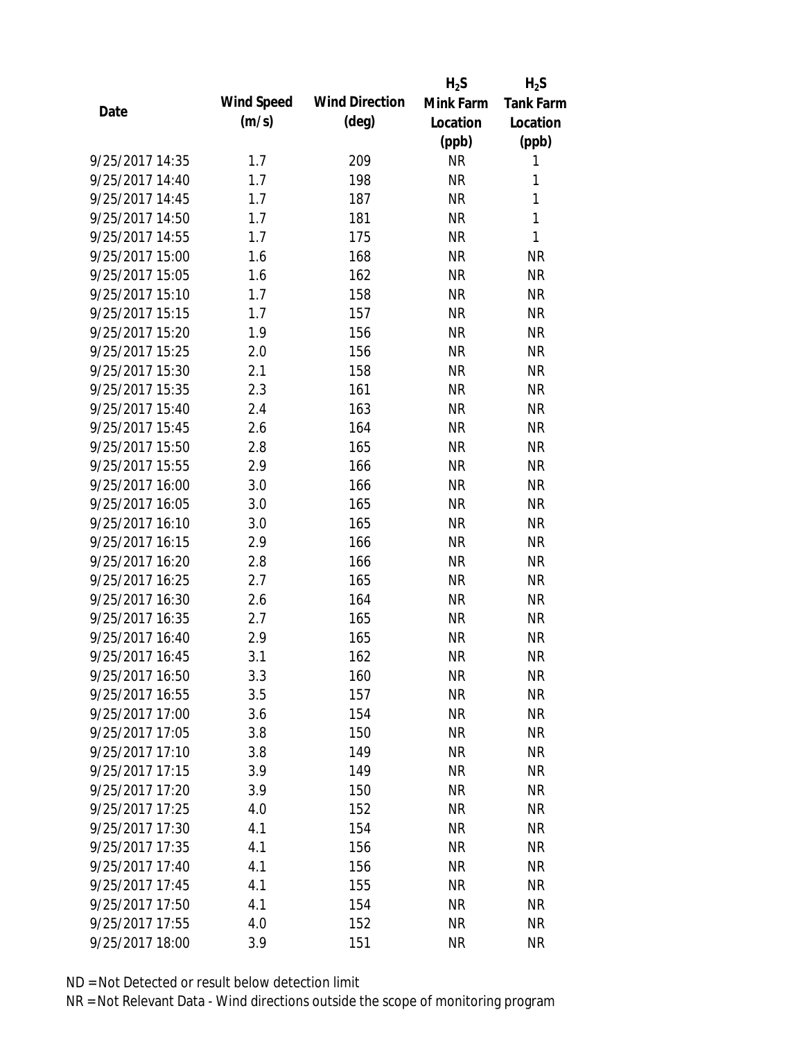| Date | Wind Speed (m/s) | Wind Direction (deg) | $H_2S$ Mink Farm Location (ppb) | $H_2S$ Tank Farm Location (ppb) |
| --- | --- | --- | --- | --- |
| 9/25/2017 14:35 | 1.7 | 209 | NR | 1 |
| 9/25/2017 14:40 | 1.7 | 198 | NR | 1 |
| 9/25/2017 14:45 | 1.7 | 187 | NR | 1 |
| 9/25/2017 14:50 | 1.7 | 181 | NR | 1 |
| 9/25/2017 14:55 | 1.7 | 175 | NR | 1 |
| 9/25/2017 15:00 | 1.6 | 168 | NR | NR |
| 9/25/2017 15:05 | 1.6 | 162 | NR | NR |
| 9/25/2017 15:10 | 1.7 | 158 | NR | NR |
| 9/25/2017 15:15 | 1.7 | 157 | NR | NR |
| 9/25/2017 15:20 | 1.9 | 156 | NR | NR |
| 9/25/2017 15:25 | 2.0 | 156 | NR | NR |
| 9/25/2017 15:30 | 2.1 | 158 | NR | NR |
| 9/25/2017 15:35 | 2.3 | 161 | NR | NR |
| 9/25/2017 15:40 | 2.4 | 163 | NR | NR |
| 9/25/2017 15:45 | 2.6 | 164 | NR | NR |
| 9/25/2017 15:50 | 2.8 | 165 | NR | NR |
| 9/25/2017 15:55 | 2.9 | 166 | NR | NR |
| 9/25/2017 16:00 | 3.0 | 166 | NR | NR |
| 9/25/2017 16:05 | 3.0 | 165 | NR | NR |
| 9/25/2017 16:10 | 3.0 | 165 | NR | NR |
| 9/25/2017 16:15 | 2.9 | 166 | NR | NR |
| 9/25/2017 16:20 | 2.8 | 166 | NR | NR |
| 9/25/2017 16:25 | 2.7 | 165 | NR | NR |
| 9/25/2017 16:30 | 2.6 | 164 | NR | NR |
| 9/25/2017 16:35 | 2.7 | 165 | NR | NR |
| 9/25/2017 16:40 | 2.9 | 165 | NR | NR |
| 9/25/2017 16:45 | 3.1 | 162 | NR | NR |
| 9/25/2017 16:50 | 3.3 | 160 | NR | NR |
| 9/25/2017 16:55 | 3.5 | 157 | NR | NR |
| 9/25/2017 17:00 | 3.6 | 154 | NR | NR |
| 9/25/2017 17:05 | 3.8 | 150 | NR | NR |
| 9/25/2017 17:10 | 3.8 | 149 | NR | NR |
| 9/25/2017 17:15 | 3.9 | 149 | NR | NR |
| 9/25/2017 17:20 | 3.9 | 150 | NR | NR |
| 9/25/2017 17:25 | 4.0 | 152 | NR | NR |
| 9/25/2017 17:30 | 4.1 | 154 | NR | NR |
| 9/25/2017 17:35 | 4.1 | 156 | NR | NR |
| 9/25/2017 17:40 | 4.1 | 156 | NR | NR |
| 9/25/2017 17:45 | 4.1 | 155 | NR | NR |
| 9/25/2017 17:50 | 4.1 | 154 | NR | NR |
| 9/25/2017 17:55 | 4.0 | 152 | NR | NR |
| 9/25/2017 18:00 | 3.9 | 151 | NR | NR |

ND = Not Detected or result below detection limit

NR = Not Relevant Data - Wind directions outside the scope of monitoring program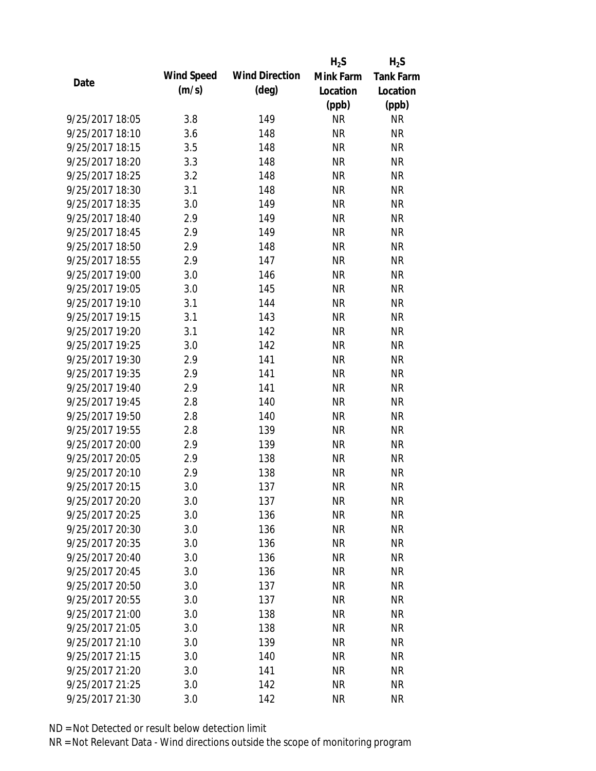| Date | Wind Speed (m/s) | Wind Direction (deg) | $H_2S$ Mink Farm Location (ppb) | $H_2S$ Tank Farm Location (ppb) |
|---|---|---|---|---|
| 9/25/2017 18:05 | 3.8 | 149 | NR | NR |
| 9/25/2017 18:10 | 3.6 | 148 | NR | NR |
| 9/25/2017 18:15 | 3.5 | 148 | NR | NR |
| 9/25/2017 18:20 | 3.3 | 148 | NR | NR |
| 9/25/2017 18:25 | 3.2 | 148 | NR | NR |
| 9/25/2017 18:30 | 3.1 | 148 | NR | NR |
| 9/25/2017 18:35 | 3.0 | 149 | NR | NR |
| 9/25/2017 18:40 | 2.9 | 149 | NR | NR |
| 9/25/2017 18:45 | 2.9 | 149 | NR | NR |
| 9/25/2017 18:50 | 2.9 | 148 | NR | NR |
| 9/25/2017 18:55 | 2.9 | 147 | NR | NR |
| 9/25/2017 19:00 | 3.0 | 146 | NR | NR |
| 9/25/2017 19:05 | 3.0 | 145 | NR | NR |
| 9/25/2017 19:10 | 3.1 | 144 | NR | NR |
| 9/25/2017 19:15 | 3.1 | 143 | NR | NR |
| 9/25/2017 19:20 | 3.1 | 142 | NR | NR |
| 9/25/2017 19:25 | 3.0 | 142 | NR | NR |
| 9/25/2017 19:30 | 2.9 | 141 | NR | NR |
| 9/25/2017 19:35 | 2.9 | 141 | NR | NR |
| 9/25/2017 19:40 | 2.9 | 141 | NR | NR |
| 9/25/2017 19:45 | 2.8 | 140 | NR | NR |
| 9/25/2017 19:50 | 2.8 | 140 | NR | NR |
| 9/25/2017 19:55 | 2.8 | 139 | NR | NR |
| 9/25/2017 20:00 | 2.9 | 139 | NR | NR |
| 9/25/2017 20:05 | 2.9 | 138 | NR | NR |
| 9/25/2017 20:10 | 2.9 | 138 | NR | NR |
| 9/25/2017 20:15 | 3.0 | 137 | NR | NR |
| 9/25/2017 20:20 | 3.0 | 137 | NR | NR |
| 9/25/2017 20:25 | 3.0 | 136 | NR | NR |
| 9/25/2017 20:30 | 3.0 | 136 | NR | NR |
| 9/25/2017 20:35 | 3.0 | 136 | NR | NR |
| 9/25/2017 20:40 | 3.0 | 136 | NR | NR |
| 9/25/2017 20:45 | 3.0 | 136 | NR | NR |
| 9/25/2017 20:50 | 3.0 | 137 | NR | NR |
| 9/25/2017 20:55 | 3.0 | 137 | NR | NR |
| 9/25/2017 21:00 | 3.0 | 138 | NR | NR |
| 9/25/2017 21:05 | 3.0 | 138 | NR | NR |
| 9/25/2017 21:10 | 3.0 | 139 | NR | NR |
| 9/25/2017 21:15 | 3.0 | 140 | NR | NR |
| 9/25/2017 21:20 | 3.0 | 141 | NR | NR |
| 9/25/2017 21:25 | 3.0 | 142 | NR | NR |
| 9/25/2017 21:30 | 3.0 | 142 | NR | NR |

ND = Not Detected or result below detection limit

NR = Not Relevant Data - Wind directions outside the scope of monitoring program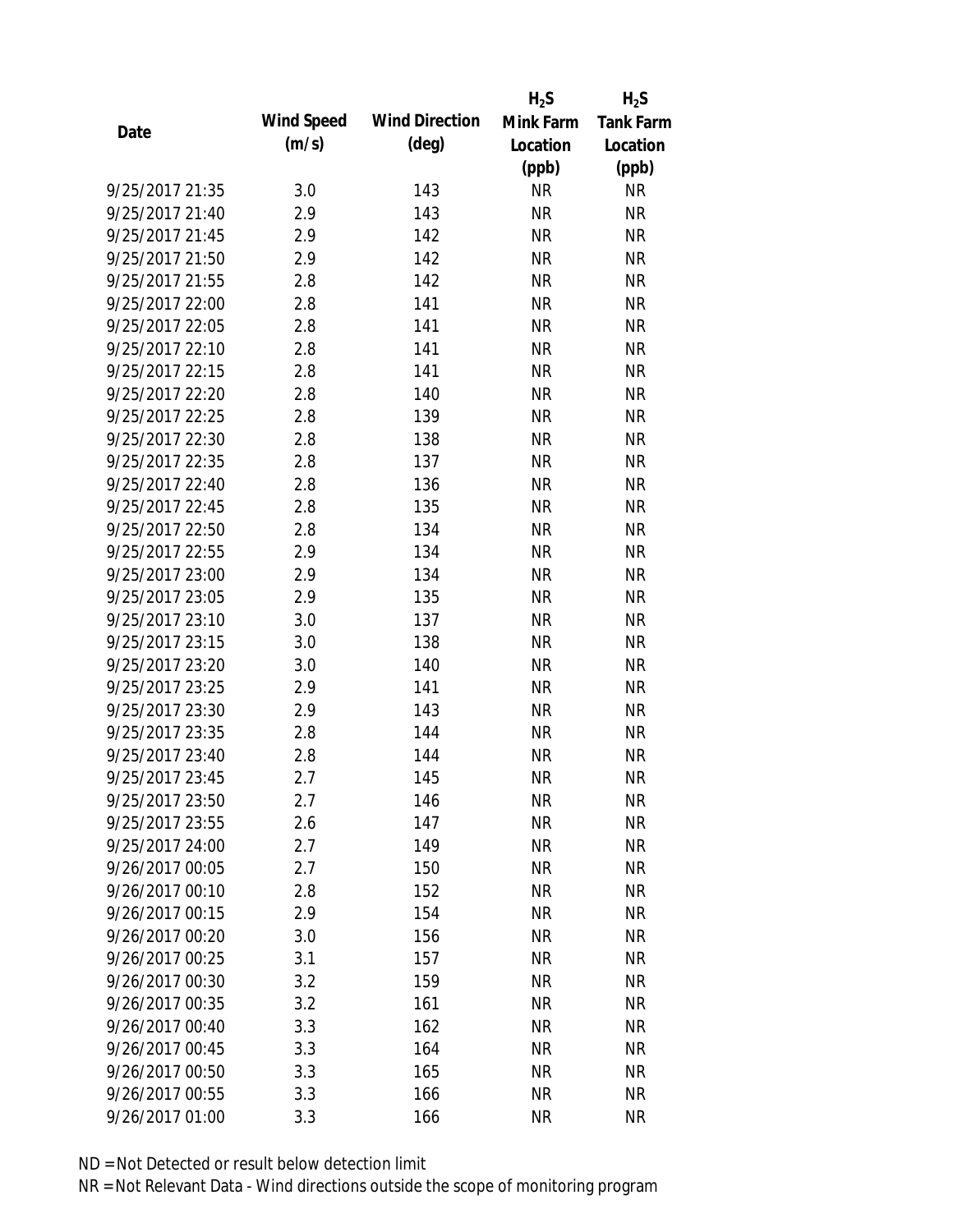| Date | Wind Speed (m/s) | Wind Direction (deg) | $H_2S$ Mink Farm Location (ppb) | $H_2S$ Tank Farm Location (ppb) |
|---|---|---|---|---|
| 9/25/2017 21:35 | 3.0 | 143 | NR | NR |
| 9/25/2017 21:40 | 2.9 | 143 | NR | NR |
| 9/25/2017 21:45 | 2.9 | 142 | NR | NR |
| 9/25/2017 21:50 | 2.9 | 142 | NR | NR |
| 9/25/2017 21:55 | 2.8 | 142 | NR | NR |
| 9/25/2017 22:00 | 2.8 | 141 | NR | NR |
| 9/25/2017 22:05 | 2.8 | 141 | NR | NR |
| 9/25/2017 22:10 | 2.8 | 141 | NR | NR |
| 9/25/2017 22:15 | 2.8 | 141 | NR | NR |
| 9/25/2017 22:20 | 2.8 | 140 | NR | NR |
| 9/25/2017 22:25 | 2.8 | 139 | NR | NR |
| 9/25/2017 22:30 | 2.8 | 138 | NR | NR |
| 9/25/2017 22:35 | 2.8 | 137 | NR | NR |
| 9/25/2017 22:40 | 2.8 | 136 | NR | NR |
| 9/25/2017 22:45 | 2.8 | 135 | NR | NR |
| 9/25/2017 22:50 | 2.8 | 134 | NR | NR |
| 9/25/2017 22:55 | 2.9 | 134 | NR | NR |
| 9/25/2017 23:00 | 2.9 | 134 | NR | NR |
| 9/25/2017 23:05 | 2.9 | 135 | NR | NR |
| 9/25/2017 23:10 | 3.0 | 137 | NR | NR |
| 9/25/2017 23:15 | 3.0 | 138 | NR | NR |
| 9/25/2017 23:20 | 3.0 | 140 | NR | NR |
| 9/25/2017 23:25 | 2.9 | 141 | NR | NR |
| 9/25/2017 23:30 | 2.9 | 143 | NR | NR |
| 9/25/2017 23:35 | 2.8 | 144 | NR | NR |
| 9/25/2017 23:40 | 2.8 | 144 | NR | NR |
| 9/25/2017 23:45 | 2.7 | 145 | NR | NR |
| 9/25/2017 23:50 | 2.7 | 146 | NR | NR |
| 9/25/2017 23:55 | 2.6 | 147 | NR | NR |
| 9/25/2017 24:00 | 2.7 | 149 | NR | NR |
| 9/26/2017 00:05 | 2.7 | 150 | NR | NR |
| 9/26/2017 00:10 | 2.8 | 152 | NR | NR |
| 9/26/2017 00:15 | 2.9 | 154 | NR | NR |
| 9/26/2017 00:20 | 3.0 | 156 | NR | NR |
| 9/26/2017 00:25 | 3.1 | 157 | NR | NR |
| 9/26/2017 00:30 | 3.2 | 159 | NR | NR |
| 9/26/2017 00:35 | 3.2 | 161 | NR | NR |
| 9/26/2017 00:40 | 3.3 | 162 | NR | NR |
| 9/26/2017 00:45 | 3.3 | 164 | NR | NR |
| 9/26/2017 00:50 | 3.3 | 165 | NR | NR |
| 9/26/2017 00:55 | 3.3 | 166 | NR | NR |
| 9/26/2017 01:00 | 3.3 | 166 | NR | NR |

ND = Not Detected or result below detection limit

NR = Not Relevant Data - Wind directions outside the scope of monitoring program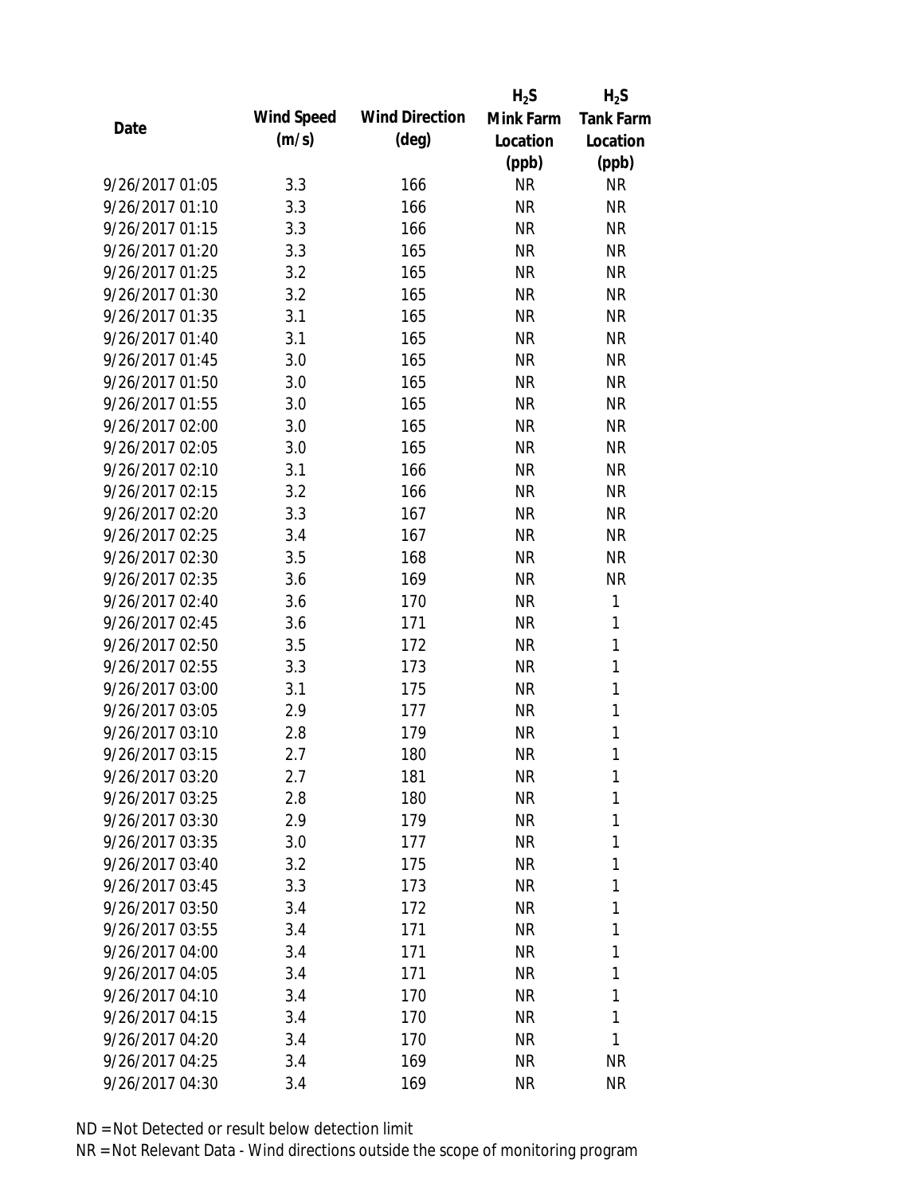| Date | Wind Speed (m/s) | Wind Direction (deg) | $H_2S$ Mink Farm Location (ppb) | $H_2S$ Tank Farm Location (ppb) |
|---|---|---|---|---|
| 9/26/2017 01:05 | 3.3 | 166 | NR | NR |
| 9/26/2017 01:10 | 3.3 | 166 | NR | NR |
| 9/26/2017 01:15 | 3.3 | 166 | NR | NR |
| 9/26/2017 01:20 | 3.3 | 165 | NR | NR |
| 9/26/2017 01:25 | 3.2 | 165 | NR | NR |
| 9/26/2017 01:30 | 3.2 | 165 | NR | NR |
| 9/26/2017 01:35 | 3.1 | 165 | NR | NR |
| 9/26/2017 01:40 | 3.1 | 165 | NR | NR |
| 9/26/2017 01:45 | 3.0 | 165 | NR | NR |
| 9/26/2017 01:50 | 3.0 | 165 | NR | NR |
| 9/26/2017 01:55 | 3.0 | 165 | NR | NR |
| 9/26/2017 02:00 | 3.0 | 165 | NR | NR |
| 9/26/2017 02:05 | 3.0 | 165 | NR | NR |
| 9/26/2017 02:10 | 3.1 | 166 | NR | NR |
| 9/26/2017 02:15 | 3.2 | 166 | NR | NR |
| 9/26/2017 02:20 | 3.3 | 167 | NR | NR |
| 9/26/2017 02:25 | 3.4 | 167 | NR | NR |
| 9/26/2017 02:30 | 3.5 | 168 | NR | NR |
| 9/26/2017 02:35 | 3.6 | 169 | NR | NR |
| 9/26/2017 02:40 | 3.6 | 170 | NR | 1 |
| 9/26/2017 02:45 | 3.6 | 171 | NR | 1 |
| 9/26/2017 02:50 | 3.5 | 172 | NR | 1 |
| 9/26/2017 02:55 | 3.3 | 173 | NR | 1 |
| 9/26/2017 03:00 | 3.1 | 175 | NR | 1 |
| 9/26/2017 03:05 | 2.9 | 177 | NR | 1 |
| 9/26/2017 03:10 | 2.8 | 179 | NR | 1 |
| 9/26/2017 03:15 | 2.7 | 180 | NR | 1 |
| 9/26/2017 03:20 | 2.7 | 181 | NR | 1 |
| 9/26/2017 03:25 | 2.8 | 180 | NR | 1 |
| 9/26/2017 03:30 | 2.9 | 179 | NR | 1 |
| 9/26/2017 03:35 | 3.0 | 177 | NR | 1 |
| 9/26/2017 03:40 | 3.2 | 175 | NR | 1 |
| 9/26/2017 03:45 | 3.3 | 173 | NR | 1 |
| 9/26/2017 03:50 | 3.4 | 172 | NR | 1 |
| 9/26/2017 03:55 | 3.4 | 171 | NR | 1 |
| 9/26/2017 04:00 | 3.4 | 171 | NR | 1 |
| 9/26/2017 04:05 | 3.4 | 171 | NR | 1 |
| 9/26/2017 04:10 | 3.4 | 170 | NR | 1 |
| 9/26/2017 04:15 | 3.4 | 170 | NR | 1 |
| 9/26/2017 04:20 | 3.4 | 170 | NR | 1 |
| 9/26/2017 04:25 | 3.4 | 169 | NR | NR |
| 9/26/2017 04:30 | 3.4 | 169 | NR | NR |

ND = Not Detected or result below detection limit

NR = Not Relevant Data - Wind directions outside the scope of monitoring program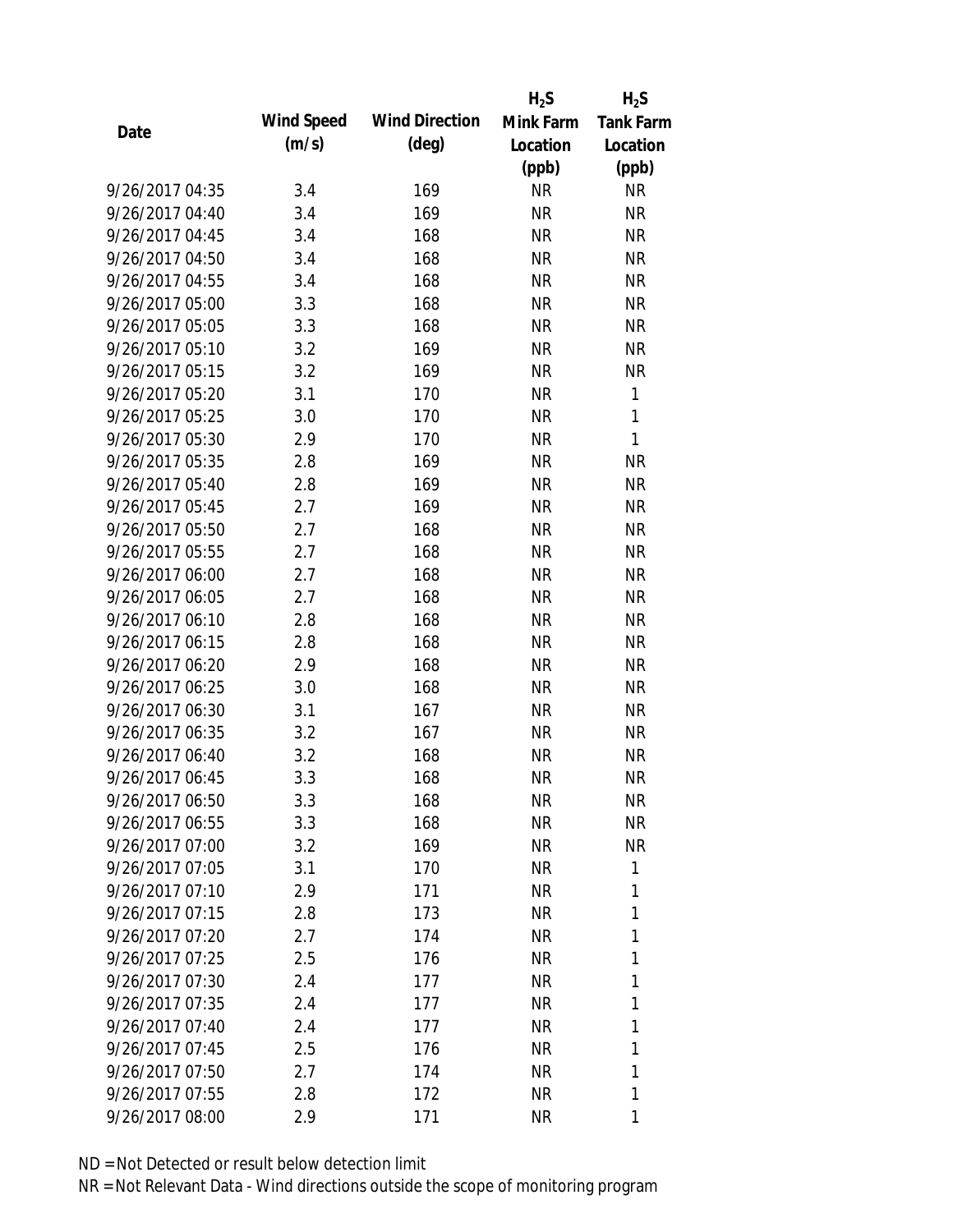| Date | Wind Speed (m/s) | Wind Direction (deg) | $H_2S$ Mink Farm Location (ppb) | $H_2S$ Tank Farm Location (ppb) |
|---|---|---|---|---|
| 9/26/2017 04:35 | 3.4 | 169 | NR | NR |
| 9/26/2017 04:40 | 3.4 | 169 | NR | NR |
| 9/26/2017 04:45 | 3.4 | 168 | NR | NR |
| 9/26/2017 04:50 | 3.4 | 168 | NR | NR |
| 9/26/2017 04:55 | 3.4 | 168 | NR | NR |
| 9/26/2017 05:00 | 3.3 | 168 | NR | NR |
| 9/26/2017 05:05 | 3.3 | 168 | NR | NR |
| 9/26/2017 05:10 | 3.2 | 169 | NR | NR |
| 9/26/2017 05:15 | 3.2 | 169 | NR | NR |
| 9/26/2017 05:20 | 3.1 | 170 | NR | 1 |
| 9/26/2017 05:25 | 3.0 | 170 | NR | 1 |
| 9/26/2017 05:30 | 2.9 | 170 | NR | 1 |
| 9/26/2017 05:35 | 2.8 | 169 | NR | NR |
| 9/26/2017 05:40 | 2.8 | 169 | NR | NR |
| 9/26/2017 05:45 | 2.7 | 169 | NR | NR |
| 9/26/2017 05:50 | 2.7 | 168 | NR | NR |
| 9/26/2017 05:55 | 2.7 | 168 | NR | NR |
| 9/26/2017 06:00 | 2.7 | 168 | NR | NR |
| 9/26/2017 06:05 | 2.7 | 168 | NR | NR |
| 9/26/2017 06:10 | 2.8 | 168 | NR | NR |
| 9/26/2017 06:15 | 2.8 | 168 | NR | NR |
| 9/26/2017 06:20 | 2.9 | 168 | NR | NR |
| 9/26/2017 06:25 | 3.0 | 168 | NR | NR |
| 9/26/2017 06:30 | 3.1 | 167 | NR | NR |
| 9/26/2017 06:35 | 3.2 | 167 | NR | NR |
| 9/26/2017 06:40 | 3.2 | 168 | NR | NR |
| 9/26/2017 06:45 | 3.3 | 168 | NR | NR |
| 9/26/2017 06:50 | 3.3 | 168 | NR | NR |
| 9/26/2017 06:55 | 3.3 | 168 | NR | NR |
| 9/26/2017 07:00 | 3.2 | 169 | NR | NR |
| 9/26/2017 07:05 | 3.1 | 170 | NR | 1 |
| 9/26/2017 07:10 | 2.9 | 171 | NR | 1 |
| 9/26/2017 07:15 | 2.8 | 173 | NR | 1 |
| 9/26/2017 07:20 | 2.7 | 174 | NR | 1 |
| 9/26/2017 07:25 | 2.5 | 176 | NR | 1 |
| 9/26/2017 07:30 | 2.4 | 177 | NR | 1 |
| 9/26/2017 07:35 | 2.4 | 177 | NR | 1 |
| 9/26/2017 07:40 | 2.4 | 177 | NR | 1 |
| 9/26/2017 07:45 | 2.5 | 176 | NR | 1 |
| 9/26/2017 07:50 | 2.7 | 174 | NR | 1 |
| 9/26/2017 07:55 | 2.8 | 172 | NR | 1 |
| 9/26/2017 08:00 | 2.9 | 171 | NR | 1 |

ND = Not Detected or result below detection limit

NR = Not Relevant Data - Wind directions outside the scope of monitoring program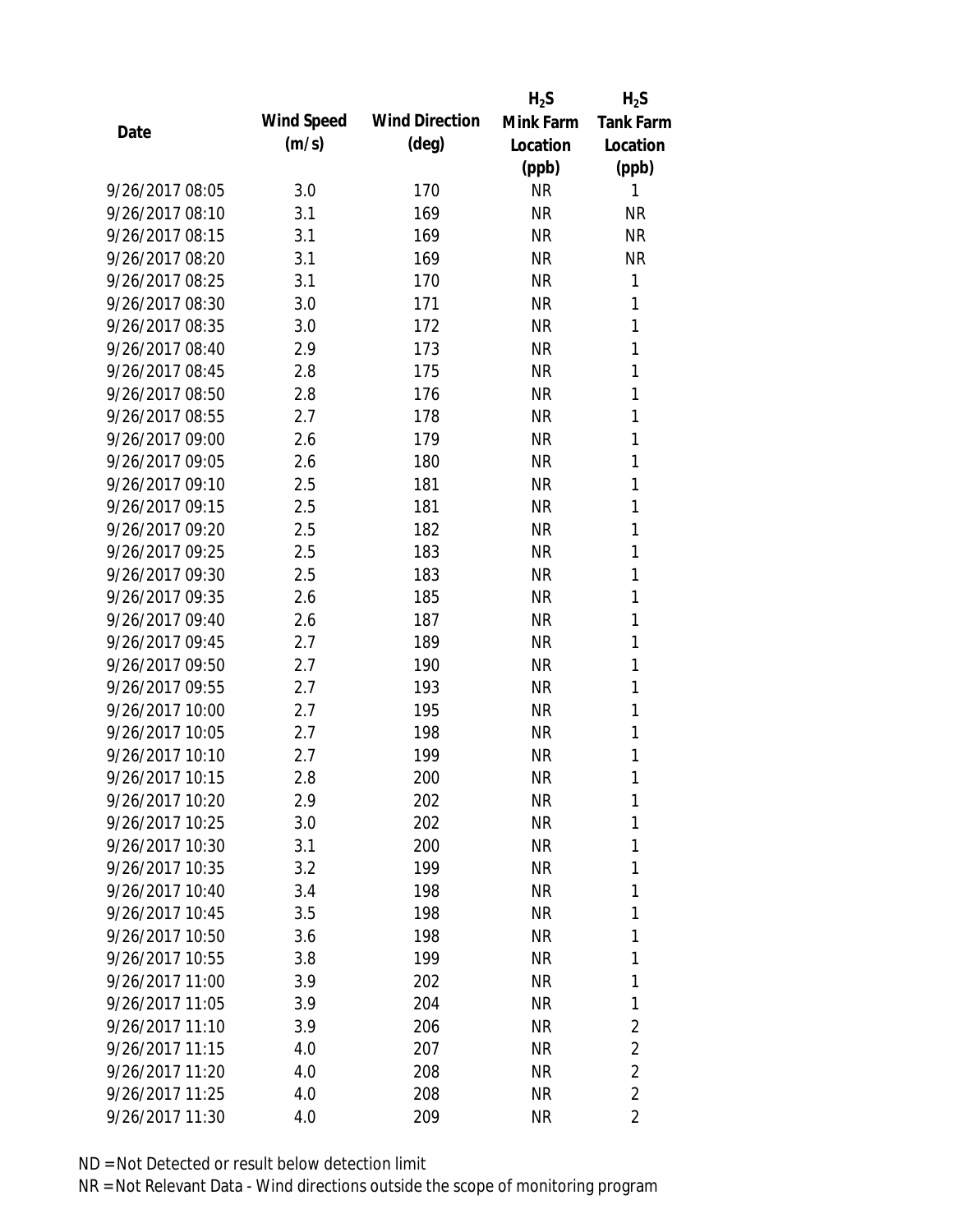| Date | Wind Speed (m/s) | Wind Direction (deg) | $H_2S$ Mink Farm Location (ppb) | $H_2S$ Tank Farm Location (ppb) |
|---|---|---|---|---|
| 9/26/2017 08:05 | 3.0 | 170 | NR | 1 |
| 9/26/2017 08:10 | 3.1 | 169 | NR | NR |
| 9/26/2017 08:15 | 3.1 | 169 | NR | NR |
| 9/26/2017 08:20 | 3.1 | 169 | NR | NR |
| 9/26/2017 08:25 | 3.1 | 170 | NR | 1 |
| 9/26/2017 08:30 | 3.0 | 171 | NR | 1 |
| 9/26/2017 08:35 | 3.0 | 172 | NR | 1 |
| 9/26/2017 08:40 | 2.9 | 173 | NR | 1 |
| 9/26/2017 08:45 | 2.8 | 175 | NR | 1 |
| 9/26/2017 08:50 | 2.8 | 176 | NR | 1 |
| 9/26/2017 08:55 | 2.7 | 178 | NR | 1 |
| 9/26/2017 09:00 | 2.6 | 179 | NR | 1 |
| 9/26/2017 09:05 | 2.6 | 180 | NR | 1 |
| 9/26/2017 09:10 | 2.5 | 181 | NR | 1 |
| 9/26/2017 09:15 | 2.5 | 181 | NR | 1 |
| 9/26/2017 09:20 | 2.5 | 182 | NR | 1 |
| 9/26/2017 09:25 | 2.5 | 183 | NR | 1 |
| 9/26/2017 09:30 | 2.5 | 183 | NR | 1 |
| 9/26/2017 09:35 | 2.6 | 185 | NR | 1 |
| 9/26/2017 09:40 | 2.6 | 187 | NR | 1 |
| 9/26/2017 09:45 | 2.7 | 189 | NR | 1 |
| 9/26/2017 09:50 | 2.7 | 190 | NR | 1 |
| 9/26/2017 09:55 | 2.7 | 193 | NR | 1 |
| 9/26/2017 10:00 | 2.7 | 195 | NR | 1 |
| 9/26/2017 10:05 | 2.7 | 198 | NR | 1 |
| 9/26/2017 10:10 | 2.7 | 199 | NR | 1 |
| 9/26/2017 10:15 | 2.8 | 200 | NR | 1 |
| 9/26/2017 10:20 | 2.9 | 202 | NR | 1 |
| 9/26/2017 10:25 | 3.0 | 202 | NR | 1 |
| 9/26/2017 10:30 | 3.1 | 200 | NR | 1 |
| 9/26/2017 10:35 | 3.2 | 199 | NR | 1 |
| 9/26/2017 10:40 | 3.4 | 198 | NR | 1 |
| 9/26/2017 10:45 | 3.5 | 198 | NR | 1 |
| 9/26/2017 10:50 | 3.6 | 198 | NR | 1 |
| 9/26/2017 10:55 | 3.8 | 199 | NR | 1 |
| 9/26/2017 11:00 | 3.9 | 202 | NR | 1 |
| 9/26/2017 11:05 | 3.9 | 204 | NR | 1 |
| 9/26/2017 11:10 | 3.9 | 206 | NR | 2 |
| 9/26/2017 11:15 | 4.0 | 207 | NR | 2 |
| 9/26/2017 11:20 | 4.0 | 208 | NR | 2 |
| 9/26/2017 11:25 | 4.0 | 208 | NR | 2 |
| 9/26/2017 11:30 | 4.0 | 209 | NR | 2 |

ND = Not Detected or result below detection limit

NR = Not Relevant Data - Wind directions outside the scope of monitoring program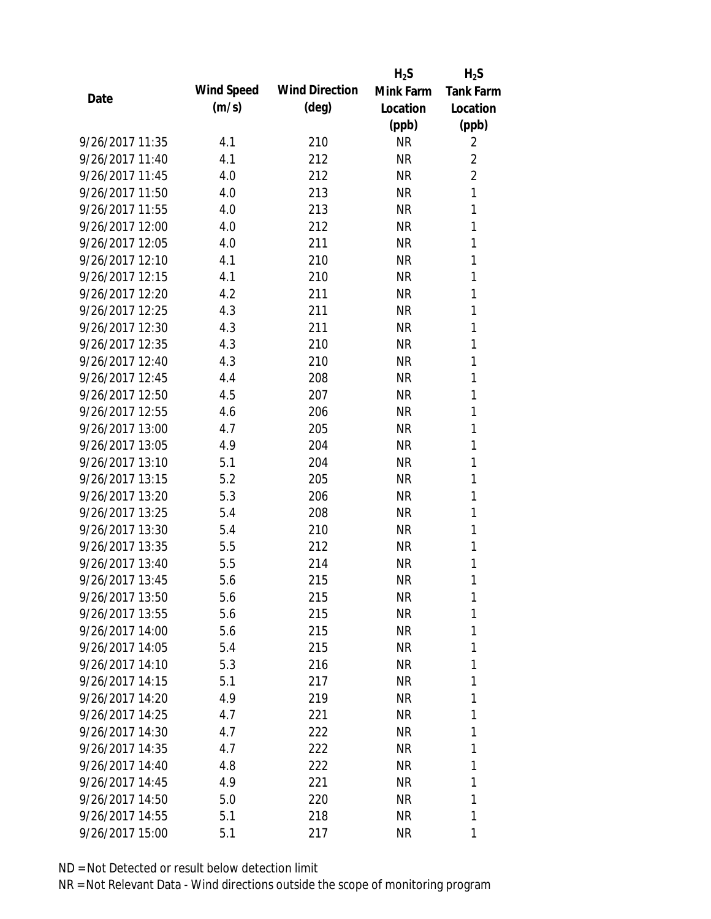| Date | Wind Speed (m/s) | Wind Direction (deg) | $H_2S$ Mink Farm Location (ppb) | $H_2S$ Tank Farm Location (ppb) |
|---|---|---|---|---|
| 9/26/2017 11:35 | 4.1 | 210 | NR | 2 |
| 9/26/2017 11:40 | 4.1 | 212 | NR | 2 |
| 9/26/2017 11:45 | 4.0 | 212 | NR | 2 |
| 9/26/2017 11:50 | 4.0 | 213 | NR | 1 |
| 9/26/2017 11:55 | 4.0 | 213 | NR | 1 |
| 9/26/2017 12:00 | 4.0 | 212 | NR | 1 |
| 9/26/2017 12:05 | 4.0 | 211 | NR | 1 |
| 9/26/2017 12:10 | 4.1 | 210 | NR | 1 |
| 9/26/2017 12:15 | 4.1 | 210 | NR | 1 |
| 9/26/2017 12:20 | 4.2 | 211 | NR | 1 |
| 9/26/2017 12:25 | 4.3 | 211 | NR | 1 |
| 9/26/2017 12:30 | 4.3 | 211 | NR | 1 |
| 9/26/2017 12:35 | 4.3 | 210 | NR | 1 |
| 9/26/2017 12:40 | 4.3 | 210 | NR | 1 |
| 9/26/2017 12:45 | 4.4 | 208 | NR | 1 |
| 9/26/2017 12:50 | 4.5 | 207 | NR | 1 |
| 9/26/2017 12:55 | 4.6 | 206 | NR | 1 |
| 9/26/2017 13:00 | 4.7 | 205 | NR | 1 |
| 9/26/2017 13:05 | 4.9 | 204 | NR | 1 |
| 9/26/2017 13:10 | 5.1 | 204 | NR | 1 |
| 9/26/2017 13:15 | 5.2 | 205 | NR | 1 |
| 9/26/2017 13:20 | 5.3 | 206 | NR | 1 |
| 9/26/2017 13:25 | 5.4 | 208 | NR | 1 |
| 9/26/2017 13:30 | 5.4 | 210 | NR | 1 |
| 9/26/2017 13:35 | 5.5 | 212 | NR | 1 |
| 9/26/2017 13:40 | 5.5 | 214 | NR | 1 |
| 9/26/2017 13:45 | 5.6 | 215 | NR | 1 |
| 9/26/2017 13:50 | 5.6 | 215 | NR | 1 |
| 9/26/2017 13:55 | 5.6 | 215 | NR | 1 |
| 9/26/2017 14:00 | 5.6 | 215 | NR | 1 |
| 9/26/2017 14:05 | 5.4 | 215 | NR | 1 |
| 9/26/2017 14:10 | 5.3 | 216 | NR | 1 |
| 9/26/2017 14:15 | 5.1 | 217 | NR | 1 |
| 9/26/2017 14:20 | 4.9 | 219 | NR | 1 |
| 9/26/2017 14:25 | 4.7 | 221 | NR | 1 |
| 9/26/2017 14:30 | 4.7 | 222 | NR | 1 |
| 9/26/2017 14:35 | 4.7 | 222 | NR | 1 |
| 9/26/2017 14:40 | 4.8 | 222 | NR | 1 |
| 9/26/2017 14:45 | 4.9 | 221 | NR | 1 |
| 9/26/2017 14:50 | 5.0 | 220 | NR | 1 |
| 9/26/2017 14:55 | 5.1 | 218 | NR | 1 |
| 9/26/2017 15:00 | 5.1 | 217 | NR | 1 |

ND = Not Detected or result below detection limit

NR = Not Relevant Data - Wind directions outside the scope of monitoring program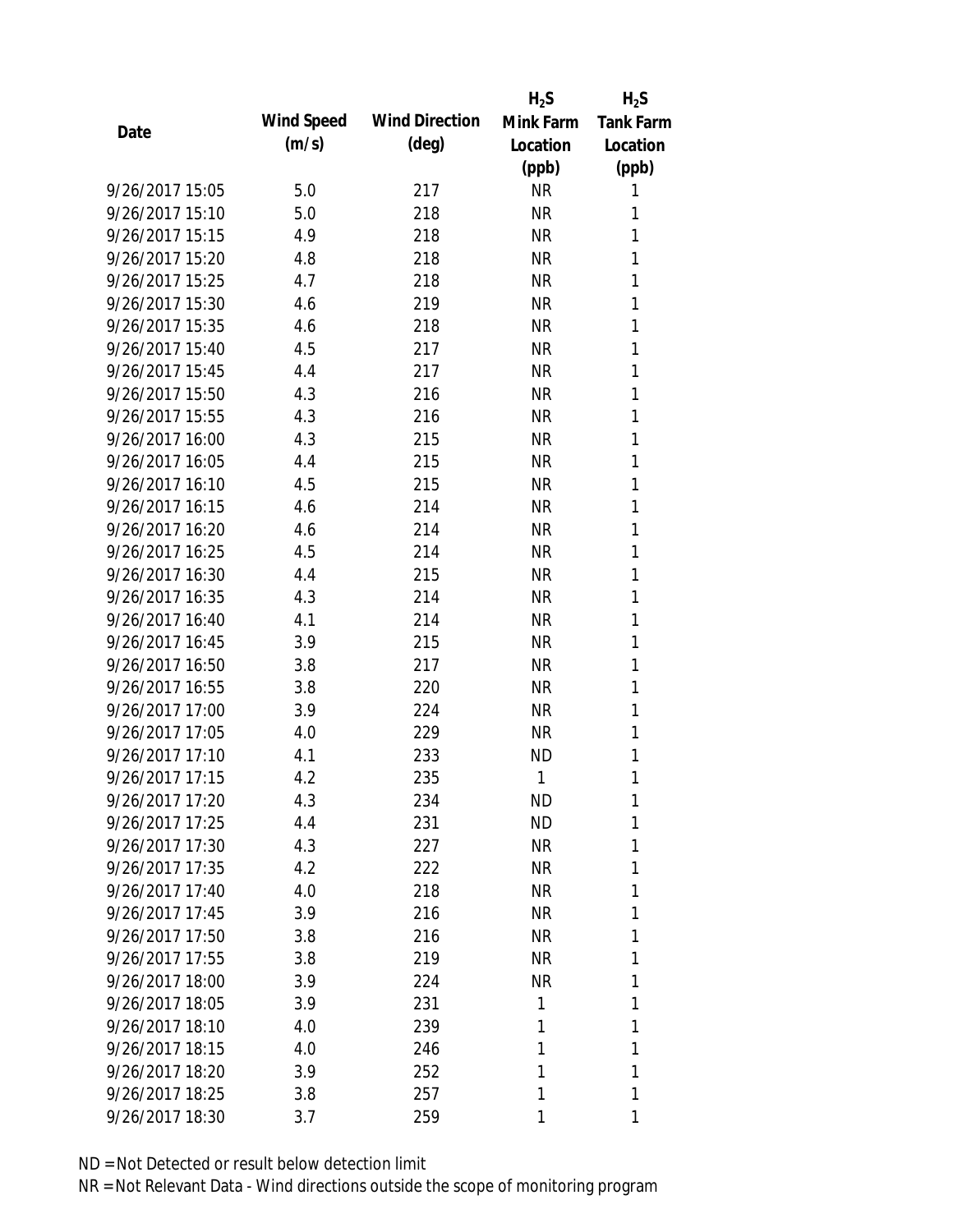| Date | Wind Speed (m/s) | Wind Direction (deg) | $H_2S$ Mink Farm Location (ppb) | $H_2S$ Tank Farm Location (ppb) |
|---|---|---|---|---|
| 9/26/2017 15:05 | 5.0 | 217 | NR | 1 |
| 9/26/2017 15:10 | 5.0 | 218 | NR | 1 |
| 9/26/2017 15:15 | 4.9 | 218 | NR | 1 |
| 9/26/2017 15:20 | 4.8 | 218 | NR | 1 |
| 9/26/2017 15:25 | 4.7 | 218 | NR | 1 |
| 9/26/2017 15:30 | 4.6 | 219 | NR | 1 |
| 9/26/2017 15:35 | 4.6 | 218 | NR | 1 |
| 9/26/2017 15:40 | 4.5 | 217 | NR | 1 |
| 9/26/2017 15:45 | 4.4 | 217 | NR | 1 |
| 9/26/2017 15:50 | 4.3 | 216 | NR | 1 |
| 9/26/2017 15:55 | 4.3 | 216 | NR | 1 |
| 9/26/2017 16:00 | 4.3 | 215 | NR | 1 |
| 9/26/2017 16:05 | 4.4 | 215 | NR | 1 |
| 9/26/2017 16:10 | 4.5 | 215 | NR | 1 |
| 9/26/2017 16:15 | 4.6 | 214 | NR | 1 |
| 9/26/2017 16:20 | 4.6 | 214 | NR | 1 |
| 9/26/2017 16:25 | 4.5 | 214 | NR | 1 |
| 9/26/2017 16:30 | 4.4 | 215 | NR | 1 |
| 9/26/2017 16:35 | 4.3 | 214 | NR | 1 |
| 9/26/2017 16:40 | 4.1 | 214 | NR | 1 |
| 9/26/2017 16:45 | 3.9 | 215 | NR | 1 |
| 9/26/2017 16:50 | 3.8 | 217 | NR | 1 |
| 9/26/2017 16:55 | 3.8 | 220 | NR | 1 |
| 9/26/2017 17:00 | 3.9 | 224 | NR | 1 |
| 9/26/2017 17:05 | 4.0 | 229 | NR | 1 |
| 9/26/2017 17:10 | 4.1 | 233 | ND | 1 |
| 9/26/2017 17:15 | 4.2 | 235 | 1 | 1 |
| 9/26/2017 17:20 | 4.3 | 234 | ND | 1 |
| 9/26/2017 17:25 | 4.4 | 231 | ND | 1 |
| 9/26/2017 17:30 | 4.3 | 227 | NR | 1 |
| 9/26/2017 17:35 | 4.2 | 222 | NR | 1 |
| 9/26/2017 17:40 | 4.0 | 218 | NR | 1 |
| 9/26/2017 17:45 | 3.9 | 216 | NR | 1 |
| 9/26/2017 17:50 | 3.8 | 216 | NR | 1 |
| 9/26/2017 17:55 | 3.8 | 219 | NR | 1 |
| 9/26/2017 18:00 | 3.9 | 224 | NR | 1 |
| 9/26/2017 18:05 | 3.9 | 231 | 1 | 1 |
| 9/26/2017 18:10 | 4.0 | 239 | 1 | 1 |
| 9/26/2017 18:15 | 4.0 | 246 | 1 | 1 |
| 9/26/2017 18:20 | 3.9 | 252 | 1 | 1 |
| 9/26/2017 18:25 | 3.8 | 257 | 1 | 1 |
| 9/26/2017 18:30 | 3.7 | 259 | 1 | 1 |

ND = Not Detected or result below detection limit

NR = Not Relevant Data - Wind directions outside the scope of monitoring program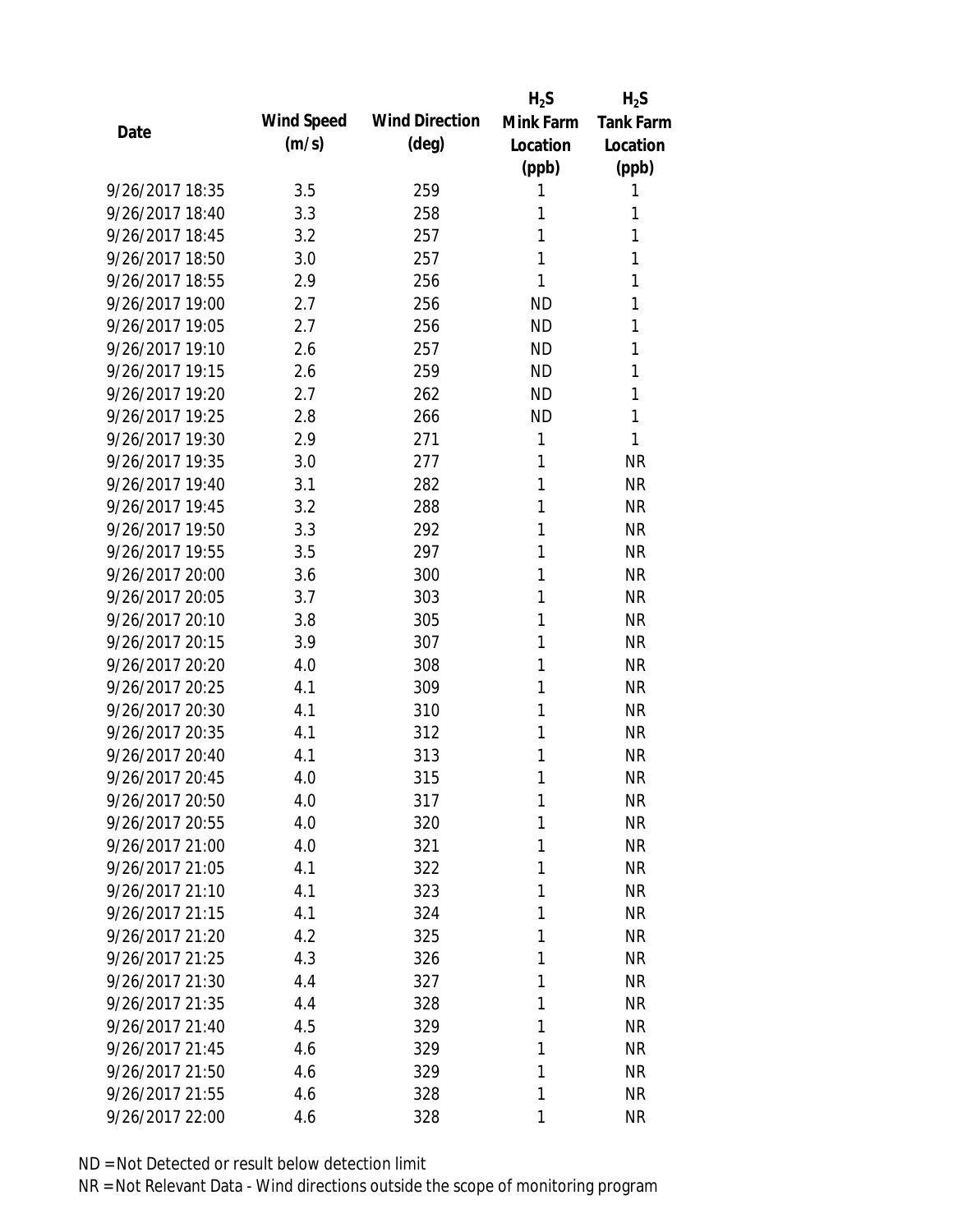| Date | Wind Speed (m/s) | Wind Direction (deg) | $H_2S$ Mink Farm Location (ppb) | $H_2S$ Tank Farm Location (ppb) |
| --- | --- | --- | --- | --- |
| 9/26/2017 18:35 | 3.5 | 259 | 1 | 1 |
| 9/26/2017 18:40 | 3.3 | 258 | 1 | 1 |
| 9/26/2017 18:45 | 3.2 | 257 | 1 | 1 |
| 9/26/2017 18:50 | 3.0 | 257 | 1 | 1 |
| 9/26/2017 18:55 | 2.9 | 256 | 1 | 1 |
| 9/26/2017 19:00 | 2.7 | 256 | ND | 1 |
| 9/26/2017 19:05 | 2.7 | 256 | ND | 1 |
| 9/26/2017 19:10 | 2.6 | 257 | ND | 1 |
| 9/26/2017 19:15 | 2.6 | 259 | ND | 1 |
| 9/26/2017 19:20 | 2.7 | 262 | ND | 1 |
| 9/26/2017 19:25 | 2.8 | 266 | ND | 1 |
| 9/26/2017 19:30 | 2.9 | 271 | 1 | 1 |
| 9/26/2017 19:35 | 3.0 | 277 | 1 | NR |
| 9/26/2017 19:40 | 3.1 | 282 | 1 | NR |
| 9/26/2017 19:45 | 3.2 | 288 | 1 | NR |
| 9/26/2017 19:50 | 3.3 | 292 | 1 | NR |
| 9/26/2017 19:55 | 3.5 | 297 | 1 | NR |
| 9/26/2017 20:00 | 3.6 | 300 | 1 | NR |
| 9/26/2017 20:05 | 3.7 | 303 | 1 | NR |
| 9/26/2017 20:10 | 3.8 | 305 | 1 | NR |
| 9/26/2017 20:15 | 3.9 | 307 | 1 | NR |
| 9/26/2017 20:20 | 4.0 | 308 | 1 | NR |
| 9/26/2017 20:25 | 4.1 | 309 | 1 | NR |
| 9/26/2017 20:30 | 4.1 | 310 | 1 | NR |
| 9/26/2017 20:35 | 4.1 | 312 | 1 | NR |
| 9/26/2017 20:40 | 4.1 | 313 | 1 | NR |
| 9/26/2017 20:45 | 4.0 | 315 | 1 | NR |
| 9/26/2017 20:50 | 4.0 | 317 | 1 | NR |
| 9/26/2017 20:55 | 4.0 | 320 | 1 | NR |
| 9/26/2017 21:00 | 4.0 | 321 | 1 | NR |
| 9/26/2017 21:05 | 4.1 | 322 | 1 | NR |
| 9/26/2017 21:10 | 4.1 | 323 | 1 | NR |
| 9/26/2017 21:15 | 4.1 | 324 | 1 | NR |
| 9/26/2017 21:20 | 4.2 | 325 | 1 | NR |
| 9/26/2017 21:25 | 4.3 | 326 | 1 | NR |
| 9/26/2017 21:30 | 4.4 | 327 | 1 | NR |
| 9/26/2017 21:35 | 4.4 | 328 | 1 | NR |
| 9/26/2017 21:40 | 4.5 | 329 | 1 | NR |
| 9/26/2017 21:45 | 4.6 | 329 | 1 | NR |
| 9/26/2017 21:50 | 4.6 | 329 | 1 | NR |
| 9/26/2017 21:55 | 4.6 | 328 | 1 | NR |
| 9/26/2017 22:00 | 4.6 | 328 | 1 | NR |

ND = Not Detected or result below detection limit

NR = Not Relevant Data - Wind directions outside the scope of monitoring program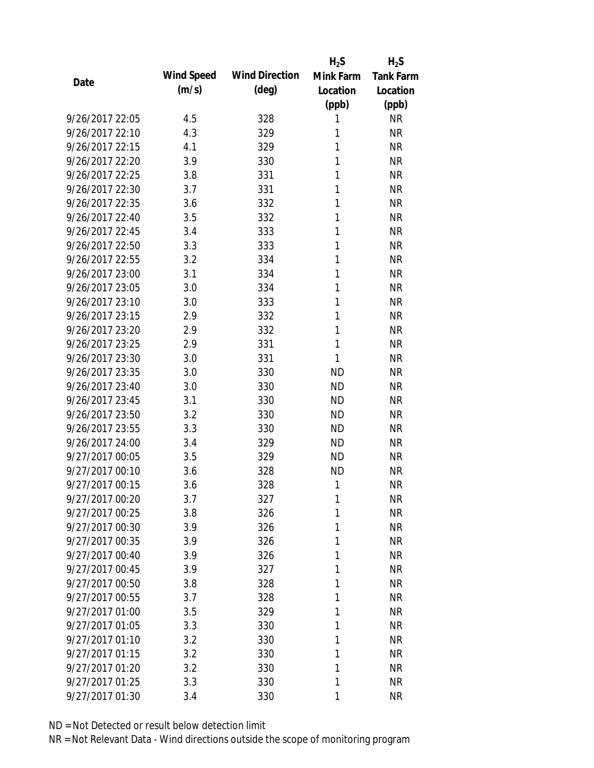| Date | Wind Speed (m/s) | Wind Direction (deg) | $H_2S$ Mink Farm Location (ppb) | $H_2S$ Tank Farm Location (ppb) |
|---|---|---|---|---|
| 9/26/2017 22:05 | 4.5 | 328 | 1 | NR |
| 9/26/2017 22:10 | 4.3 | 329 | 1 | NR |
| 9/26/2017 22:15 | 4.1 | 329 | 1 | NR |
| 9/26/2017 22:20 | 3.9 | 330 | 1 | NR |
| 9/26/2017 22:25 | 3.8 | 331 | 1 | NR |
| 9/26/2017 22:30 | 3.7 | 331 | 1 | NR |
| 9/26/2017 22:35 | 3.6 | 332 | 1 | NR |
| 9/26/2017 22:40 | 3.5 | 332 | 1 | NR |
| 9/26/2017 22:45 | 3.4 | 333 | 1 | NR |
| 9/26/2017 22:50 | 3.3 | 333 | 1 | NR |
| 9/26/2017 22:55 | 3.2 | 334 | 1 | NR |
| 9/26/2017 23:00 | 3.1 | 334 | 1 | NR |
| 9/26/2017 23:05 | 3.0 | 334 | 1 | NR |
| 9/26/2017 23:10 | 3.0 | 333 | 1 | NR |
| 9/26/2017 23:15 | 2.9 | 332 | 1 | NR |
| 9/26/2017 23:20 | 2.9 | 332 | 1 | NR |
| 9/26/2017 23:25 | 2.9 | 331 | 1 | NR |
| 9/26/2017 23:30 | 3.0 | 331 | 1 | NR |
| 9/26/2017 23:35 | 3.0 | 330 | ND | NR |
| 9/26/2017 23:40 | 3.0 | 330 | ND | NR |
| 9/26/2017 23:45 | 3.1 | 330 | ND | NR |
| 9/26/2017 23:50 | 3.2 | 330 | ND | NR |
| 9/26/2017 23:55 | 3.3 | 330 | ND | NR |
| 9/26/2017 24:00 | 3.4 | 329 | ND | NR |
| 9/27/2017 00:05 | 3.5 | 329 | ND | NR |
| 9/27/2017 00:10 | 3.6 | 328 | ND | NR |
| 9/27/2017 00:15 | 3.6 | 328 | 1 | NR |
| 9/27/2017 00:20 | 3.7 | 327 | 1 | NR |
| 9/27/2017 00:25 | 3.8 | 326 | 1 | NR |
| 9/27/2017 00:30 | 3.9 | 326 | 1 | NR |
| 9/27/2017 00:35 | 3.9 | 326 | 1 | NR |
| 9/27/2017 00:40 | 3.9 | 326 | 1 | NR |
| 9/27/2017 00:45 | 3.9 | 327 | 1 | NR |
| 9/27/2017 00:50 | 3.8 | 328 | 1 | NR |
| 9/27/2017 00:55 | 3.7 | 328 | 1 | NR |
| 9/27/2017 01:00 | 3.5 | 329 | 1 | NR |
| 9/27/2017 01:05 | 3.3 | 330 | 1 | NR |
| 9/27/2017 01:10 | 3.2 | 330 | 1 | NR |
| 9/27/2017 01:15 | 3.2 | 330 | 1 | NR |
| 9/27/2017 01:20 | 3.2 | 330 | 1 | NR |
| 9/27/2017 01:25 | 3.3 | 330 | 1 | NR |
| 9/27/2017 01:30 | 3.4 | 330 | 1 | NR |

ND = Not Detected or result below detection limit

NR = Not Relevant Data - Wind directions outside the scope of monitoring program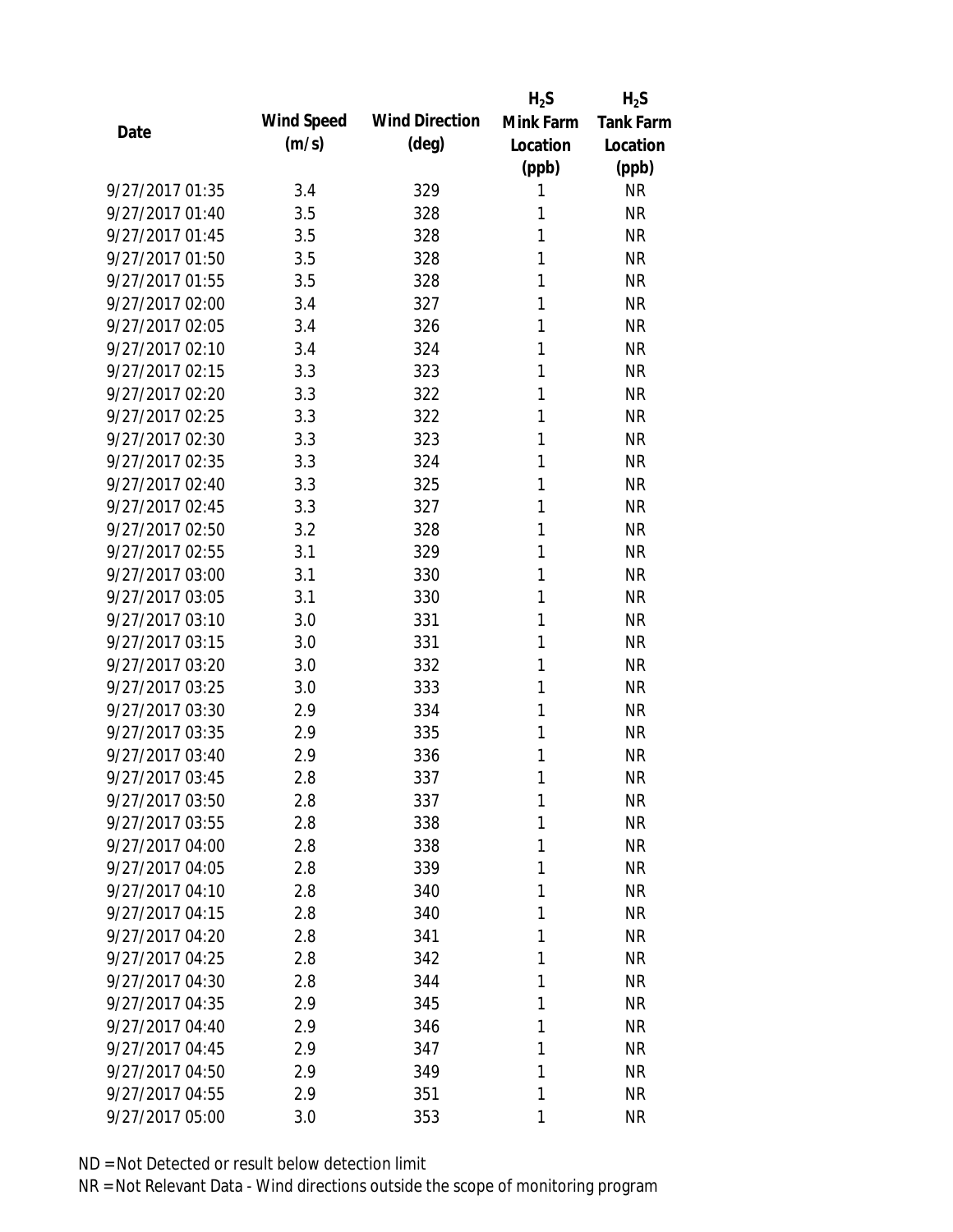| Date | Wind Speed (m/s) | Wind Direction (deg) | $H_2S$ Mink Farm Location (ppb) | $H_2S$ Tank Farm Location (ppb) |
|---|---|---|---|---|
| 9/27/2017 01:35 | 3.4 | 329 | 1 | NR |
| 9/27/2017 01:40 | 3.5 | 328 | 1 | NR |
| 9/27/2017 01:45 | 3.5 | 328 | 1 | NR |
| 9/27/2017 01:50 | 3.5 | 328 | 1 | NR |
| 9/27/2017 01:55 | 3.5 | 328 | 1 | NR |
| 9/27/2017 02:00 | 3.4 | 327 | 1 | NR |
| 9/27/2017 02:05 | 3.4 | 326 | 1 | NR |
| 9/27/2017 02:10 | 3.4 | 324 | 1 | NR |
| 9/27/2017 02:15 | 3.3 | 323 | 1 | NR |
| 9/27/2017 02:20 | 3.3 | 322 | 1 | NR |
| 9/27/2017 02:25 | 3.3 | 322 | 1 | NR |
| 9/27/2017 02:30 | 3.3 | 323 | 1 | NR |
| 9/27/2017 02:35 | 3.3 | 324 | 1 | NR |
| 9/27/2017 02:40 | 3.3 | 325 | 1 | NR |
| 9/27/2017 02:45 | 3.3 | 327 | 1 | NR |
| 9/27/2017 02:50 | 3.2 | 328 | 1 | NR |
| 9/27/2017 02:55 | 3.1 | 329 | 1 | NR |
| 9/27/2017 03:00 | 3.1 | 330 | 1 | NR |
| 9/27/2017 03:05 | 3.1 | 330 | 1 | NR |
| 9/27/2017 03:10 | 3.0 | 331 | 1 | NR |
| 9/27/2017 03:15 | 3.0 | 331 | 1 | NR |
| 9/27/2017 03:20 | 3.0 | 332 | 1 | NR |
| 9/27/2017 03:25 | 3.0 | 333 | 1 | NR |
| 9/27/2017 03:30 | 2.9 | 334 | 1 | NR |
| 9/27/2017 03:35 | 2.9 | 335 | 1 | NR |
| 9/27/2017 03:40 | 2.9 | 336 | 1 | NR |
| 9/27/2017 03:45 | 2.8 | 337 | 1 | NR |
| 9/27/2017 03:50 | 2.8 | 337 | 1 | NR |
| 9/27/2017 03:55 | 2.8 | 338 | 1 | NR |
| 9/27/2017 04:00 | 2.8 | 338 | 1 | NR |
| 9/27/2017 04:05 | 2.8 | 339 | 1 | NR |
| 9/27/2017 04:10 | 2.8 | 340 | 1 | NR |
| 9/27/2017 04:15 | 2.8 | 340 | 1 | NR |
| 9/27/2017 04:20 | 2.8 | 341 | 1 | NR |
| 9/27/2017 04:25 | 2.8 | 342 | 1 | NR |
| 9/27/2017 04:30 | 2.8 | 344 | 1 | NR |
| 9/27/2017 04:35 | 2.9 | 345 | 1 | NR |
| 9/27/2017 04:40 | 2.9 | 346 | 1 | NR |
| 9/27/2017 04:45 | 2.9 | 347 | 1 | NR |
| 9/27/2017 04:50 | 2.9 | 349 | 1 | NR |
| 9/27/2017 04:55 | 2.9 | 351 | 1 | NR |
| 9/27/2017 05:00 | 3.0 | 353 | 1 | NR |

ND = Not Detected or result below detection limit

NR = Not Relevant Data - Wind directions outside the scope of monitoring program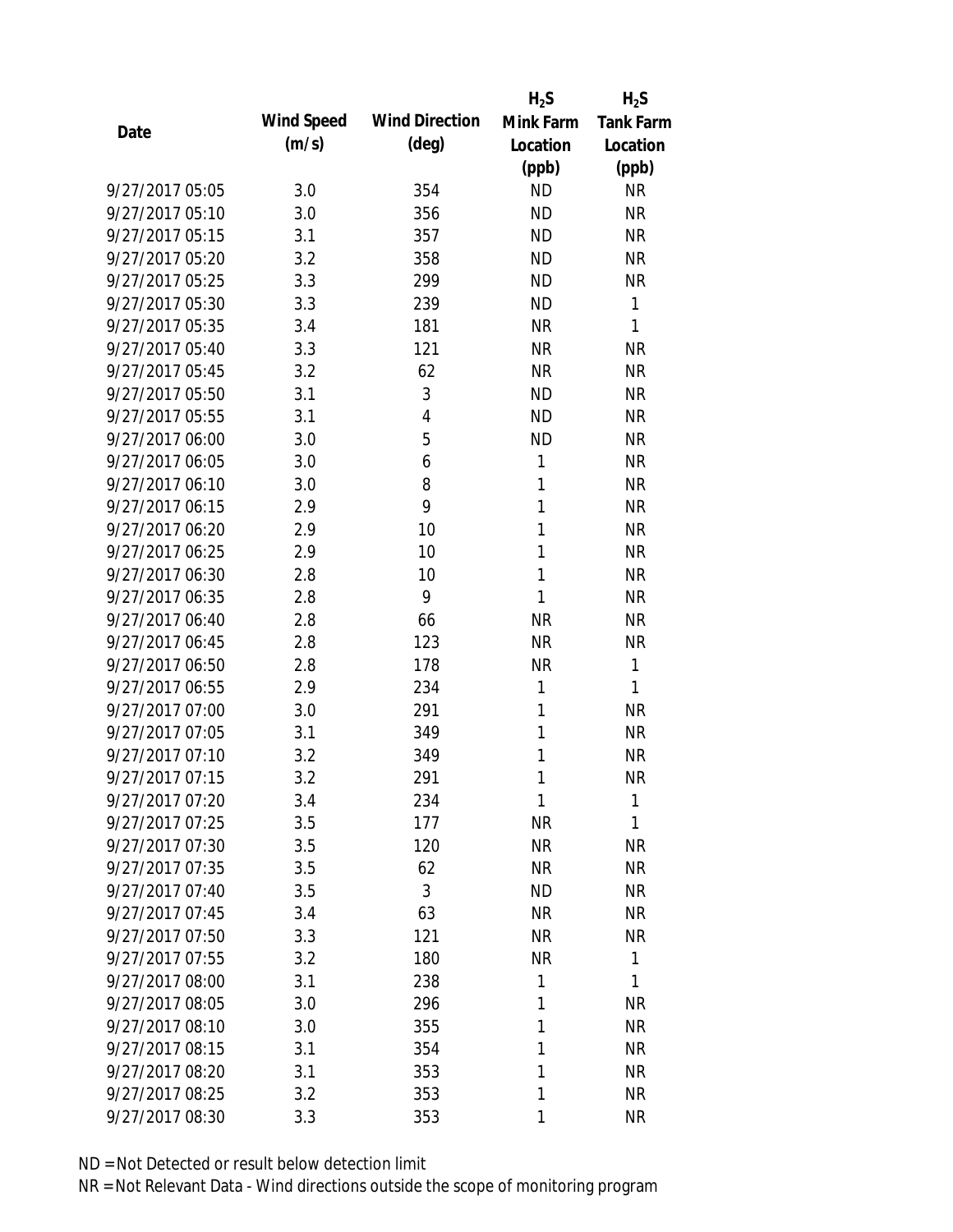| Date | Wind Speed (m/s) | Wind Direction (deg) | $H_2S$ Mink Farm Location (ppb) | $H_2S$ Tank Farm Location (ppb) |
|---|---|---|---|---|
| 9/27/2017 05:05 | 3.0 | 354 | ND | NR |
| 9/27/2017 05:10 | 3.0 | 356 | ND | NR |
| 9/27/2017 05:15 | 3.1 | 357 | ND | NR |
| 9/27/2017 05:20 | 3.2 | 358 | ND | NR |
| 9/27/2017 05:25 | 3.3 | 299 | ND | NR |
| 9/27/2017 05:30 | 3.3 | 239 | ND | 1 |
| 9/27/2017 05:35 | 3.4 | 181 | NR | 1 |
| 9/27/2017 05:40 | 3.3 | 121 | NR | NR |
| 9/27/2017 05:45 | 3.2 | 62 | NR | NR |
| 9/27/2017 05:50 | 3.1 | 3 | ND | NR |
| 9/27/2017 05:55 | 3.1 | 4 | ND | NR |
| 9/27/2017 06:00 | 3.0 | 5 | ND | NR |
| 9/27/2017 06:05 | 3.0 | 6 | 1 | NR |
| 9/27/2017 06:10 | 3.0 | 8 | 1 | NR |
| 9/27/2017 06:15 | 2.9 | 9 | 1 | NR |
| 9/27/2017 06:20 | 2.9 | 10 | 1 | NR |
| 9/27/2017 06:25 | 2.9 | 10 | 1 | NR |
| 9/27/2017 06:30 | 2.8 | 10 | 1 | NR |
| 9/27/2017 06:35 | 2.8 | 9 | 1 | NR |
| 9/27/2017 06:40 | 2.8 | 66 | NR | NR |
| 9/27/2017 06:45 | 2.8 | 123 | NR | NR |
| 9/27/2017 06:50 | 2.8 | 178 | NR | 1 |
| 9/27/2017 06:55 | 2.9 | 234 | 1 | 1 |
| 9/27/2017 07:00 | 3.0 | 291 | 1 | NR |
| 9/27/2017 07:05 | 3.1 | 349 | 1 | NR |
| 9/27/2017 07:10 | 3.2 | 349 | 1 | NR |
| 9/27/2017 07:15 | 3.2 | 291 | 1 | NR |
| 9/27/2017 07:20 | 3.4 | 234 | 1 | 1 |
| 9/27/2017 07:25 | 3.5 | 177 | NR | 1 |
| 9/27/2017 07:30 | 3.5 | 120 | NR | NR |
| 9/27/2017 07:35 | 3.5 | 62 | NR | NR |
| 9/27/2017 07:40 | 3.5 | 3 | ND | NR |
| 9/27/2017 07:45 | 3.4 | 63 | NR | NR |
| 9/27/2017 07:50 | 3.3 | 121 | NR | NR |
| 9/27/2017 07:55 | 3.2 | 180 | NR | 1 |
| 9/27/2017 08:00 | 3.1 | 238 | 1 | 1 |
| 9/27/2017 08:05 | 3.0 | 296 | 1 | NR |
| 9/27/2017 08:10 | 3.0 | 355 | 1 | NR |
| 9/27/2017 08:15 | 3.1 | 354 | 1 | NR |
| 9/27/2017 08:20 | 3.1 | 353 | 1 | NR |
| 9/27/2017 08:25 | 3.2 | 353 | 1 | NR |
| 9/27/2017 08:30 | 3.3 | 353 | 1 | NR |

ND = Not Detected or result below detection limit

NR = Not Relevant Data - Wind directions outside the scope of monitoring program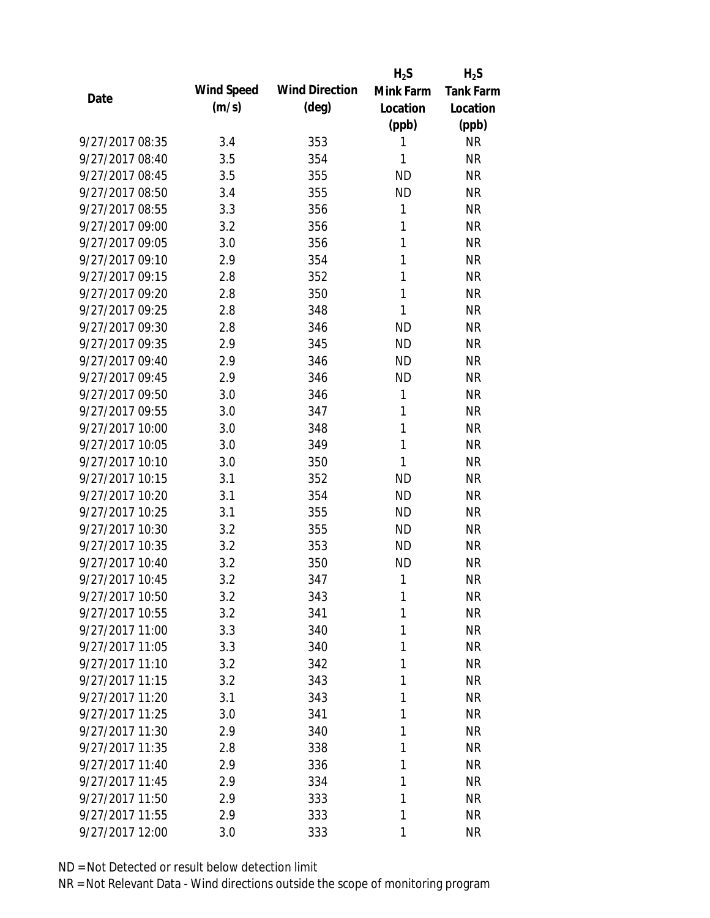| Date | Wind Speed (m/s) | Wind Direction (deg) | $H_2S$ Mink Farm Location (ppb) | $H_2S$ Tank Farm Location (ppb) |
|---|---|---|---|---|
| 9/27/2017 08:35 | 3.4 | 353 | 1 | NR |
| 9/27/2017 08:40 | 3.5 | 354 | 1 | NR |
| 9/27/2017 08:45 | 3.5 | 355 | ND | NR |
| 9/27/2017 08:50 | 3.4 | 355 | ND | NR |
| 9/27/2017 08:55 | 3.3 | 356 | 1 | NR |
| 9/27/2017 09:00 | 3.2 | 356 | 1 | NR |
| 9/27/2017 09:05 | 3.0 | 356 | 1 | NR |
| 9/27/2017 09:10 | 2.9 | 354 | 1 | NR |
| 9/27/2017 09:15 | 2.8 | 352 | 1 | NR |
| 9/27/2017 09:20 | 2.8 | 350 | 1 | NR |
| 9/27/2017 09:25 | 2.8 | 348 | 1 | NR |
| 9/27/2017 09:30 | 2.8 | 346 | ND | NR |
| 9/27/2017 09:35 | 2.9 | 345 | ND | NR |
| 9/27/2017 09:40 | 2.9 | 346 | ND | NR |
| 9/27/2017 09:45 | 2.9 | 346 | ND | NR |
| 9/27/2017 09:50 | 3.0 | 346 | 1 | NR |
| 9/27/2017 09:55 | 3.0 | 347 | 1 | NR |
| 9/27/2017 10:00 | 3.0 | 348 | 1 | NR |
| 9/27/2017 10:05 | 3.0 | 349 | 1 | NR |
| 9/27/2017 10:10 | 3.0 | 350 | 1 | NR |
| 9/27/2017 10:15 | 3.1 | 352 | ND | NR |
| 9/27/2017 10:20 | 3.1 | 354 | ND | NR |
| 9/27/2017 10:25 | 3.1 | 355 | ND | NR |
| 9/27/2017 10:30 | 3.2 | 355 | ND | NR |
| 9/27/2017 10:35 | 3.2 | 353 | ND | NR |
| 9/27/2017 10:40 | 3.2 | 350 | ND | NR |
| 9/27/2017 10:45 | 3.2 | 347 | 1 | NR |
| 9/27/2017 10:50 | 3.2 | 343 | 1 | NR |
| 9/27/2017 10:55 | 3.2 | 341 | 1 | NR |
| 9/27/2017 11:00 | 3.3 | 340 | 1 | NR |
| 9/27/2017 11:05 | 3.3 | 340 | 1 | NR |
| 9/27/2017 11:10 | 3.2 | 342 | 1 | NR |
| 9/27/2017 11:15 | 3.2 | 343 | 1 | NR |
| 9/27/2017 11:20 | 3.1 | 343 | 1 | NR |
| 9/27/2017 11:25 | 3.0 | 341 | 1 | NR |
| 9/27/2017 11:30 | 2.9 | 340 | 1 | NR |
| 9/27/2017 11:35 | 2.8 | 338 | 1 | NR |
| 9/27/2017 11:40 | 2.9 | 336 | 1 | NR |
| 9/27/2017 11:45 | 2.9 | 334 | 1 | NR |
| 9/27/2017 11:50 | 2.9 | 333 | 1 | NR |
| 9/27/2017 11:55 | 2.9 | 333 | 1 | NR |
| 9/27/2017 12:00 | 3.0 | 333 | 1 | NR |

ND = Not Detected or result below detection limit

NR = Not Relevant Data - Wind directions outside the scope of monitoring program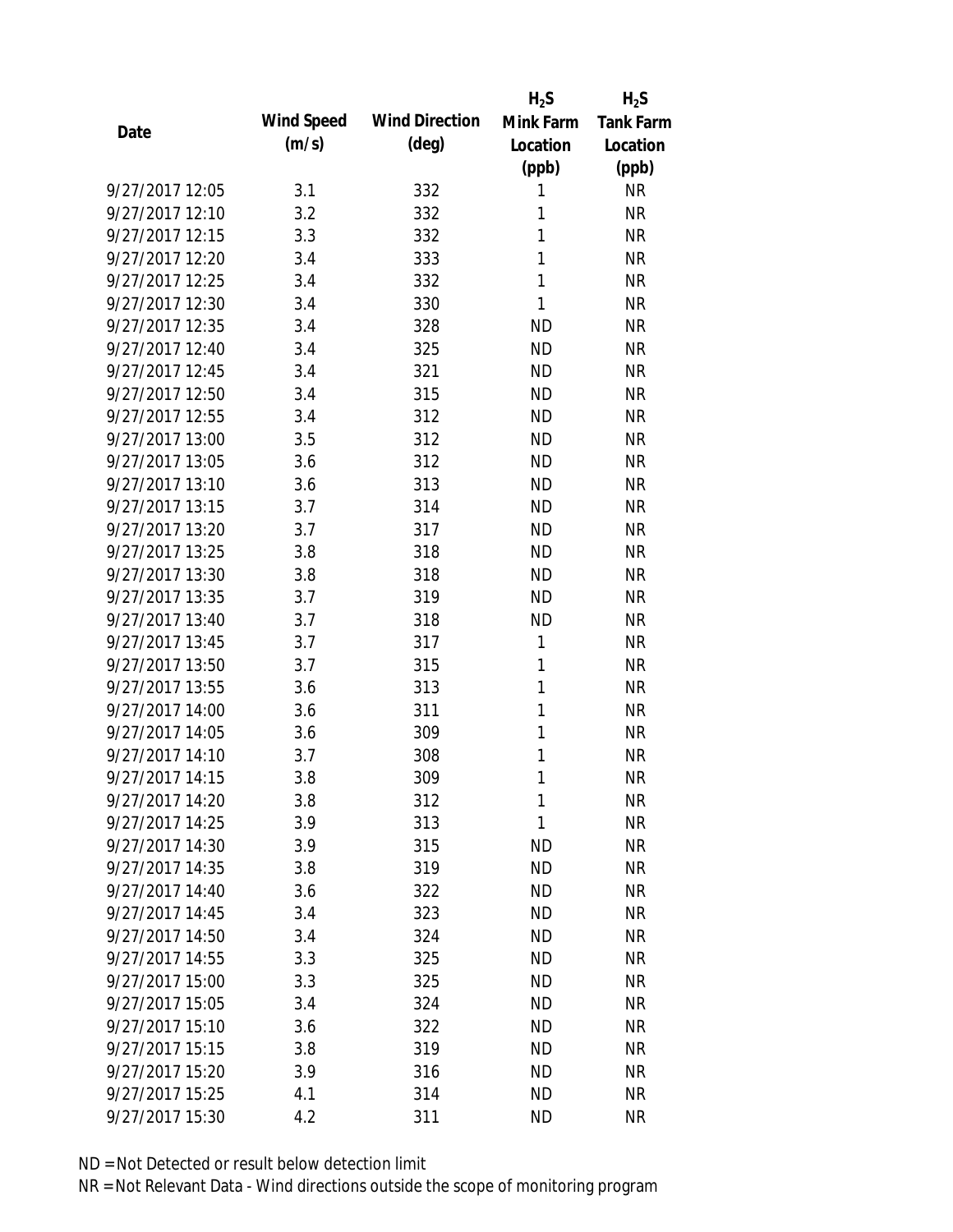| Date | Wind Speed (m/s) | Wind Direction (deg) | $H_2S$ Mink Farm Location (ppb) | $H_2S$ Tank Farm Location (ppb) |
|---|---|---|---|---|
| 9/27/2017 12:05 | 3.1 | 332 | 1 | NR |
| 9/27/2017 12:10 | 3.2 | 332 | 1 | NR |
| 9/27/2017 12:15 | 3.3 | 332 | 1 | NR |
| 9/27/2017 12:20 | 3.4 | 333 | 1 | NR |
| 9/27/2017 12:25 | 3.4 | 332 | 1 | NR |
| 9/27/2017 12:30 | 3.4 | 330 | 1 | NR |
| 9/27/2017 12:35 | 3.4 | 328 | ND | NR |
| 9/27/2017 12:40 | 3.4 | 325 | ND | NR |
| 9/27/2017 12:45 | 3.4 | 321 | ND | NR |
| 9/27/2017 12:50 | 3.4 | 315 | ND | NR |
| 9/27/2017 12:55 | 3.4 | 312 | ND | NR |
| 9/27/2017 13:00 | 3.5 | 312 | ND | NR |
| 9/27/2017 13:05 | 3.6 | 312 | ND | NR |
| 9/27/2017 13:10 | 3.6 | 313 | ND | NR |
| 9/27/2017 13:15 | 3.7 | 314 | ND | NR |
| 9/27/2017 13:20 | 3.7 | 317 | ND | NR |
| 9/27/2017 13:25 | 3.8 | 318 | ND | NR |
| 9/27/2017 13:30 | 3.8 | 318 | ND | NR |
| 9/27/2017 13:35 | 3.7 | 319 | ND | NR |
| 9/27/2017 13:40 | 3.7 | 318 | ND | NR |
| 9/27/2017 13:45 | 3.7 | 317 | 1 | NR |
| 9/27/2017 13:50 | 3.7 | 315 | 1 | NR |
| 9/27/2017 13:55 | 3.6 | 313 | 1 | NR |
| 9/27/2017 14:00 | 3.6 | 311 | 1 | NR |
| 9/27/2017 14:05 | 3.6 | 309 | 1 | NR |
| 9/27/2017 14:10 | 3.7 | 308 | 1 | NR |
| 9/27/2017 14:15 | 3.8 | 309 | 1 | NR |
| 9/27/2017 14:20 | 3.8 | 312 | 1 | NR |
| 9/27/2017 14:25 | 3.9 | 313 | 1 | NR |
| 9/27/2017 14:30 | 3.9 | 315 | ND | NR |
| 9/27/2017 14:35 | 3.8 | 319 | ND | NR |
| 9/27/2017 14:40 | 3.6 | 322 | ND | NR |
| 9/27/2017 14:45 | 3.4 | 323 | ND | NR |
| 9/27/2017 14:50 | 3.4 | 324 | ND | NR |
| 9/27/2017 14:55 | 3.3 | 325 | ND | NR |
| 9/27/2017 15:00 | 3.3 | 325 | ND | NR |
| 9/27/2017 15:05 | 3.4 | 324 | ND | NR |
| 9/27/2017 15:10 | 3.6 | 322 | ND | NR |
| 9/27/2017 15:15 | 3.8 | 319 | ND | NR |
| 9/27/2017 15:20 | 3.9 | 316 | ND | NR |
| 9/27/2017 15:25 | 4.1 | 314 | ND | NR |
| 9/27/2017 15:30 | 4.2 | 311 | ND | NR |

ND = Not Detected or result below detection limit

NR = Not Relevant Data - Wind directions outside the scope of monitoring program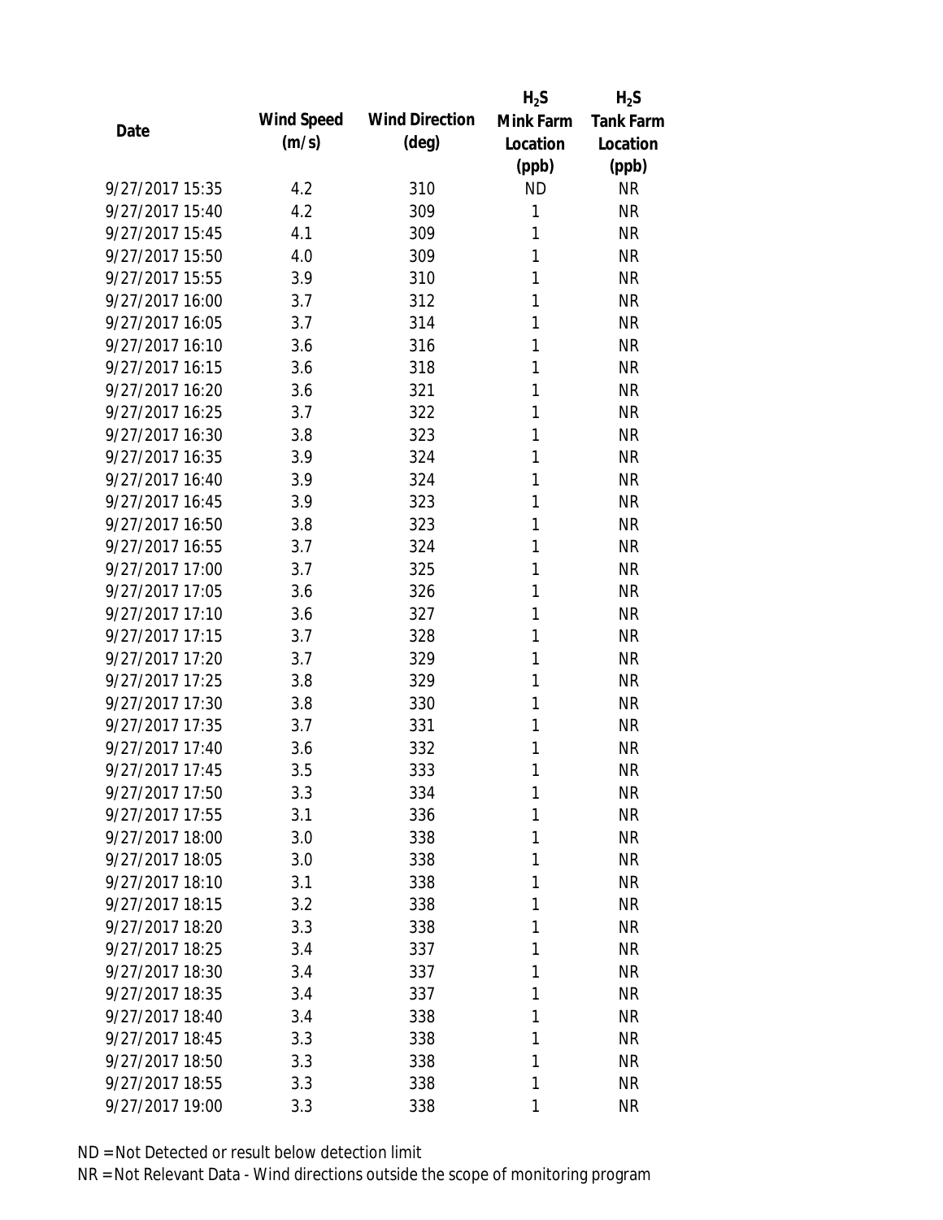| Date | Wind Speed (m/s) | Wind Direction (deg) | $H_2S$ Mink Farm Location (ppb) | $H_2S$ Tank Farm Location (ppb) |
|---|---|---|---|---|
| 9/27/2017 15:35 | 4.2 | 310 | ND | NR |
| 9/27/2017 15:40 | 4.2 | 309 | 1 | NR |
| 9/27/2017 15:45 | 4.1 | 309 | 1 | NR |
| 9/27/2017 15:50 | 4.0 | 309 | 1 | NR |
| 9/27/2017 15:55 | 3.9 | 310 | 1 | NR |
| 9/27/2017 16:00 | 3.7 | 312 | 1 | NR |
| 9/27/2017 16:05 | 3.7 | 314 | 1 | NR |
| 9/27/2017 16:10 | 3.6 | 316 | 1 | NR |
| 9/27/2017 16:15 | 3.6 | 318 | 1 | NR |
| 9/27/2017 16:20 | 3.6 | 321 | 1 | NR |
| 9/27/2017 16:25 | 3.7 | 322 | 1 | NR |
| 9/27/2017 16:30 | 3.8 | 323 | 1 | NR |
| 9/27/2017 16:35 | 3.9 | 324 | 1 | NR |
| 9/27/2017 16:40 | 3.9 | 324 | 1 | NR |
| 9/27/2017 16:45 | 3.9 | 323 | 1 | NR |
| 9/27/2017 16:50 | 3.8 | 323 | 1 | NR |
| 9/27/2017 16:55 | 3.7 | 324 | 1 | NR |
| 9/27/2017 17:00 | 3.7 | 325 | 1 | NR |
| 9/27/2017 17:05 | 3.6 | 326 | 1 | NR |
| 9/27/2017 17:10 | 3.6 | 327 | 1 | NR |
| 9/27/2017 17:15 | 3.7 | 328 | 1 | NR |
| 9/27/2017 17:20 | 3.7 | 329 | 1 | NR |
| 9/27/2017 17:25 | 3.8 | 329 | 1 | NR |
| 9/27/2017 17:30 | 3.8 | 330 | 1 | NR |
| 9/27/2017 17:35 | 3.7 | 331 | 1 | NR |
| 9/27/2017 17:40 | 3.6 | 332 | 1 | NR |
| 9/27/2017 17:45 | 3.5 | 333 | 1 | NR |
| 9/27/2017 17:50 | 3.3 | 334 | 1 | NR |
| 9/27/2017 17:55 | 3.1 | 336 | 1 | NR |
| 9/27/2017 18:00 | 3.0 | 338 | 1 | NR |
| 9/27/2017 18:05 | 3.0 | 338 | 1 | NR |
| 9/27/2017 18:10 | 3.1 | 338 | 1 | NR |
| 9/27/2017 18:15 | 3.2 | 338 | 1 | NR |
| 9/27/2017 18:20 | 3.3 | 338 | 1 | NR |
| 9/27/2017 18:25 | 3.4 | 337 | 1 | NR |
| 9/27/2017 18:30 | 3.4 | 337 | 1 | NR |
| 9/27/2017 18:35 | 3.4 | 337 | 1 | NR |
| 9/27/2017 18:40 | 3.4 | 338 | 1 | NR |
| 9/27/2017 18:45 | 3.3 | 338 | 1 | NR |
| 9/27/2017 18:50 | 3.3 | 338 | 1 | NR |
| 9/27/2017 18:55 | 3.3 | 338 | 1 | NR |
| 9/27/2017 19:00 | 3.3 | 338 | 1 | NR |

ND = Not Detected or result below detection limit

NR = Not Relevant Data - Wind directions outside the scope of monitoring program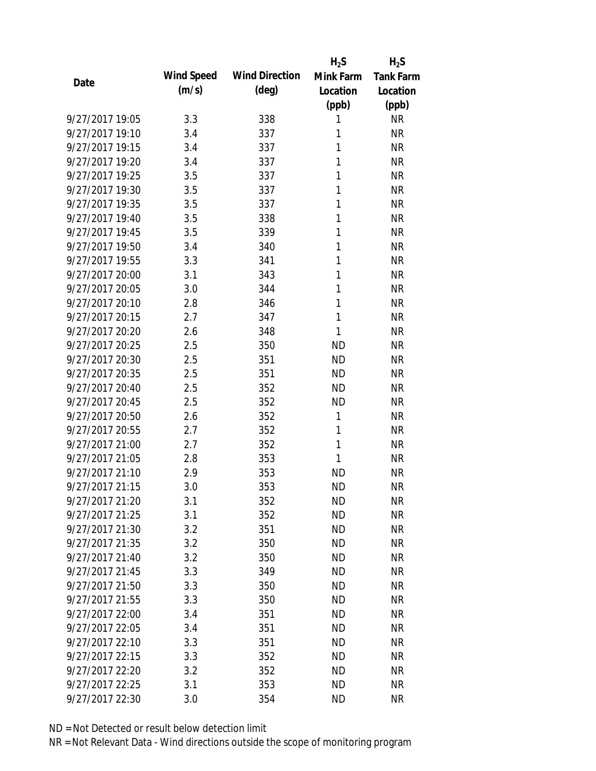| Date | Wind Speed (m/s) | Wind Direction (deg) | $H_2S$ Mink Farm Location (ppb) | $H_2S$ Tank Farm Location (ppb) |
|---|---|---|---|---|
| 9/27/2017 19:05 | 3.3 | 338 | 1 | NR |
| 9/27/2017 19:10 | 3.4 | 337 | 1 | NR |
| 9/27/2017 19:15 | 3.4 | 337 | 1 | NR |
| 9/27/2017 19:20 | 3.4 | 337 | 1 | NR |
| 9/27/2017 19:25 | 3.5 | 337 | 1 | NR |
| 9/27/2017 19:30 | 3.5 | 337 | 1 | NR |
| 9/27/2017 19:35 | 3.5 | 337 | 1 | NR |
| 9/27/2017 19:40 | 3.5 | 338 | 1 | NR |
| 9/27/2017 19:45 | 3.5 | 339 | 1 | NR |
| 9/27/2017 19:50 | 3.4 | 340 | 1 | NR |
| 9/27/2017 19:55 | 3.3 | 341 | 1 | NR |
| 9/27/2017 20:00 | 3.1 | 343 | 1 | NR |
| 9/27/2017 20:05 | 3.0 | 344 | 1 | NR |
| 9/27/2017 20:10 | 2.8 | 346 | 1 | NR |
| 9/27/2017 20:15 | 2.7 | 347 | 1 | NR |
| 9/27/2017 20:20 | 2.6 | 348 | 1 | NR |
| 9/27/2017 20:25 | 2.5 | 350 | ND | NR |
| 9/27/2017 20:30 | 2.5 | 351 | ND | NR |
| 9/27/2017 20:35 | 2.5 | 351 | ND | NR |
| 9/27/2017 20:40 | 2.5 | 352 | ND | NR |
| 9/27/2017 20:45 | 2.5 | 352 | ND | NR |
| 9/27/2017 20:50 | 2.6 | 352 | 1 | NR |
| 9/27/2017 20:55 | 2.7 | 352 | 1 | NR |
| 9/27/2017 21:00 | 2.7 | 352 | 1 | NR |
| 9/27/2017 21:05 | 2.8 | 353 | 1 | NR |
| 9/27/2017 21:10 | 2.9 | 353 | ND | NR |
| 9/27/2017 21:15 | 3.0 | 353 | ND | NR |
| 9/27/2017 21:20 | 3.1 | 352 | ND | NR |
| 9/27/2017 21:25 | 3.1 | 352 | ND | NR |
| 9/27/2017 21:30 | 3.2 | 351 | ND | NR |
| 9/27/2017 21:35 | 3.2 | 350 | ND | NR |
| 9/27/2017 21:40 | 3.2 | 350 | ND | NR |
| 9/27/2017 21:45 | 3.3 | 349 | ND | NR |
| 9/27/2017 21:50 | 3.3 | 350 | ND | NR |
| 9/27/2017 21:55 | 3.3 | 350 | ND | NR |
| 9/27/2017 22:00 | 3.4 | 351 | ND | NR |
| 9/27/2017 22:05 | 3.4 | 351 | ND | NR |
| 9/27/2017 22:10 | 3.3 | 351 | ND | NR |
| 9/27/2017 22:15 | 3.3 | 352 | ND | NR |
| 9/27/2017 22:20 | 3.2 | 352 | ND | NR |
| 9/27/2017 22:25 | 3.1 | 353 | ND | NR |
| 9/27/2017 22:30 | 3.0 | 354 | ND | NR |

ND = Not Detected or result below detection limit

NR = Not Relevant Data - Wind directions outside the scope of monitoring program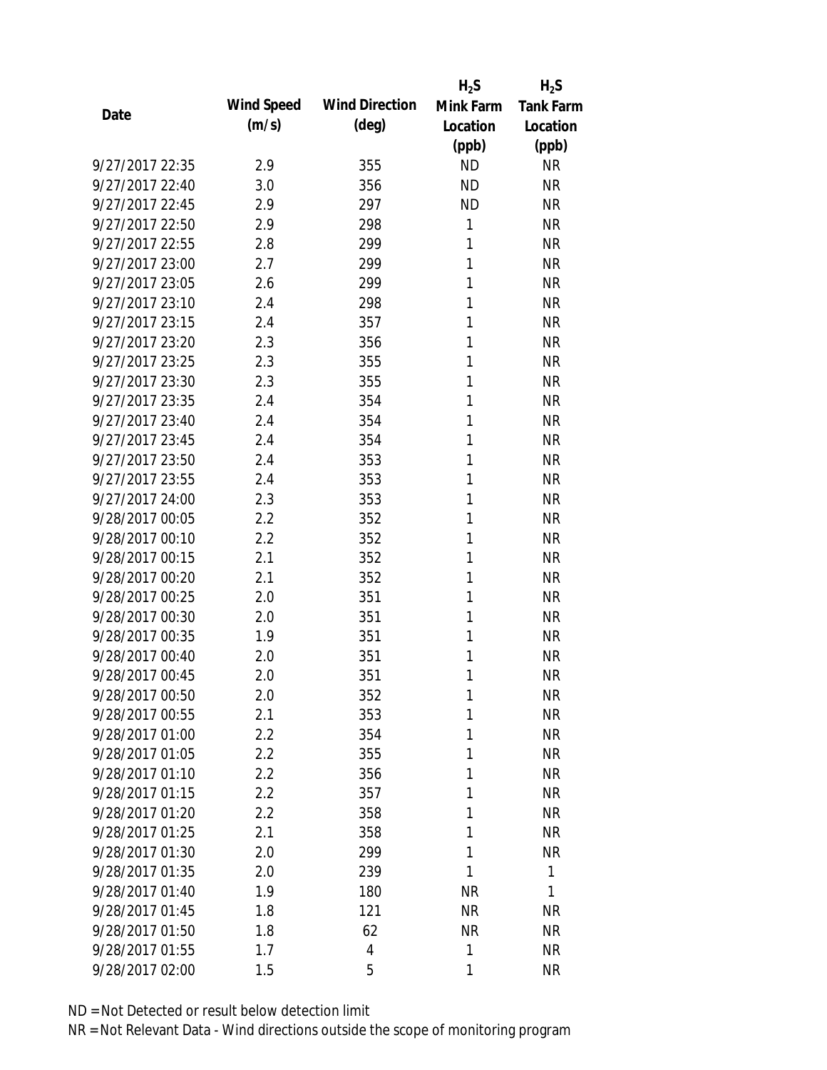| Date | Wind Speed (m/s) | Wind Direction (deg) | $H_2S$ Mink Farm Location (ppb) | $H_2S$ Tank Farm Location (ppb) |
|---|---|---|---|---|
| 9/27/2017 22:35 | 2.9 | 355 | ND | NR |
| 9/27/2017 22:40 | 3.0 | 356 | ND | NR |
| 9/27/2017 22:45 | 2.9 | 297 | ND | NR |
| 9/27/2017 22:50 | 2.9 | 298 | 1 | NR |
| 9/27/2017 22:55 | 2.8 | 299 | 1 | NR |
| 9/27/2017 23:00 | 2.7 | 299 | 1 | NR |
| 9/27/2017 23:05 | 2.6 | 299 | 1 | NR |
| 9/27/2017 23:10 | 2.4 | 298 | 1 | NR |
| 9/27/2017 23:15 | 2.4 | 357 | 1 | NR |
| 9/27/2017 23:20 | 2.3 | 356 | 1 | NR |
| 9/27/2017 23:25 | 2.3 | 355 | 1 | NR |
| 9/27/2017 23:30 | 2.3 | 355 | 1 | NR |
| 9/27/2017 23:35 | 2.4 | 354 | 1 | NR |
| 9/27/2017 23:40 | 2.4 | 354 | 1 | NR |
| 9/27/2017 23:45 | 2.4 | 354 | 1 | NR |
| 9/27/2017 23:50 | 2.4 | 353 | 1 | NR |
| 9/27/2017 23:55 | 2.4 | 353 | 1 | NR |
| 9/27/2017 24:00 | 2.3 | 353 | 1 | NR |
| 9/28/2017 00:05 | 2.2 | 352 | 1 | NR |
| 9/28/2017 00:10 | 2.2 | 352 | 1 | NR |
| 9/28/2017 00:15 | 2.1 | 352 | 1 | NR |
| 9/28/2017 00:20 | 2.1 | 352 | 1 | NR |
| 9/28/2017 00:25 | 2.0 | 351 | 1 | NR |
| 9/28/2017 00:30 | 2.0 | 351 | 1 | NR |
| 9/28/2017 00:35 | 1.9 | 351 | 1 | NR |
| 9/28/2017 00:40 | 2.0 | 351 | 1 | NR |
| 9/28/2017 00:45 | 2.0 | 351 | 1 | NR |
| 9/28/2017 00:50 | 2.0 | 352 | 1 | NR |
| 9/28/2017 00:55 | 2.1 | 353 | 1 | NR |
| 9/28/2017 01:00 | 2.2 | 354 | 1 | NR |
| 9/28/2017 01:05 | 2.2 | 355 | 1 | NR |
| 9/28/2017 01:10 | 2.2 | 356 | 1 | NR |
| 9/28/2017 01:15 | 2.2 | 357 | 1 | NR |
| 9/28/2017 01:20 | 2.2 | 358 | 1 | NR |
| 9/28/2017 01:25 | 2.1 | 358 | 1 | NR |
| 9/28/2017 01:30 | 2.0 | 299 | 1 | NR |
| 9/28/2017 01:35 | 2.0 | 239 | 1 | 1 |
| 9/28/2017 01:40 | 1.9 | 180 | NR | 1 |
| 9/28/2017 01:45 | 1.8 | 121 | NR | NR |
| 9/28/2017 01:50 | 1.8 | 62 | NR | NR |
| 9/28/2017 01:55 | 1.7 | 4 | 1 | NR |
| 9/28/2017 02:00 | 1.5 | 5 | 1 | NR |

ND = Not Detected or result below detection limit

NR = Not Relevant Data - Wind directions outside the scope of monitoring program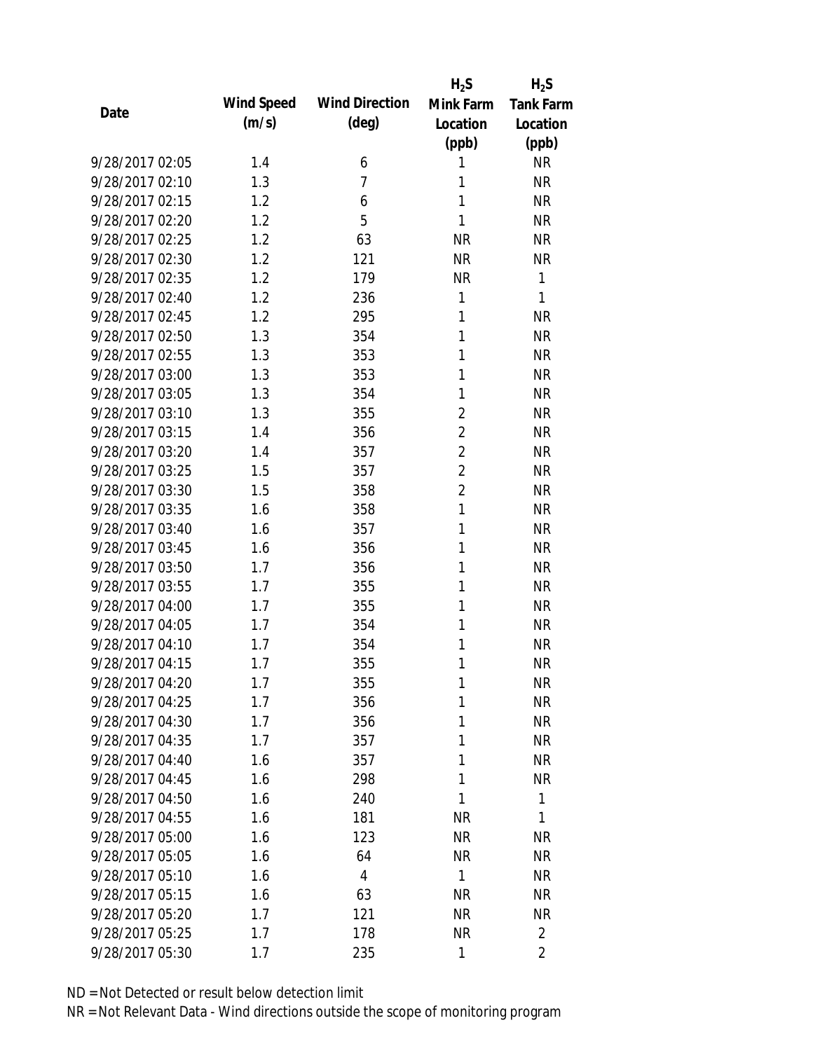| Date | Wind Speed (m/s) | Wind Direction (deg) | $H_2S$ Mink Farm Location (ppb) | $H_2S$ Tank Farm Location (ppb) |
|---|---|---|---|---|
| 9/28/2017 02:05 | 1.4 | 6 | 1 | NR |
| 9/28/2017 02:10 | 1.3 | 7 | 1 | NR |
| 9/28/2017 02:15 | 1.2 | 6 | 1 | NR |
| 9/28/2017 02:20 | 1.2 | 5 | 1 | NR |
| 9/28/2017 02:25 | 1.2 | 63 | NR | NR |
| 9/28/2017 02:30 | 1.2 | 121 | NR | NR |
| 9/28/2017 02:35 | 1.2 | 179 | NR | 1 |
| 9/28/2017 02:40 | 1.2 | 236 | 1 | 1 |
| 9/28/2017 02:45 | 1.2 | 295 | 1 | NR |
| 9/28/2017 02:50 | 1.3 | 354 | 1 | NR |
| 9/28/2017 02:55 | 1.3 | 353 | 1 | NR |
| 9/28/2017 03:00 | 1.3 | 353 | 1 | NR |
| 9/28/2017 03:05 | 1.3 | 354 | 1 | NR |
| 9/28/2017 03:10 | 1.3 | 355 | 2 | NR |
| 9/28/2017 03:15 | 1.4 | 356 | 2 | NR |
| 9/28/2017 03:20 | 1.4 | 357 | 2 | NR |
| 9/28/2017 03:25 | 1.5 | 357 | 2 | NR |
| 9/28/2017 03:30 | 1.5 | 358 | 2 | NR |
| 9/28/2017 03:35 | 1.6 | 358 | 1 | NR |
| 9/28/2017 03:40 | 1.6 | 357 | 1 | NR |
| 9/28/2017 03:45 | 1.6 | 356 | 1 | NR |
| 9/28/2017 03:50 | 1.7 | 356 | 1 | NR |
| 9/28/2017 03:55 | 1.7 | 355 | 1 | NR |
| 9/28/2017 04:00 | 1.7 | 355 | 1 | NR |
| 9/28/2017 04:05 | 1.7 | 354 | 1 | NR |
| 9/28/2017 04:10 | 1.7 | 354 | 1 | NR |
| 9/28/2017 04:15 | 1.7 | 355 | 1 | NR |
| 9/28/2017 04:20 | 1.7 | 355 | 1 | NR |
| 9/28/2017 04:25 | 1.7 | 356 | 1 | NR |
| 9/28/2017 04:30 | 1.7 | 356 | 1 | NR |
| 9/28/2017 04:35 | 1.7 | 357 | 1 | NR |
| 9/28/2017 04:40 | 1.6 | 357 | 1 | NR |
| 9/28/2017 04:45 | 1.6 | 298 | 1 | NR |
| 9/28/2017 04:50 | 1.6 | 240 | 1 | 1 |
| 9/28/2017 04:55 | 1.6 | 181 | NR | 1 |
| 9/28/2017 05:00 | 1.6 | 123 | NR | NR |
| 9/28/2017 05:05 | 1.6 | 64 | NR | NR |
| 9/28/2017 05:10 | 1.6 | 4 | 1 | NR |
| 9/28/2017 05:15 | 1.6 | 63 | NR | NR |
| 9/28/2017 05:20 | 1.7 | 121 | NR | NR |
| 9/28/2017 05:25 | 1.7 | 178 | NR | 2 |
| 9/28/2017 05:30 | 1.7 | 235 | 1 | 2 |

ND = Not Detected or result below detection limit

NR = Not Relevant Data - Wind directions outside the scope of monitoring program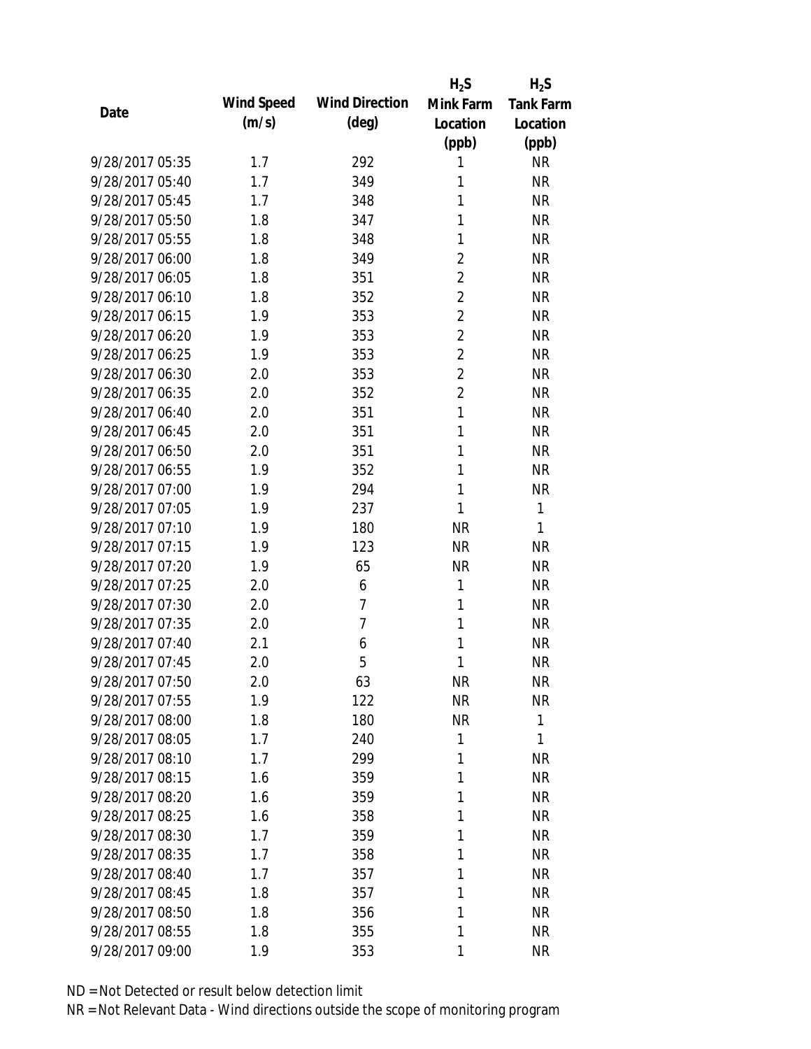| Date | Wind Speed (m/s) | Wind Direction (deg) | $H_2S$ Mink Farm Location (ppb) | $H_2S$ Tank Farm Location (ppb) |
|---|---|---|---|---|
| 9/28/2017 05:35 | 1.7 | 292 | 1 | NR |
| 9/28/2017 05:40 | 1.7 | 349 | 1 | NR |
| 9/28/2017 05:45 | 1.7 | 348 | 1 | NR |
| 9/28/2017 05:50 | 1.8 | 347 | 1 | NR |
| 9/28/2017 05:55 | 1.8 | 348 | 1 | NR |
| 9/28/2017 06:00 | 1.8 | 349 | 2 | NR |
| 9/28/2017 06:05 | 1.8 | 351 | 2 | NR |
| 9/28/2017 06:10 | 1.8 | 352 | 2 | NR |
| 9/28/2017 06:15 | 1.9 | 353 | 2 | NR |
| 9/28/2017 06:20 | 1.9 | 353 | 2 | NR |
| 9/28/2017 06:25 | 1.9 | 353 | 2 | NR |
| 9/28/2017 06:30 | 2.0 | 353 | 2 | NR |
| 9/28/2017 06:35 | 2.0 | 352 | 2 | NR |
| 9/28/2017 06:40 | 2.0 | 351 | 1 | NR |
| 9/28/2017 06:45 | 2.0 | 351 | 1 | NR |
| 9/28/2017 06:50 | 2.0 | 351 | 1 | NR |
| 9/28/2017 06:55 | 1.9 | 352 | 1 | NR |
| 9/28/2017 07:00 | 1.9 | 294 | 1 | NR |
| 9/28/2017 07:05 | 1.9 | 237 | 1 | 1 |
| 9/28/2017 07:10 | 1.9 | 180 | NR | 1 |
| 9/28/2017 07:15 | 1.9 | 123 | NR | NR |
| 9/28/2017 07:20 | 1.9 | 65 | NR | NR |
| 9/28/2017 07:25 | 2.0 | 6 | 1 | NR |
| 9/28/2017 07:30 | 2.0 | 7 | 1 | NR |
| 9/28/2017 07:35 | 2.0 | 7 | 1 | NR |
| 9/28/2017 07:40 | 2.1 | 6 | 1 | NR |
| 9/28/2017 07:45 | 2.0 | 5 | 1 | NR |
| 9/28/2017 07:50 | 2.0 | 63 | NR | NR |
| 9/28/2017 07:55 | 1.9 | 122 | NR | NR |
| 9/28/2017 08:00 | 1.8 | 180 | NR | 1 |
| 9/28/2017 08:05 | 1.7 | 240 | 1 | 1 |
| 9/28/2017 08:10 | 1.7 | 299 | 1 | NR |
| 9/28/2017 08:15 | 1.6 | 359 | 1 | NR |
| 9/28/2017 08:20 | 1.6 | 359 | 1 | NR |
| 9/28/2017 08:25 | 1.6 | 358 | 1 | NR |
| 9/28/2017 08:30 | 1.7 | 359 | 1 | NR |
| 9/28/2017 08:35 | 1.7 | 358 | 1 | NR |
| 9/28/2017 08:40 | 1.7 | 357 | 1 | NR |
| 9/28/2017 08:45 | 1.8 | 357 | 1 | NR |
| 9/28/2017 08:50 | 1.8 | 356 | 1 | NR |
| 9/28/2017 08:55 | 1.8 | 355 | 1 | NR |
| 9/28/2017 09:00 | 1.9 | 353 | 1 | NR |

ND = Not Detected or result below detection limit

NR = Not Relevant Data - Wind directions outside the scope of monitoring program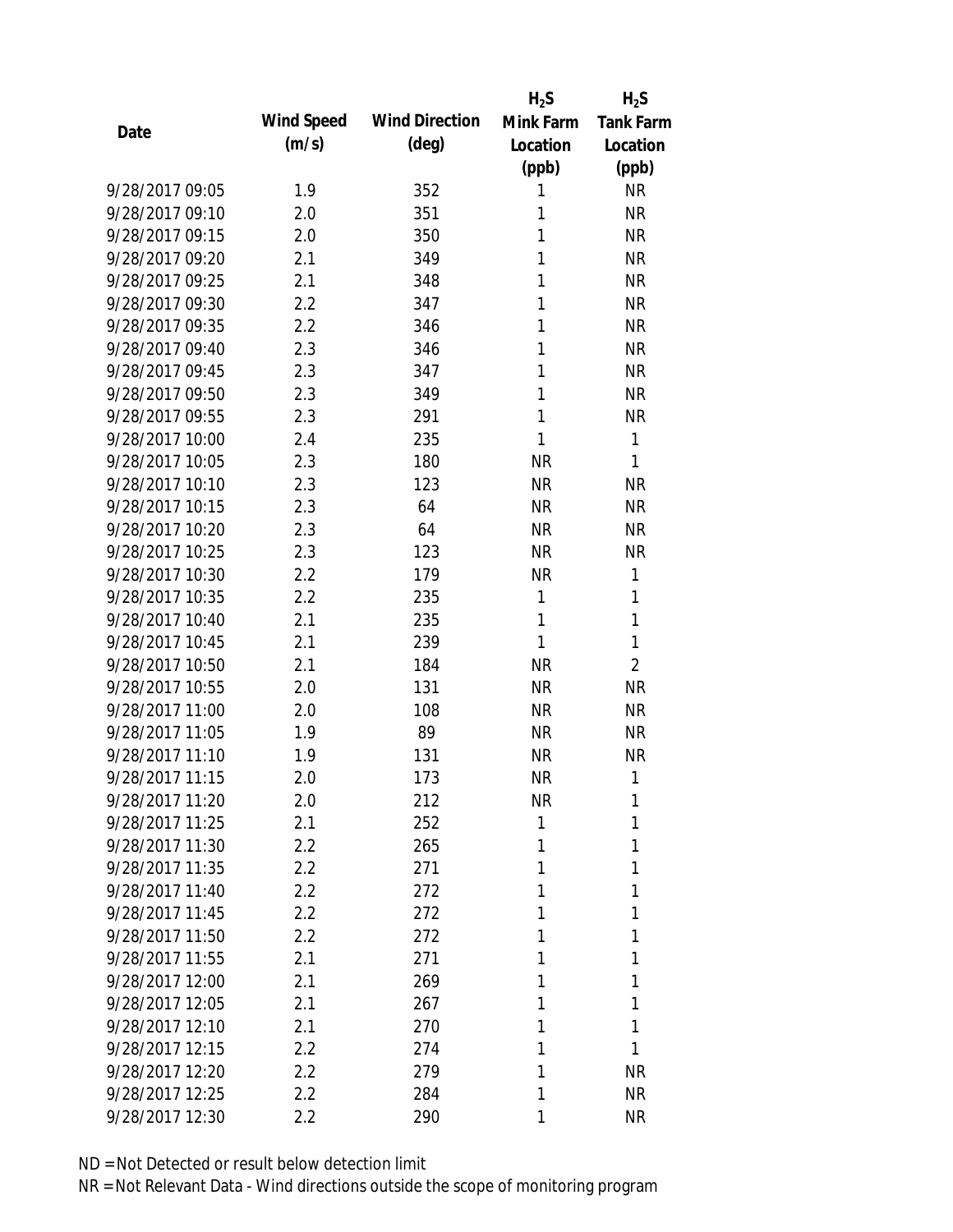| Date | Wind Speed (m/s) | Wind Direction (deg) | $H_2S$ Mink Farm Location (ppb) | $H_2S$ Tank Farm Location (ppb) |
|---|---|---|---|---|
| 9/28/2017 09:05 | 1.9 | 352 | 1 | NR |
| 9/28/2017 09:10 | 2.0 | 351 | 1 | NR |
| 9/28/2017 09:15 | 2.0 | 350 | 1 | NR |
| 9/28/2017 09:20 | 2.1 | 349 | 1 | NR |
| 9/28/2017 09:25 | 2.1 | 348 | 1 | NR |
| 9/28/2017 09:30 | 2.2 | 347 | 1 | NR |
| 9/28/2017 09:35 | 2.2 | 346 | 1 | NR |
| 9/28/2017 09:40 | 2.3 | 346 | 1 | NR |
| 9/28/2017 09:45 | 2.3 | 347 | 1 | NR |
| 9/28/2017 09:50 | 2.3 | 349 | 1 | NR |
| 9/28/2017 09:55 | 2.3 | 291 | 1 | NR |
| 9/28/2017 10:00 | 2.4 | 235 | 1 | 1 |
| 9/28/2017 10:05 | 2.3 | 180 | NR | 1 |
| 9/28/2017 10:10 | 2.3 | 123 | NR | NR |
| 9/28/2017 10:15 | 2.3 | 64 | NR | NR |
| 9/28/2017 10:20 | 2.3 | 64 | NR | NR |
| 9/28/2017 10:25 | 2.3 | 123 | NR | NR |
| 9/28/2017 10:30 | 2.2 | 179 | NR | 1 |
| 9/28/2017 10:35 | 2.2 | 235 | 1 | 1 |
| 9/28/2017 10:40 | 2.1 | 235 | 1 | 1 |
| 9/28/2017 10:45 | 2.1 | 239 | 1 | 1 |
| 9/28/2017 10:50 | 2.1 | 184 | NR | 2 |
| 9/28/2017 10:55 | 2.0 | 131 | NR | NR |
| 9/28/2017 11:00 | 2.0 | 108 | NR | NR |
| 9/28/2017 11:05 | 1.9 | 89 | NR | NR |
| 9/28/2017 11:10 | 1.9 | 131 | NR | NR |
| 9/28/2017 11:15 | 2.0 | 173 | NR | 1 |
| 9/28/2017 11:20 | 2.0 | 212 | NR | 1 |
| 9/28/2017 11:25 | 2.1 | 252 | 1 | 1 |
| 9/28/2017 11:30 | 2.2 | 265 | 1 | 1 |
| 9/28/2017 11:35 | 2.2 | 271 | 1 | 1 |
| 9/28/2017 11:40 | 2.2 | 272 | 1 | 1 |
| 9/28/2017 11:45 | 2.2 | 272 | 1 | 1 |
| 9/28/2017 11:50 | 2.2 | 272 | 1 | 1 |
| 9/28/2017 11:55 | 2.1 | 271 | 1 | 1 |
| 9/28/2017 12:00 | 2.1 | 269 | 1 | 1 |
| 9/28/2017 12:05 | 2.1 | 267 | 1 | 1 |
| 9/28/2017 12:10 | 2.1 | 270 | 1 | 1 |
| 9/28/2017 12:15 | 2.2 | 274 | 1 | 1 |
| 9/28/2017 12:20 | 2.2 | 279 | 1 | NR |
| 9/28/2017 12:25 | 2.2 | 284 | 1 | NR |
| 9/28/2017 12:30 | 2.2 | 290 | 1 | NR |

ND = Not Detected or result below detection limit

NR = Not Relevant Data - Wind directions outside the scope of monitoring program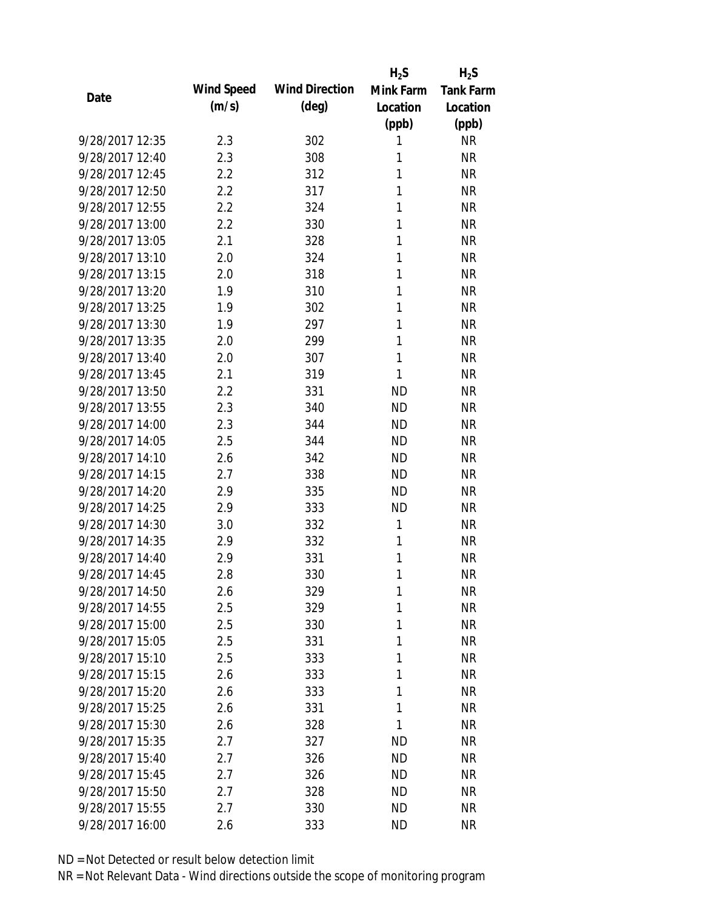| Date | Wind Speed (m/s) | Wind Direction (deg) | $H_2S$ Mink Farm Location (ppb) | $H_2S$ Tank Farm Location (ppb) |
|---|---|---|---|---|
| 9/28/2017 12:35 | 2.3 | 302 | 1 | NR |
| 9/28/2017 12:40 | 2.3 | 308 | 1 | NR |
| 9/28/2017 12:45 | 2.2 | 312 | 1 | NR |
| 9/28/2017 12:50 | 2.2 | 317 | 1 | NR |
| 9/28/2017 12:55 | 2.2 | 324 | 1 | NR |
| 9/28/2017 13:00 | 2.2 | 330 | 1 | NR |
| 9/28/2017 13:05 | 2.1 | 328 | 1 | NR |
| 9/28/2017 13:10 | 2.0 | 324 | 1 | NR |
| 9/28/2017 13:15 | 2.0 | 318 | 1 | NR |
| 9/28/2017 13:20 | 1.9 | 310 | 1 | NR |
| 9/28/2017 13:25 | 1.9 | 302 | 1 | NR |
| 9/28/2017 13:30 | 1.9 | 297 | 1 | NR |
| 9/28/2017 13:35 | 2.0 | 299 | 1 | NR |
| 9/28/2017 13:40 | 2.0 | 307 | 1 | NR |
| 9/28/2017 13:45 | 2.1 | 319 | 1 | NR |
| 9/28/2017 13:50 | 2.2 | 331 | ND | NR |
| 9/28/2017 13:55 | 2.3 | 340 | ND | NR |
| 9/28/2017 14:00 | 2.3 | 344 | ND | NR |
| 9/28/2017 14:05 | 2.5 | 344 | ND | NR |
| 9/28/2017 14:10 | 2.6 | 342 | ND | NR |
| 9/28/2017 14:15 | 2.7 | 338 | ND | NR |
| 9/28/2017 14:20 | 2.9 | 335 | ND | NR |
| 9/28/2017 14:25 | 2.9 | 333 | ND | NR |
| 9/28/2017 14:30 | 3.0 | 332 | 1 | NR |
| 9/28/2017 14:35 | 2.9 | 332 | 1 | NR |
| 9/28/2017 14:40 | 2.9 | 331 | 1 | NR |
| 9/28/2017 14:45 | 2.8 | 330 | 1 | NR |
| 9/28/2017 14:50 | 2.6 | 329 | 1 | NR |
| 9/28/2017 14:55 | 2.5 | 329 | 1 | NR |
| 9/28/2017 15:00 | 2.5 | 330 | 1 | NR |
| 9/28/2017 15:05 | 2.5 | 331 | 1 | NR |
| 9/28/2017 15:10 | 2.5 | 333 | 1 | NR |
| 9/28/2017 15:15 | 2.6 | 333 | 1 | NR |
| 9/28/2017 15:20 | 2.6 | 333 | 1 | NR |
| 9/28/2017 15:25 | 2.6 | 331 | 1 | NR |
| 9/28/2017 15:30 | 2.6 | 328 | 1 | NR |
| 9/28/2017 15:35 | 2.7 | 327 | ND | NR |
| 9/28/2017 15:40 | 2.7 | 326 | ND | NR |
| 9/28/2017 15:45 | 2.7 | 326 | ND | NR |
| 9/28/2017 15:50 | 2.7 | 328 | ND | NR |
| 9/28/2017 15:55 | 2.7 | 330 | ND | NR |
| 9/28/2017 16:00 | 2.6 | 333 | ND | NR |

ND = Not Detected or result below detection limit

NR = Not Relevant Data - Wind directions outside the scope of monitoring program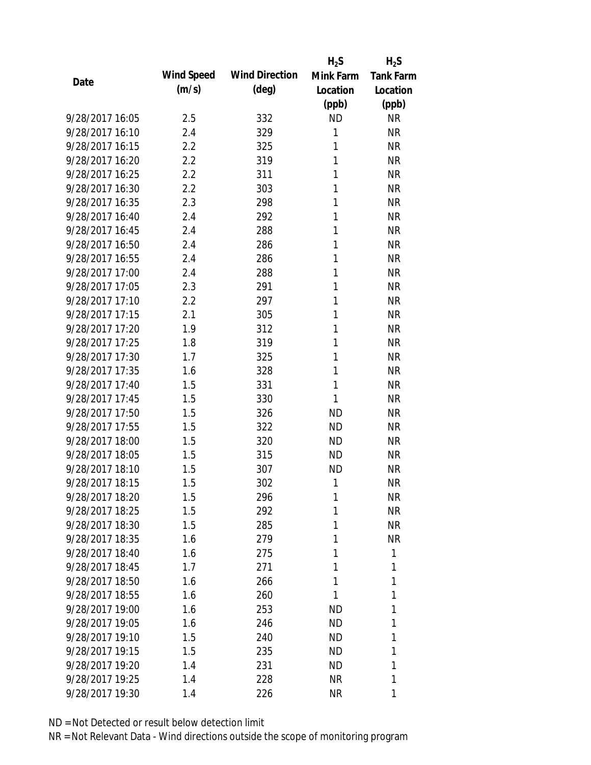| Date | Wind Speed (m/s) | Wind Direction (deg) | $H_2S$ Mink Farm Location (ppb) | $H_2S$ Tank Farm Location (ppb) |
|---|---|---|---|---|
| 9/28/2017 16:05 | 2.5 | 332 | ND | NR |
| 9/28/2017 16:10 | 2.4 | 329 | 1 | NR |
| 9/28/2017 16:15 | 2.2 | 325 | 1 | NR |
| 9/28/2017 16:20 | 2.2 | 319 | 1 | NR |
| 9/28/2017 16:25 | 2.2 | 311 | 1 | NR |
| 9/28/2017 16:30 | 2.2 | 303 | 1 | NR |
| 9/28/2017 16:35 | 2.3 | 298 | 1 | NR |
| 9/28/2017 16:40 | 2.4 | 292 | 1 | NR |
| 9/28/2017 16:45 | 2.4 | 288 | 1 | NR |
| 9/28/2017 16:50 | 2.4 | 286 | 1 | NR |
| 9/28/2017 16:55 | 2.4 | 286 | 1 | NR |
| 9/28/2017 17:00 | 2.4 | 288 | 1 | NR |
| 9/28/2017 17:05 | 2.3 | 291 | 1 | NR |
| 9/28/2017 17:10 | 2.2 | 297 | 1 | NR |
| 9/28/2017 17:15 | 2.1 | 305 | 1 | NR |
| 9/28/2017 17:20 | 1.9 | 312 | 1 | NR |
| 9/28/2017 17:25 | 1.8 | 319 | 1 | NR |
| 9/28/2017 17:30 | 1.7 | 325 | 1 | NR |
| 9/28/2017 17:35 | 1.6 | 328 | 1 | NR |
| 9/28/2017 17:40 | 1.5 | 331 | 1 | NR |
| 9/28/2017 17:45 | 1.5 | 330 | 1 | NR |
| 9/28/2017 17:50 | 1.5 | 326 | ND | NR |
| 9/28/2017 17:55 | 1.5 | 322 | ND | NR |
| 9/28/2017 18:00 | 1.5 | 320 | ND | NR |
| 9/28/2017 18:05 | 1.5 | 315 | ND | NR |
| 9/28/2017 18:10 | 1.5 | 307 | ND | NR |
| 9/28/2017 18:15 | 1.5 | 302 | 1 | NR |
| 9/28/2017 18:20 | 1.5 | 296 | 1 | NR |
| 9/28/2017 18:25 | 1.5 | 292 | 1 | NR |
| 9/28/2017 18:30 | 1.5 | 285 | 1 | NR |
| 9/28/2017 18:35 | 1.6 | 279 | 1 | NR |
| 9/28/2017 18:40 | 1.6 | 275 | 1 | 1 |
| 9/28/2017 18:45 | 1.7 | 271 | 1 | 1 |
| 9/28/2017 18:50 | 1.6 | 266 | 1 | 1 |
| 9/28/2017 18:55 | 1.6 | 260 | 1 | 1 |
| 9/28/2017 19:00 | 1.6 | 253 | ND | 1 |
| 9/28/2017 19:05 | 1.6 | 246 | ND | 1 |
| 9/28/2017 19:10 | 1.5 | 240 | ND | 1 |
| 9/28/2017 19:15 | 1.5 | 235 | ND | 1 |
| 9/28/2017 19:20 | 1.4 | 231 | ND | 1 |
| 9/28/2017 19:25 | 1.4 | 228 | NR | 1 |
| 9/28/2017 19:30 | 1.4 | 226 | NR | 1 |

ND = Not Detected or result below detection limit

NR = Not Relevant Data - Wind directions outside the scope of monitoring program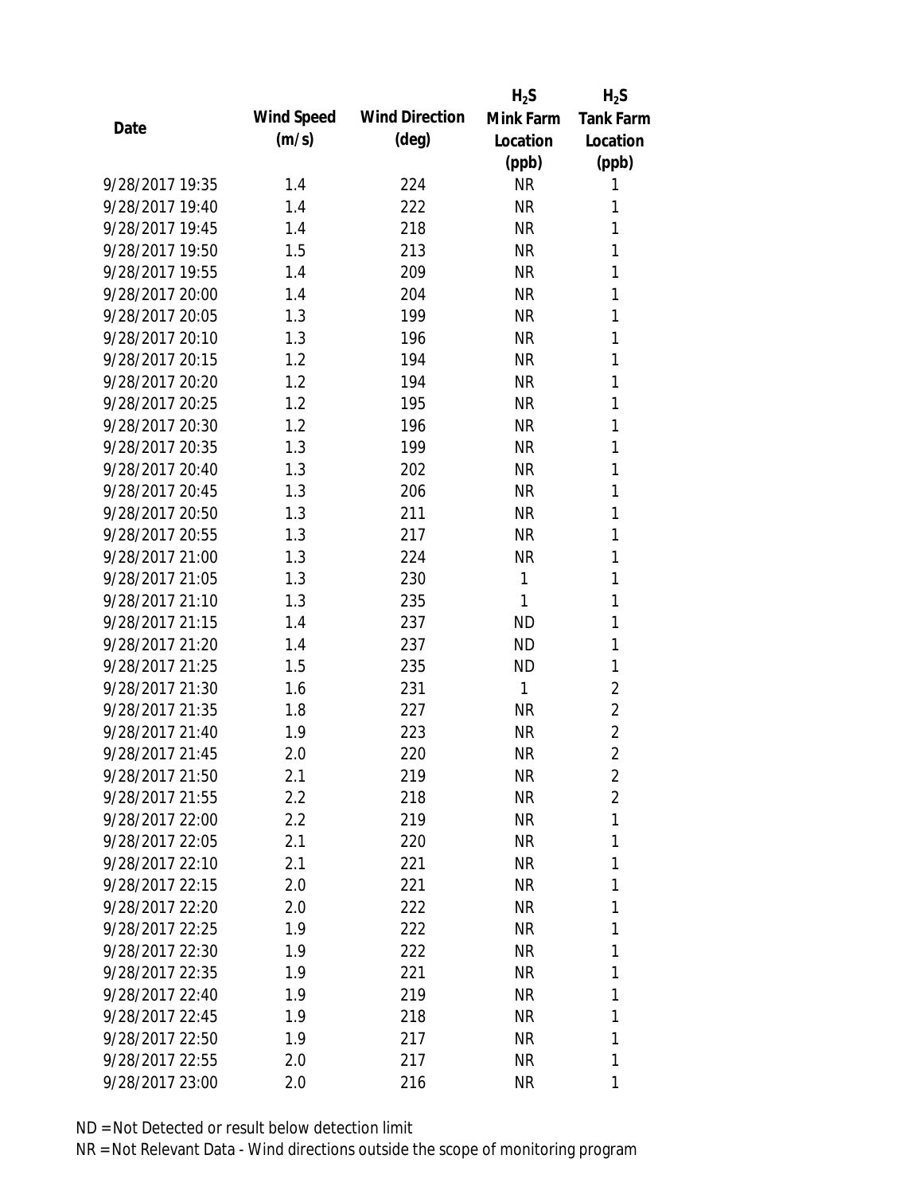| Date | Wind Speed (m/s) | Wind Direction (deg) | $H_2S$ Mink Farm Location (ppb) | $H_2S$ Tank Farm Location (ppb) |
|---|---|---|---|---|
| 9/28/2017 19:35 | 1.4 | 224 | NR | 1 |
| 9/28/2017 19:40 | 1.4 | 222 | NR | 1 |
| 9/28/2017 19:45 | 1.4 | 218 | NR | 1 |
| 9/28/2017 19:50 | 1.5 | 213 | NR | 1 |
| 9/28/2017 19:55 | 1.4 | 209 | NR | 1 |
| 9/28/2017 20:00 | 1.4 | 204 | NR | 1 |
| 9/28/2017 20:05 | 1.3 | 199 | NR | 1 |
| 9/28/2017 20:10 | 1.3 | 196 | NR | 1 |
| 9/28/2017 20:15 | 1.2 | 194 | NR | 1 |
| 9/28/2017 20:20 | 1.2 | 194 | NR | 1 |
| 9/28/2017 20:25 | 1.2 | 195 | NR | 1 |
| 9/28/2017 20:30 | 1.2 | 196 | NR | 1 |
| 9/28/2017 20:35 | 1.3 | 199 | NR | 1 |
| 9/28/2017 20:40 | 1.3 | 202 | NR | 1 |
| 9/28/2017 20:45 | 1.3 | 206 | NR | 1 |
| 9/28/2017 20:50 | 1.3 | 211 | NR | 1 |
| 9/28/2017 20:55 | 1.3 | 217 | NR | 1 |
| 9/28/2017 21:00 | 1.3 | 224 | NR | 1 |
| 9/28/2017 21:05 | 1.3 | 230 | 1 | 1 |
| 9/28/2017 21:10 | 1.3 | 235 | 1 | 1 |
| 9/28/2017 21:15 | 1.4 | 237 | ND | 1 |
| 9/28/2017 21:20 | 1.4 | 237 | ND | 1 |
| 9/28/2017 21:25 | 1.5 | 235 | ND | 1 |
| 9/28/2017 21:30 | 1.6 | 231 | 1 | 2 |
| 9/28/2017 21:35 | 1.8 | 227 | NR | 2 |
| 9/28/2017 21:40 | 1.9 | 223 | NR | 2 |
| 9/28/2017 21:45 | 2.0 | 220 | NR | 2 |
| 9/28/2017 21:50 | 2.1 | 219 | NR | 2 |
| 9/28/2017 21:55 | 2.2 | 218 | NR | 2 |
| 9/28/2017 22:00 | 2.2 | 219 | NR | 1 |
| 9/28/2017 22:05 | 2.1 | 220 | NR | 1 |
| 9/28/2017 22:10 | 2.1 | 221 | NR | 1 |
| 9/28/2017 22:15 | 2.0 | 221 | NR | 1 |
| 9/28/2017 22:20 | 2.0 | 222 | NR | 1 |
| 9/28/2017 22:25 | 1.9 | 222 | NR | 1 |
| 9/28/2017 22:30 | 1.9 | 222 | NR | 1 |
| 9/28/2017 22:35 | 1.9 | 221 | NR | 1 |
| 9/28/2017 22:40 | 1.9 | 219 | NR | 1 |
| 9/28/2017 22:45 | 1.9 | 218 | NR | 1 |
| 9/28/2017 22:50 | 1.9 | 217 | NR | 1 |
| 9/28/2017 22:55 | 2.0 | 217 | NR | 1 |
| 9/28/2017 23:00 | 2.0 | 216 | NR | 1 |

ND = Not Detected or result below detection limit

NR = Not Relevant Data - Wind directions outside the scope of monitoring program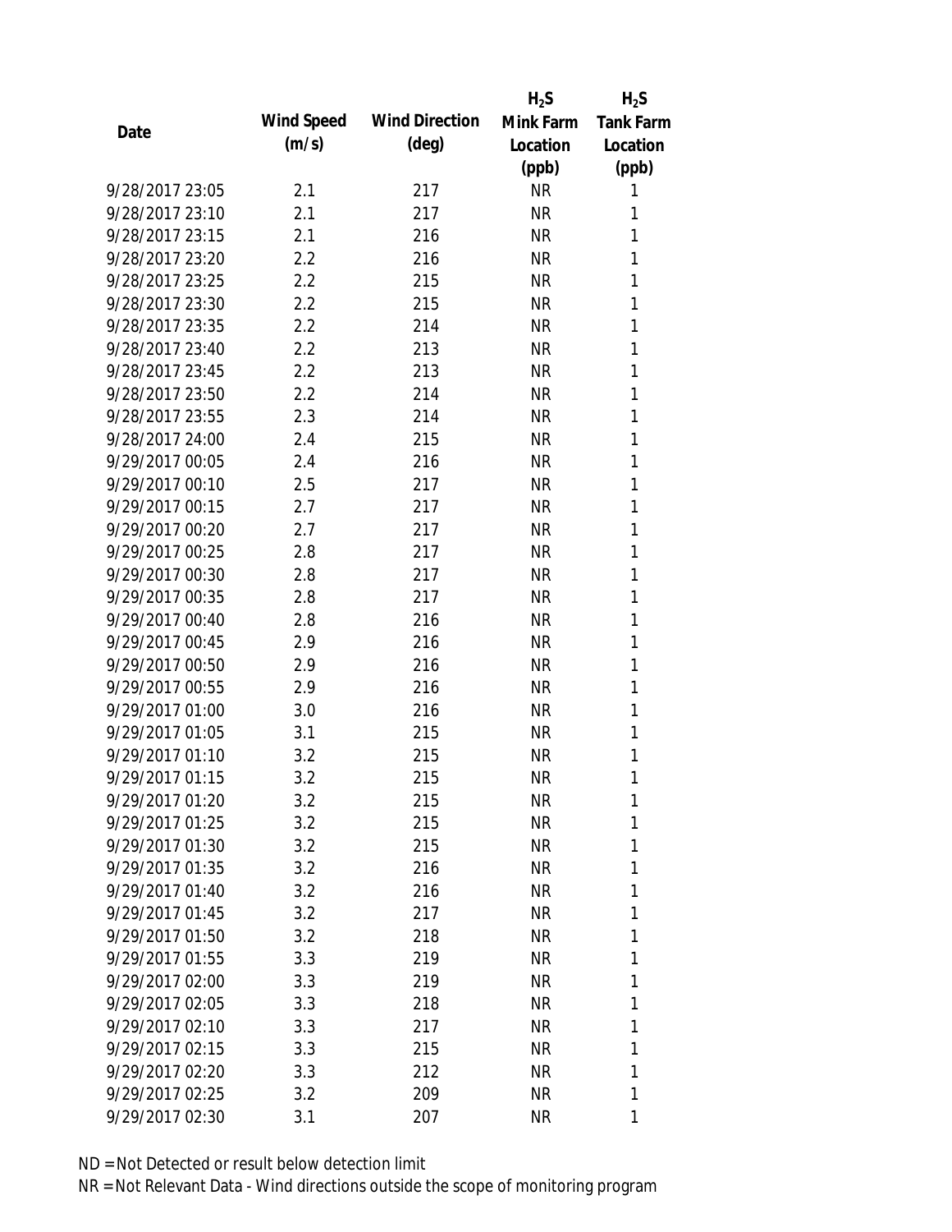| Date | Wind Speed (m/s) | Wind Direction (deg) | $H_2S$ Mink Farm Location (ppb) | $H_2S$ Tank Farm Location (ppb) |
|---|---|---|---|---|
| 9/28/2017 23:05 | 2.1 | 217 | NR | 1 |
| 9/28/2017 23:10 | 2.1 | 217 | NR | 1 |
| 9/28/2017 23:15 | 2.1 | 216 | NR | 1 |
| 9/28/2017 23:20 | 2.2 | 216 | NR | 1 |
| 9/28/2017 23:25 | 2.2 | 215 | NR | 1 |
| 9/28/2017 23:30 | 2.2 | 215 | NR | 1 |
| 9/28/2017 23:35 | 2.2 | 214 | NR | 1 |
| 9/28/2017 23:40 | 2.2 | 213 | NR | 1 |
| 9/28/2017 23:45 | 2.2 | 213 | NR | 1 |
| 9/28/2017 23:50 | 2.2 | 214 | NR | 1 |
| 9/28/2017 23:55 | 2.3 | 214 | NR | 1 |
| 9/28/2017 24:00 | 2.4 | 215 | NR | 1 |
| 9/29/2017 00:05 | 2.4 | 216 | NR | 1 |
| 9/29/2017 00:10 | 2.5 | 217 | NR | 1 |
| 9/29/2017 00:15 | 2.7 | 217 | NR | 1 |
| 9/29/2017 00:20 | 2.7 | 217 | NR | 1 |
| 9/29/2017 00:25 | 2.8 | 217 | NR | 1 |
| 9/29/2017 00:30 | 2.8 | 217 | NR | 1 |
| 9/29/2017 00:35 | 2.8 | 217 | NR | 1 |
| 9/29/2017 00:40 | 2.8 | 216 | NR | 1 |
| 9/29/2017 00:45 | 2.9 | 216 | NR | 1 |
| 9/29/2017 00:50 | 2.9 | 216 | NR | 1 |
| 9/29/2017 00:55 | 2.9 | 216 | NR | 1 |
| 9/29/2017 01:00 | 3.0 | 216 | NR | 1 |
| 9/29/2017 01:05 | 3.1 | 215 | NR | 1 |
| 9/29/2017 01:10 | 3.2 | 215 | NR | 1 |
| 9/29/2017 01:15 | 3.2 | 215 | NR | 1 |
| 9/29/2017 01:20 | 3.2 | 215 | NR | 1 |
| 9/29/2017 01:25 | 3.2 | 215 | NR | 1 |
| 9/29/2017 01:30 | 3.2 | 215 | NR | 1 |
| 9/29/2017 01:35 | 3.2 | 216 | NR | 1 |
| 9/29/2017 01:40 | 3.2 | 216 | NR | 1 |
| 9/29/2017 01:45 | 3.2 | 217 | NR | 1 |
| 9/29/2017 01:50 | 3.2 | 218 | NR | 1 |
| 9/29/2017 01:55 | 3.3 | 219 | NR | 1 |
| 9/29/2017 02:00 | 3.3 | 219 | NR | 1 |
| 9/29/2017 02:05 | 3.3 | 218 | NR | 1 |
| 9/29/2017 02:10 | 3.3 | 217 | NR | 1 |
| 9/29/2017 02:15 | 3.3 | 215 | NR | 1 |
| 9/29/2017 02:20 | 3.3 | 212 | NR | 1 |
| 9/29/2017 02:25 | 3.2 | 209 | NR | 1 |
| 9/29/2017 02:30 | 3.1 | 207 | NR | 1 |

ND = Not Detected or result below detection limit

NR = Not Relevant Data - Wind directions outside the scope of monitoring program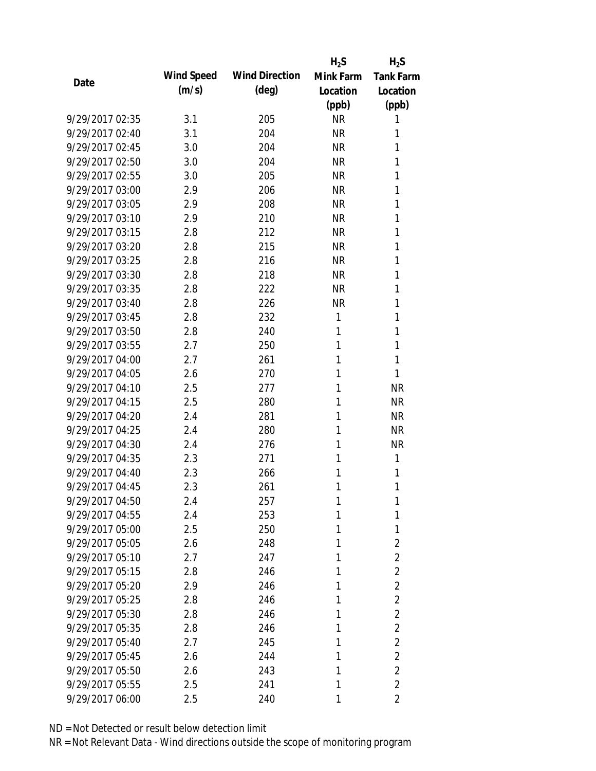| Date | Wind Speed (m/s) | Wind Direction (deg) | $H_2S$ Mink Farm Location (ppb) | $H_2S$ Tank Farm Location (ppb) |
|---|---|---|---|---|
| 9/29/2017 02:35 | 3.1 | 205 | NR | 1 |
| 9/29/2017 02:40 | 3.1 | 204 | NR | 1 |
| 9/29/2017 02:45 | 3.0 | 204 | NR | 1 |
| 9/29/2017 02:50 | 3.0 | 204 | NR | 1 |
| 9/29/2017 02:55 | 3.0 | 205 | NR | 1 |
| 9/29/2017 03:00 | 2.9 | 206 | NR | 1 |
| 9/29/2017 03:05 | 2.9 | 208 | NR | 1 |
| 9/29/2017 03:10 | 2.9 | 210 | NR | 1 |
| 9/29/2017 03:15 | 2.8 | 212 | NR | 1 |
| 9/29/2017 03:20 | 2.8 | 215 | NR | 1 |
| 9/29/2017 03:25 | 2.8 | 216 | NR | 1 |
| 9/29/2017 03:30 | 2.8 | 218 | NR | 1 |
| 9/29/2017 03:35 | 2.8 | 222 | NR | 1 |
| 9/29/2017 03:40 | 2.8 | 226 | NR | 1 |
| 9/29/2017 03:45 | 2.8 | 232 | 1 | 1 |
| 9/29/2017 03:50 | 2.8 | 240 | 1 | 1 |
| 9/29/2017 03:55 | 2.7 | 250 | 1 | 1 |
| 9/29/2017 04:00 | 2.7 | 261 | 1 | 1 |
| 9/29/2017 04:05 | 2.6 | 270 | 1 | 1 |
| 9/29/2017 04:10 | 2.5 | 277 | 1 | NR |
| 9/29/2017 04:15 | 2.5 | 280 | 1 | NR |
| 9/29/2017 04:20 | 2.4 | 281 | 1 | NR |
| 9/29/2017 04:25 | 2.4 | 280 | 1 | NR |
| 9/29/2017 04:30 | 2.4 | 276 | 1 | NR |
| 9/29/2017 04:35 | 2.3 | 271 | 1 | 1 |
| 9/29/2017 04:40 | 2.3 | 266 | 1 | 1 |
| 9/29/2017 04:45 | 2.3 | 261 | 1 | 1 |
| 9/29/2017 04:50 | 2.4 | 257 | 1 | 1 |
| 9/29/2017 04:55 | 2.4 | 253 | 1 | 1 |
| 9/29/2017 05:00 | 2.5 | 250 | 1 | 1 |
| 9/29/2017 05:05 | 2.6 | 248 | 1 | 2 |
| 9/29/2017 05:10 | 2.7 | 247 | 1 | 2 |
| 9/29/2017 05:15 | 2.8 | 246 | 1 | 2 |
| 9/29/2017 05:20 | 2.9 | 246 | 1 | 2 |
| 9/29/2017 05:25 | 2.8 | 246 | 1 | 2 |
| 9/29/2017 05:30 | 2.8 | 246 | 1 | 2 |
| 9/29/2017 05:35 | 2.8 | 246 | 1 | 2 |
| 9/29/2017 05:40 | 2.7 | 245 | 1 | 2 |
| 9/29/2017 05:45 | 2.6 | 244 | 1 | 2 |
| 9/29/2017 05:50 | 2.6 | 243 | 1 | 2 |
| 9/29/2017 05:55 | 2.5 | 241 | 1 | 2 |
| 9/29/2017 06:00 | 2.5 | 240 | 1 | 2 |

ND = Not Detected or result below detection limit
NR = Not Relevant Data - Wind directions outside the scope of monitoring program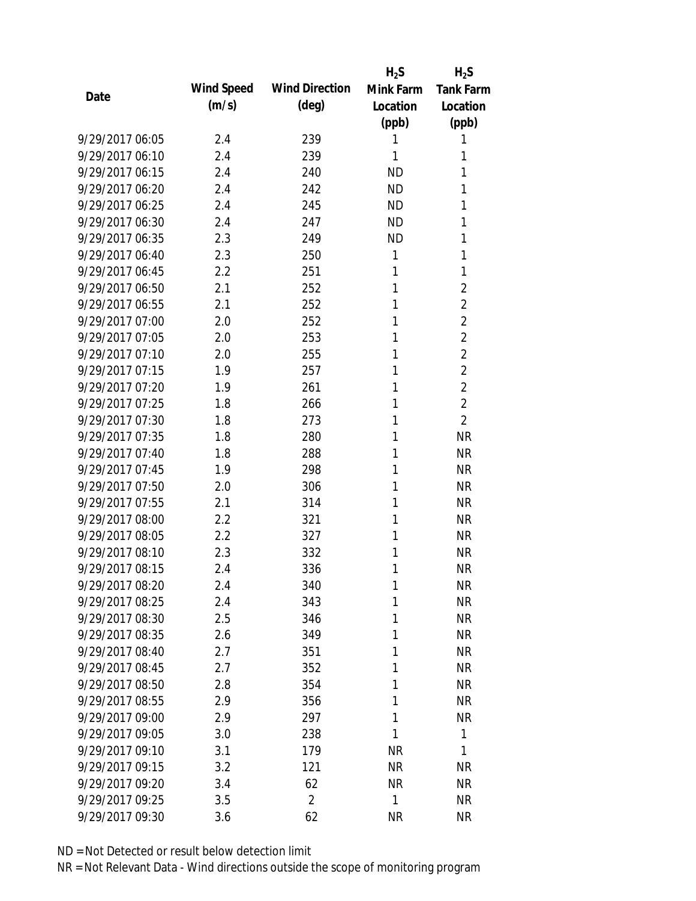| Date | Wind Speed (m/s) | Wind Direction (deg) | $H_2S$ Mink Farm Location (ppb) | $H_2S$ Tank Farm Location (ppb) |
|---|---|---|---|---|
| 9/29/2017 06:05 | 2.4 | 239 | 1 | 1 |
| 9/29/2017 06:10 | 2.4 | 239 | 1 | 1 |
| 9/29/2017 06:15 | 2.4 | 240 | ND | 1 |
| 9/29/2017 06:20 | 2.4 | 242 | ND | 1 |
| 9/29/2017 06:25 | 2.4 | 245 | ND | 1 |
| 9/29/2017 06:30 | 2.4 | 247 | ND | 1 |
| 9/29/2017 06:35 | 2.3 | 249 | ND | 1 |
| 9/29/2017 06:40 | 2.3 | 250 | 1 | 1 |
| 9/29/2017 06:45 | 2.2 | 251 | 1 | 1 |
| 9/29/2017 06:50 | 2.1 | 252 | 1 | 2 |
| 9/29/2017 06:55 | 2.1 | 252 | 1 | 2 |
| 9/29/2017 07:00 | 2.0 | 252 | 1 | 2 |
| 9/29/2017 07:05 | 2.0 | 253 | 1 | 2 |
| 9/29/2017 07:10 | 2.0 | 255 | 1 | 2 |
| 9/29/2017 07:15 | 1.9 | 257 | 1 | 2 |
| 9/29/2017 07:20 | 1.9 | 261 | 1 | 2 |
| 9/29/2017 07:25 | 1.8 | 266 | 1 | 2 |
| 9/29/2017 07:30 | 1.8 | 273 | 1 | 2 |
| 9/29/2017 07:35 | 1.8 | 280 | 1 | NR |
| 9/29/2017 07:40 | 1.8 | 288 | 1 | NR |
| 9/29/2017 07:45 | 1.9 | 298 | 1 | NR |
| 9/29/2017 07:50 | 2.0 | 306 | 1 | NR |
| 9/29/2017 07:55 | 2.1 | 314 | 1 | NR |
| 9/29/2017 08:00 | 2.2 | 321 | 1 | NR |
| 9/29/2017 08:05 | 2.2 | 327 | 1 | NR |
| 9/29/2017 08:10 | 2.3 | 332 | 1 | NR |
| 9/29/2017 08:15 | 2.4 | 336 | 1 | NR |
| 9/29/2017 08:20 | 2.4 | 340 | 1 | NR |
| 9/29/2017 08:25 | 2.4 | 343 | 1 | NR |
| 9/29/2017 08:30 | 2.5 | 346 | 1 | NR |
| 9/29/2017 08:35 | 2.6 | 349 | 1 | NR |
| 9/29/2017 08:40 | 2.7 | 351 | 1 | NR |
| 9/29/2017 08:45 | 2.7 | 352 | 1 | NR |
| 9/29/2017 08:50 | 2.8 | 354 | 1 | NR |
| 9/29/2017 08:55 | 2.9 | 356 | 1 | NR |
| 9/29/2017 09:00 | 2.9 | 297 | 1 | NR |
| 9/29/2017 09:05 | 3.0 | 238 | 1 | 1 |
| 9/29/2017 09:10 | 3.1 | 179 | NR | 1 |
| 9/29/2017 09:15 | 3.2 | 121 | NR | NR |
| 9/29/2017 09:20 | 3.4 | 62 | NR | NR |
| 9/29/2017 09:25 | 3.5 | 2 | 1 | NR |
| 9/29/2017 09:30 | 3.6 | 62 | NR | NR |

ND = Not Detected or result below detection limit
NR = Not Relevant Data - Wind directions outside the scope of monitoring program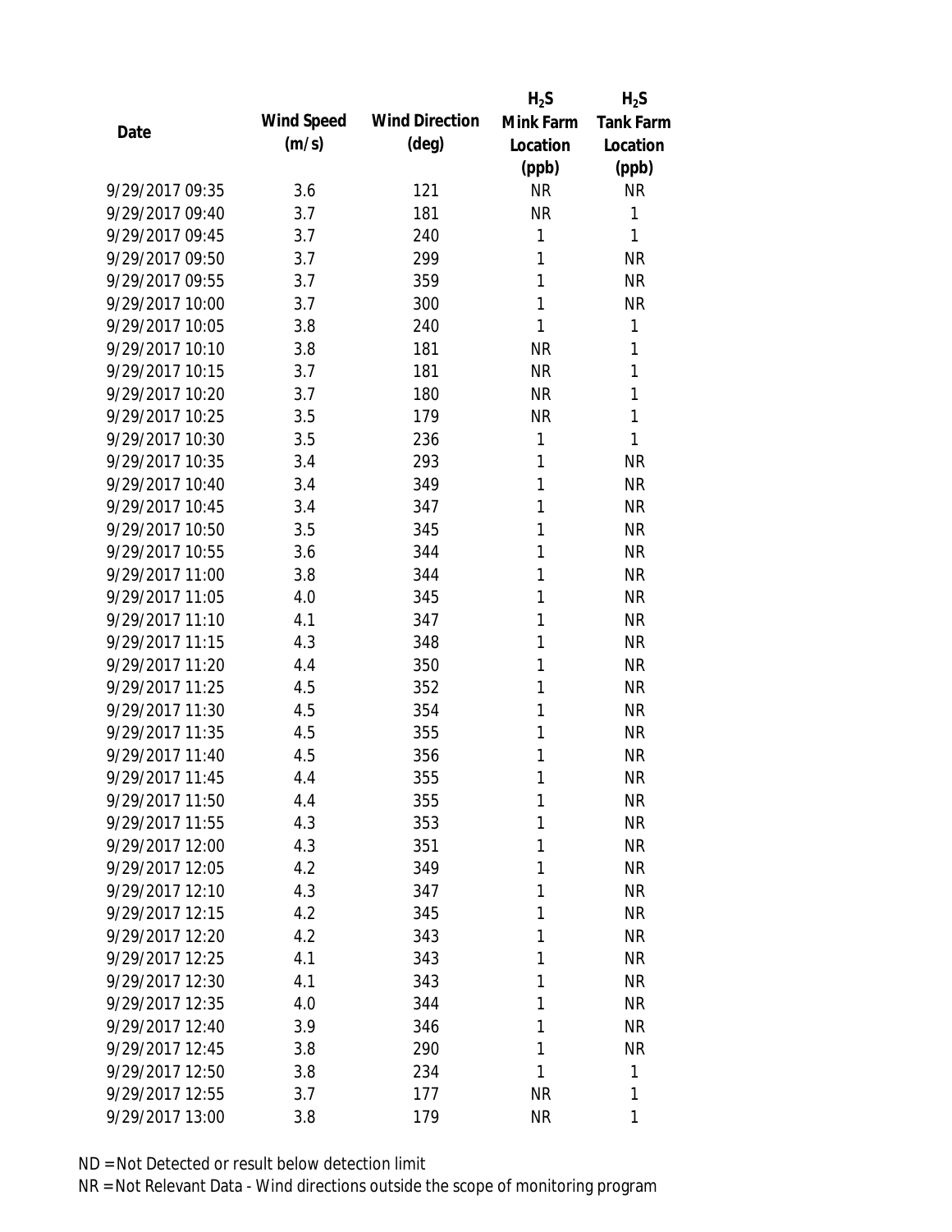| Date | Wind Speed (m/s) | Wind Direction (deg) | $H_2S$ Mink Farm Location (ppb) | $H_2S$ Tank Farm Location (ppb) |
|---|---|---|---|---|
| 9/29/2017 09:35 | 3.6 | 121 | NR | NR |
| 9/29/2017 09:40 | 3.7 | 181 | NR | 1 |
| 9/29/2017 09:45 | 3.7 | 240 | 1 | 1 |
| 9/29/2017 09:50 | 3.7 | 299 | 1 | NR |
| 9/29/2017 09:55 | 3.7 | 359 | 1 | NR |
| 9/29/2017 10:00 | 3.7 | 300 | 1 | NR |
| 9/29/2017 10:05 | 3.8 | 240 | 1 | 1 |
| 9/29/2017 10:10 | 3.8 | 181 | NR | 1 |
| 9/29/2017 10:15 | 3.7 | 181 | NR | 1 |
| 9/29/2017 10:20 | 3.7 | 180 | NR | 1 |
| 9/29/2017 10:25 | 3.5 | 179 | NR | 1 |
| 9/29/2017 10:30 | 3.5 | 236 | 1 | 1 |
| 9/29/2017 10:35 | 3.4 | 293 | 1 | NR |
| 9/29/2017 10:40 | 3.4 | 349 | 1 | NR |
| 9/29/2017 10:45 | 3.4 | 347 | 1 | NR |
| 9/29/2017 10:50 | 3.5 | 345 | 1 | NR |
| 9/29/2017 10:55 | 3.6 | 344 | 1 | NR |
| 9/29/2017 11:00 | 3.8 | 344 | 1 | NR |
| 9/29/2017 11:05 | 4.0 | 345 | 1 | NR |
| 9/29/2017 11:10 | 4.1 | 347 | 1 | NR |
| 9/29/2017 11:15 | 4.3 | 348 | 1 | NR |
| 9/29/2017 11:20 | 4.4 | 350 | 1 | NR |
| 9/29/2017 11:25 | 4.5 | 352 | 1 | NR |
| 9/29/2017 11:30 | 4.5 | 354 | 1 | NR |
| 9/29/2017 11:35 | 4.5 | 355 | 1 | NR |
| 9/29/2017 11:40 | 4.5 | 356 | 1 | NR |
| 9/29/2017 11:45 | 4.4 | 355 | 1 | NR |
| 9/29/2017 11:50 | 4.4 | 355 | 1 | NR |
| 9/29/2017 11:55 | 4.3 | 353 | 1 | NR |
| 9/29/2017 12:00 | 4.3 | 351 | 1 | NR |
| 9/29/2017 12:05 | 4.2 | 349 | 1 | NR |
| 9/29/2017 12:10 | 4.3 | 347 | 1 | NR |
| 9/29/2017 12:15 | 4.2 | 345 | 1 | NR |
| 9/29/2017 12:20 | 4.2 | 343 | 1 | NR |
| 9/29/2017 12:25 | 4.1 | 343 | 1 | NR |
| 9/29/2017 12:30 | 4.1 | 343 | 1 | NR |
| 9/29/2017 12:35 | 4.0 | 344 | 1 | NR |
| 9/29/2017 12:40 | 3.9 | 346 | 1 | NR |
| 9/29/2017 12:45 | 3.8 | 290 | 1 | NR |
| 9/29/2017 12:50 | 3.8 | 234 | 1 | 1 |
| 9/29/2017 12:55 | 3.7 | 177 | NR | 1 |
| 9/29/2017 13:00 | 3.8 | 179 | NR | 1 |

ND = Not Detected or result below detection limit

NR = Not Relevant Data - Wind directions outside the scope of monitoring program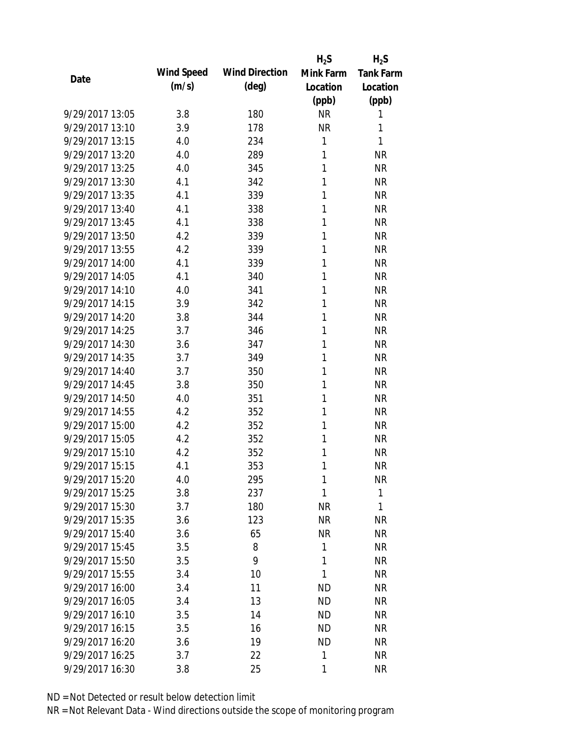| Date | Wind Speed (m/s) | Wind Direction (deg) | $H_2S$ Mink Farm Location (ppb) | $H_2S$ Tank Farm Location (ppb) |
|---|---|---|---|---|
| 9/29/2017 13:05 | 3.8 | 180 | NR | 1 |
| 9/29/2017 13:10 | 3.9 | 178 | NR | 1 |
| 9/29/2017 13:15 | 4.0 | 234 | 1 | 1 |
| 9/29/2017 13:20 | 4.0 | 289 | 1 | NR |
| 9/29/2017 13:25 | 4.0 | 345 | 1 | NR |
| 9/29/2017 13:30 | 4.1 | 342 | 1 | NR |
| 9/29/2017 13:35 | 4.1 | 339 | 1 | NR |
| 9/29/2017 13:40 | 4.1 | 338 | 1 | NR |
| 9/29/2017 13:45 | 4.1 | 338 | 1 | NR |
| 9/29/2017 13:50 | 4.2 | 339 | 1 | NR |
| 9/29/2017 13:55 | 4.2 | 339 | 1 | NR |
| 9/29/2017 14:00 | 4.1 | 339 | 1 | NR |
| 9/29/2017 14:05 | 4.1 | 340 | 1 | NR |
| 9/29/2017 14:10 | 4.0 | 341 | 1 | NR |
| 9/29/2017 14:15 | 3.9 | 342 | 1 | NR |
| 9/29/2017 14:20 | 3.8 | 344 | 1 | NR |
| 9/29/2017 14:25 | 3.7 | 346 | 1 | NR |
| 9/29/2017 14:30 | 3.6 | 347 | 1 | NR |
| 9/29/2017 14:35 | 3.7 | 349 | 1 | NR |
| 9/29/2017 14:40 | 3.7 | 350 | 1 | NR |
| 9/29/2017 14:45 | 3.8 | 350 | 1 | NR |
| 9/29/2017 14:50 | 4.0 | 351 | 1 | NR |
| 9/29/2017 14:55 | 4.2 | 352 | 1 | NR |
| 9/29/2017 15:00 | 4.2 | 352 | 1 | NR |
| 9/29/2017 15:05 | 4.2 | 352 | 1 | NR |
| 9/29/2017 15:10 | 4.2 | 352 | 1 | NR |
| 9/29/2017 15:15 | 4.1 | 353 | 1 | NR |
| 9/29/2017 15:20 | 4.0 | 295 | 1 | NR |
| 9/29/2017 15:25 | 3.8 | 237 | 1 | 1 |
| 9/29/2017 15:30 | 3.7 | 180 | NR | 1 |
| 9/29/2017 15:35 | 3.6 | 123 | NR | NR |
| 9/29/2017 15:40 | 3.6 | 65 | NR | NR |
| 9/29/2017 15:45 | 3.5 | 8 | 1 | NR |
| 9/29/2017 15:50 | 3.5 | 9 | 1 | NR |
| 9/29/2017 15:55 | 3.4 | 10 | 1 | NR |
| 9/29/2017 16:00 | 3.4 | 11 | ND | NR |
| 9/29/2017 16:05 | 3.4 | 13 | ND | NR |
| 9/29/2017 16:10 | 3.5 | 14 | ND | NR |
| 9/29/2017 16:15 | 3.5 | 16 | ND | NR |
| 9/29/2017 16:20 | 3.6 | 19 | ND | NR |
| 9/29/2017 16:25 | 3.7 | 22 | 1 | NR |
| 9/29/2017 16:30 | 3.8 | 25 | 1 | NR |

ND = Not Detected or result below detection limit

NR = Not Relevant Data - Wind directions outside the scope of monitoring program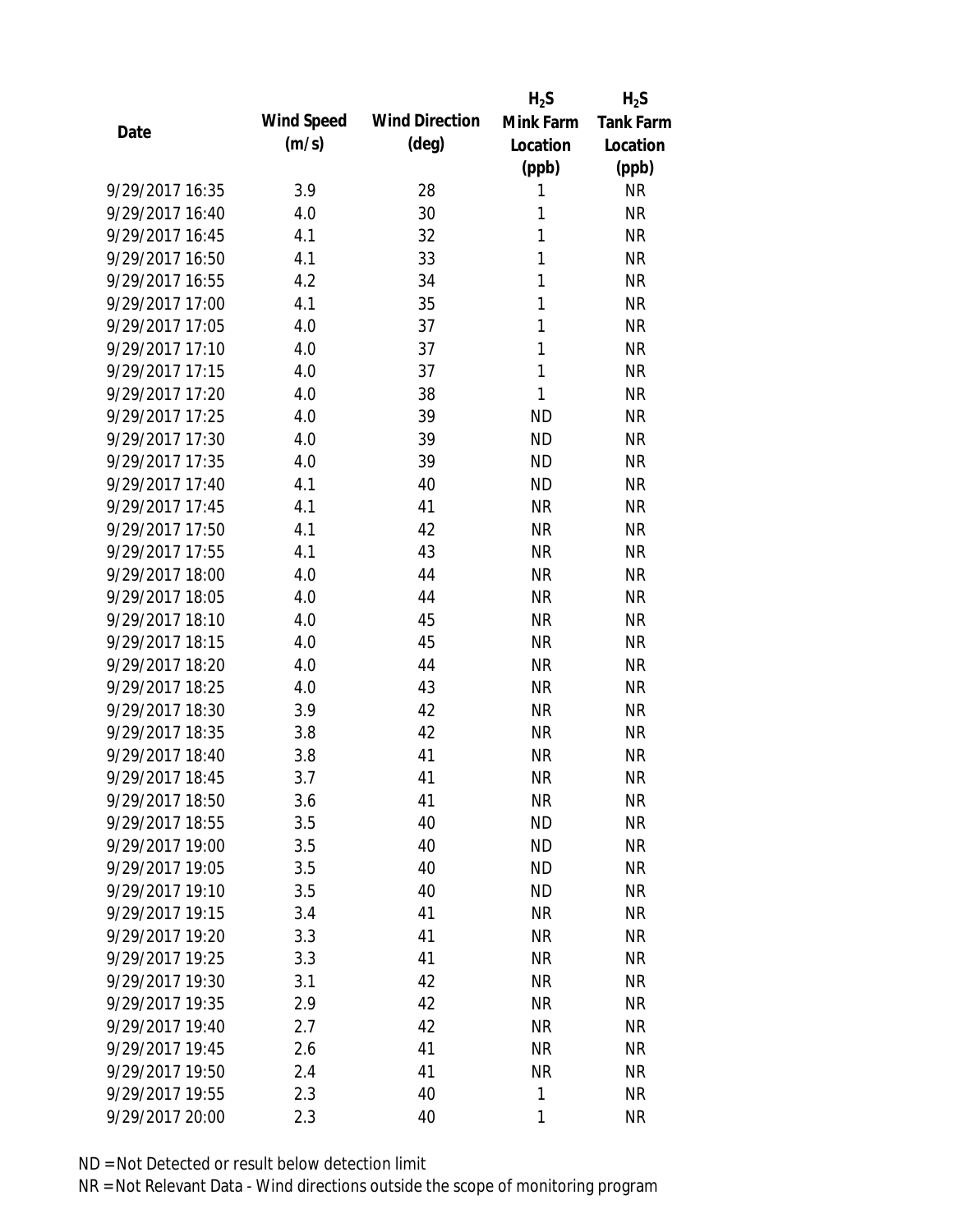| Date | Wind Speed (m/s) | Wind Direction (deg) | $H_2S$ Mink Farm Location (ppb) | $H_2S$ Tank Farm Location (ppb) |
|---|---|---|---|---|
| 9/29/2017 16:35 | 3.9 | 28 | 1 | NR |
| 9/29/2017 16:40 | 4.0 | 30 | 1 | NR |
| 9/29/2017 16:45 | 4.1 | 32 | 1 | NR |
| 9/29/2017 16:50 | 4.1 | 33 | 1 | NR |
| 9/29/2017 16:55 | 4.2 | 34 | 1 | NR |
| 9/29/2017 17:00 | 4.1 | 35 | 1 | NR |
| 9/29/2017 17:05 | 4.0 | 37 | 1 | NR |
| 9/29/2017 17:10 | 4.0 | 37 | 1 | NR |
| 9/29/2017 17:15 | 4.0 | 37 | 1 | NR |
| 9/29/2017 17:20 | 4.0 | 38 | 1 | NR |
| 9/29/2017 17:25 | 4.0 | 39 | ND | NR |
| 9/29/2017 17:30 | 4.0 | 39 | ND | NR |
| 9/29/2017 17:35 | 4.0 | 39 | ND | NR |
| 9/29/2017 17:40 | 4.1 | 40 | ND | NR |
| 9/29/2017 17:45 | 4.1 | 41 | NR | NR |
| 9/29/2017 17:50 | 4.1 | 42 | NR | NR |
| 9/29/2017 17:55 | 4.1 | 43 | NR | NR |
| 9/29/2017 18:00 | 4.0 | 44 | NR | NR |
| 9/29/2017 18:05 | 4.0 | 44 | NR | NR |
| 9/29/2017 18:10 | 4.0 | 45 | NR | NR |
| 9/29/2017 18:15 | 4.0 | 45 | NR | NR |
| 9/29/2017 18:20 | 4.0 | 44 | NR | NR |
| 9/29/2017 18:25 | 4.0 | 43 | NR | NR |
| 9/29/2017 18:30 | 3.9 | 42 | NR | NR |
| 9/29/2017 18:35 | 3.8 | 42 | NR | NR |
| 9/29/2017 18:40 | 3.8 | 41 | NR | NR |
| 9/29/2017 18:45 | 3.7 | 41 | NR | NR |
| 9/29/2017 18:50 | 3.6 | 41 | NR | NR |
| 9/29/2017 18:55 | 3.5 | 40 | ND | NR |
| 9/29/2017 19:00 | 3.5 | 40 | ND | NR |
| 9/29/2017 19:05 | 3.5 | 40 | ND | NR |
| 9/29/2017 19:10 | 3.5 | 40 | ND | NR |
| 9/29/2017 19:15 | 3.4 | 41 | NR | NR |
| 9/29/2017 19:20 | 3.3 | 41 | NR | NR |
| 9/29/2017 19:25 | 3.3 | 41 | NR | NR |
| 9/29/2017 19:30 | 3.1 | 42 | NR | NR |
| 9/29/2017 19:35 | 2.9 | 42 | NR | NR |
| 9/29/2017 19:40 | 2.7 | 42 | NR | NR |
| 9/29/2017 19:45 | 2.6 | 41 | NR | NR |
| 9/29/2017 19:50 | 2.4 | 41 | NR | NR |
| 9/29/2017 19:55 | 2.3 | 40 | 1 | NR |
| 9/29/2017 20:00 | 2.3 | 40 | 1 | NR |

ND = Not Detected or result below detection limit

NR = Not Relevant Data - Wind directions outside the scope of monitoring program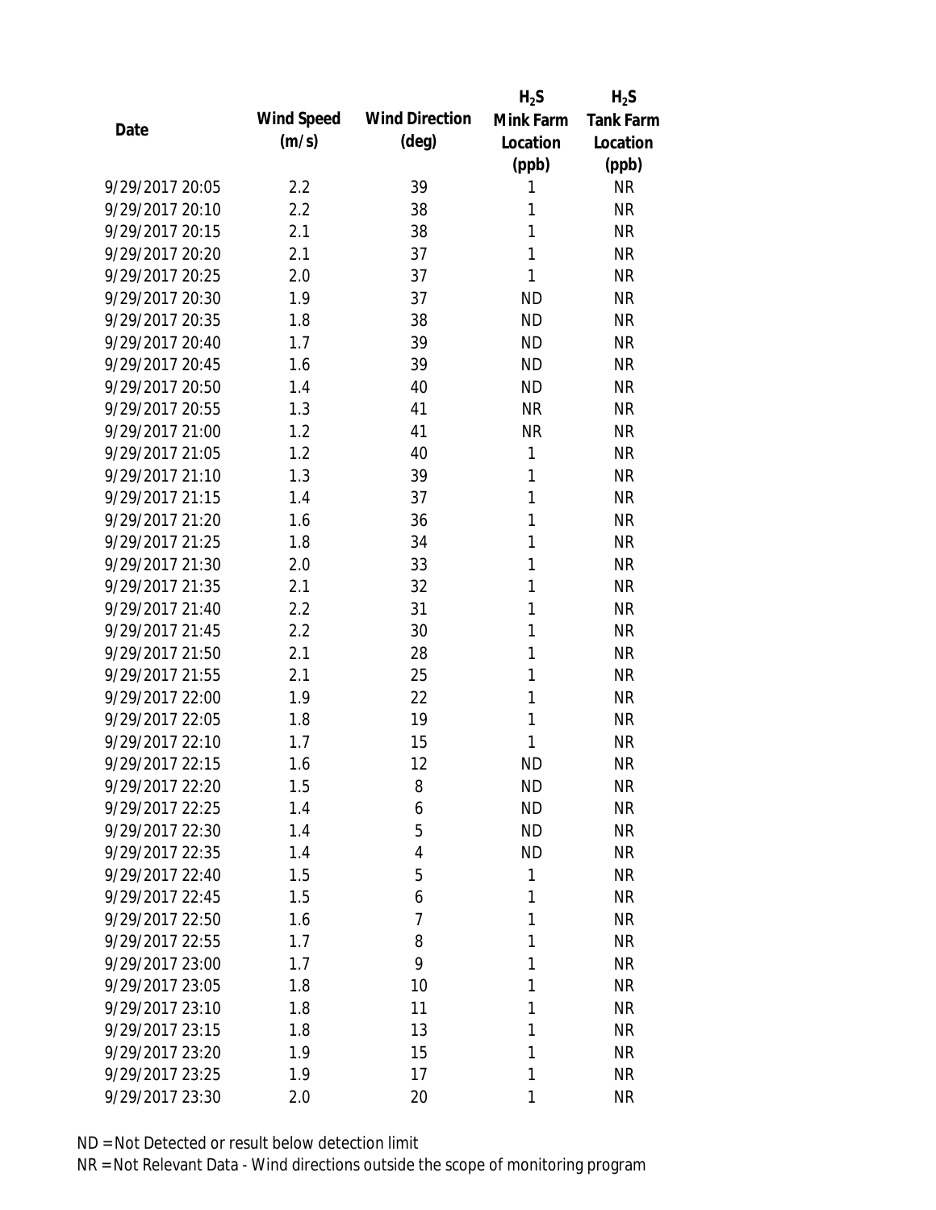| Date | Wind Speed (m/s) | Wind Direction (deg) | $H_2S$ Mink Farm Location (ppb) | $H_2S$ Tank Farm Location (ppb) |
|---|---|---|---|---|
| 9/29/2017 20:05 | 2.2 | 39 | 1 | NR |
| 9/29/2017 20:10 | 2.2 | 38 | 1 | NR |
| 9/29/2017 20:15 | 2.1 | 38 | 1 | NR |
| 9/29/2017 20:20 | 2.1 | 37 | 1 | NR |
| 9/29/2017 20:25 | 2.0 | 37 | 1 | NR |
| 9/29/2017 20:30 | 1.9 | 37 | ND | NR |
| 9/29/2017 20:35 | 1.8 | 38 | ND | NR |
| 9/29/2017 20:40 | 1.7 | 39 | ND | NR |
| 9/29/2017 20:45 | 1.6 | 39 | ND | NR |
| 9/29/2017 20:50 | 1.4 | 40 | ND | NR |
| 9/29/2017 20:55 | 1.3 | 41 | NR | NR |
| 9/29/2017 21:00 | 1.2 | 41 | NR | NR |
| 9/29/2017 21:05 | 1.2 | 40 | 1 | NR |
| 9/29/2017 21:10 | 1.3 | 39 | 1 | NR |
| 9/29/2017 21:15 | 1.4 | 37 | 1 | NR |
| 9/29/2017 21:20 | 1.6 | 36 | 1 | NR |
| 9/29/2017 21:25 | 1.8 | 34 | 1 | NR |
| 9/29/2017 21:30 | 2.0 | 33 | 1 | NR |
| 9/29/2017 21:35 | 2.1 | 32 | 1 | NR |
| 9/29/2017 21:40 | 2.2 | 31 | 1 | NR |
| 9/29/2017 21:45 | 2.2 | 30 | 1 | NR |
| 9/29/2017 21:50 | 2.1 | 28 | 1 | NR |
| 9/29/2017 21:55 | 2.1 | 25 | 1 | NR |
| 9/29/2017 22:00 | 1.9 | 22 | 1 | NR |
| 9/29/2017 22:05 | 1.8 | 19 | 1 | NR |
| 9/29/2017 22:10 | 1.7 | 15 | 1 | NR |
| 9/29/2017 22:15 | 1.6 | 12 | ND | NR |
| 9/29/2017 22:20 | 1.5 | 8 | ND | NR |
| 9/29/2017 22:25 | 1.4 | 6 | ND | NR |
| 9/29/2017 22:30 | 1.4 | 5 | ND | NR |
| 9/29/2017 22:35 | 1.4 | 4 | ND | NR |
| 9/29/2017 22:40 | 1.5 | 5 | 1 | NR |
| 9/29/2017 22:45 | 1.5 | 6 | 1 | NR |
| 9/29/2017 22:50 | 1.6 | 7 | 1 | NR |
| 9/29/2017 22:55 | 1.7 | 8 | 1 | NR |
| 9/29/2017 23:00 | 1.7 | 9 | 1 | NR |
| 9/29/2017 23:05 | 1.8 | 10 | 1 | NR |
| 9/29/2017 23:10 | 1.8 | 11 | 1 | NR |
| 9/29/2017 23:15 | 1.8 | 13 | 1 | NR |
| 9/29/2017 23:20 | 1.9 | 15 | 1 | NR |
| 9/29/2017 23:25 | 1.9 | 17 | 1 | NR |
| 9/29/2017 23:30 | 2.0 | 20 | 1 | NR |

ND = Not Detected or result below detection limit

NR = Not Relevant Data - Wind directions outside the scope of monitoring program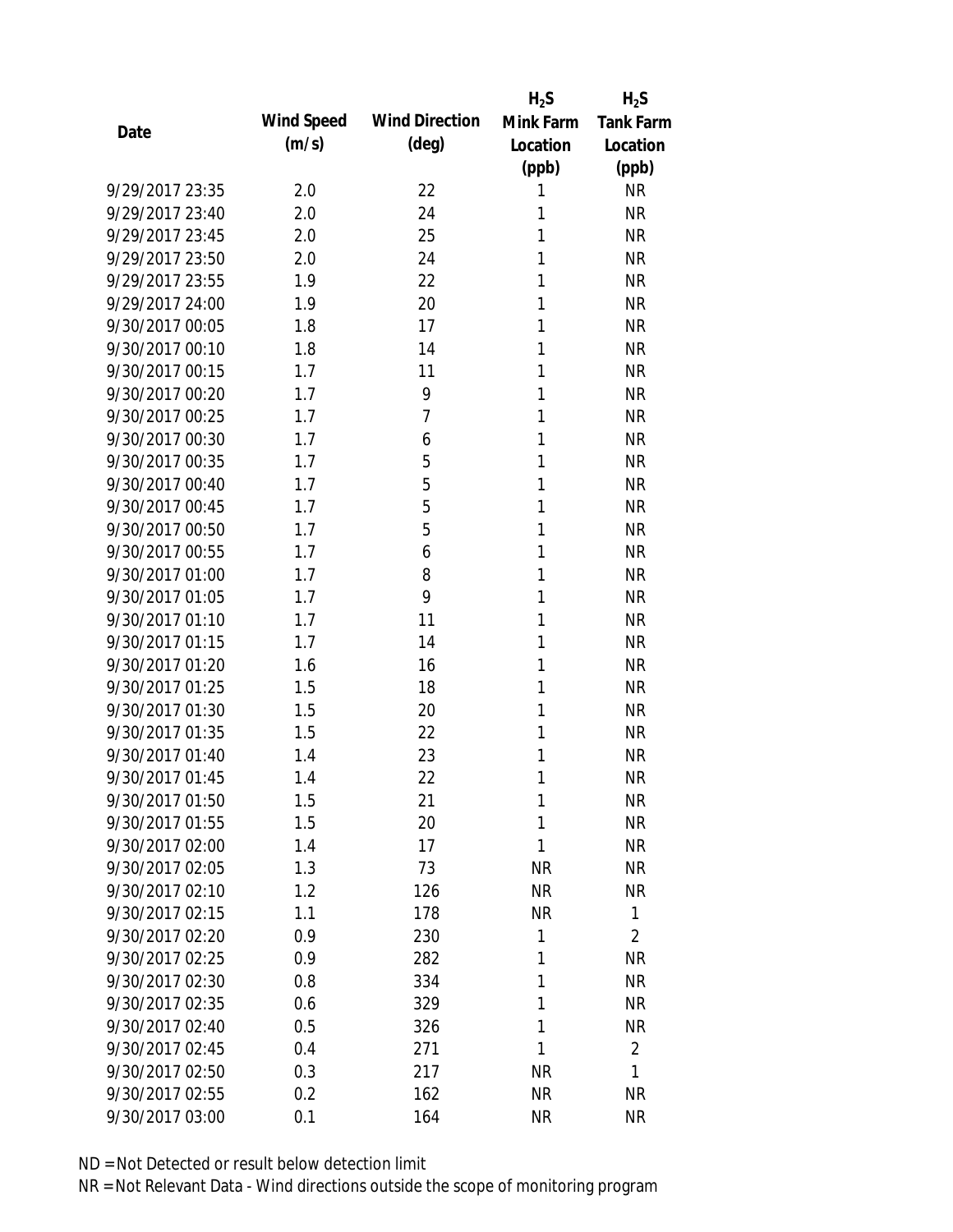| Date | Wind Speed (m/s) | Wind Direction (deg) | $H_2S$ Mink Farm Location (ppb) | $H_2S$ Tank Farm Location (ppb) |
|---|---|---|---|---|
| 9/29/2017 23:35 | 2.0 | 22 | 1 | NR |
| 9/29/2017 23:40 | 2.0 | 24 | 1 | NR |
| 9/29/2017 23:45 | 2.0 | 25 | 1 | NR |
| 9/29/2017 23:50 | 2.0 | 24 | 1 | NR |
| 9/29/2017 23:55 | 1.9 | 22 | 1 | NR |
| 9/29/2017 24:00 | 1.9 | 20 | 1 | NR |
| 9/30/2017 00:05 | 1.8 | 17 | 1 | NR |
| 9/30/2017 00:10 | 1.8 | 14 | 1 | NR |
| 9/30/2017 00:15 | 1.7 | 11 | 1 | NR |
| 9/30/2017 00:20 | 1.7 | 9 | 1 | NR |
| 9/30/2017 00:25 | 1.7 | 7 | 1 | NR |
| 9/30/2017 00:30 | 1.7 | 6 | 1 | NR |
| 9/30/2017 00:35 | 1.7 | 5 | 1 | NR |
| 9/30/2017 00:40 | 1.7 | 5 | 1 | NR |
| 9/30/2017 00:45 | 1.7 | 5 | 1 | NR |
| 9/30/2017 00:50 | 1.7 | 5 | 1 | NR |
| 9/30/2017 00:55 | 1.7 | 6 | 1 | NR |
| 9/30/2017 01:00 | 1.7 | 8 | 1 | NR |
| 9/30/2017 01:05 | 1.7 | 9 | 1 | NR |
| 9/30/2017 01:10 | 1.7 | 11 | 1 | NR |
| 9/30/2017 01:15 | 1.7 | 14 | 1 | NR |
| 9/30/2017 01:20 | 1.6 | 16 | 1 | NR |
| 9/30/2017 01:25 | 1.5 | 18 | 1 | NR |
| 9/30/2017 01:30 | 1.5 | 20 | 1 | NR |
| 9/30/2017 01:35 | 1.5 | 22 | 1 | NR |
| 9/30/2017 01:40 | 1.4 | 23 | 1 | NR |
| 9/30/2017 01:45 | 1.4 | 22 | 1 | NR |
| 9/30/2017 01:50 | 1.5 | 21 | 1 | NR |
| 9/30/2017 01:55 | 1.5 | 20 | 1 | NR |
| 9/30/2017 02:00 | 1.4 | 17 | 1 | NR |
| 9/30/2017 02:05 | 1.3 | 73 | NR | NR |
| 9/30/2017 02:10 | 1.2 | 126 | NR | NR |
| 9/30/2017 02:15 | 1.1 | 178 | NR | 1 |
| 9/30/2017 02:20 | 0.9 | 230 | 1 | 2 |
| 9/30/2017 02:25 | 0.9 | 282 | 1 | NR |
| 9/30/2017 02:30 | 0.8 | 334 | 1 | NR |
| 9/30/2017 02:35 | 0.6 | 329 | 1 | NR |
| 9/30/2017 02:40 | 0.5 | 326 | 1 | NR |
| 9/30/2017 02:45 | 0.4 | 271 | 1 | 2 |
| 9/30/2017 02:50 | 0.3 | 217 | NR | 1 |
| 9/30/2017 02:55 | 0.2 | 162 | NR | NR |
| 9/30/2017 03:00 | 0.1 | 164 | NR | NR |

ND = Not Detected or result below detection limit

NR = Not Relevant Data - Wind directions outside the scope of monitoring program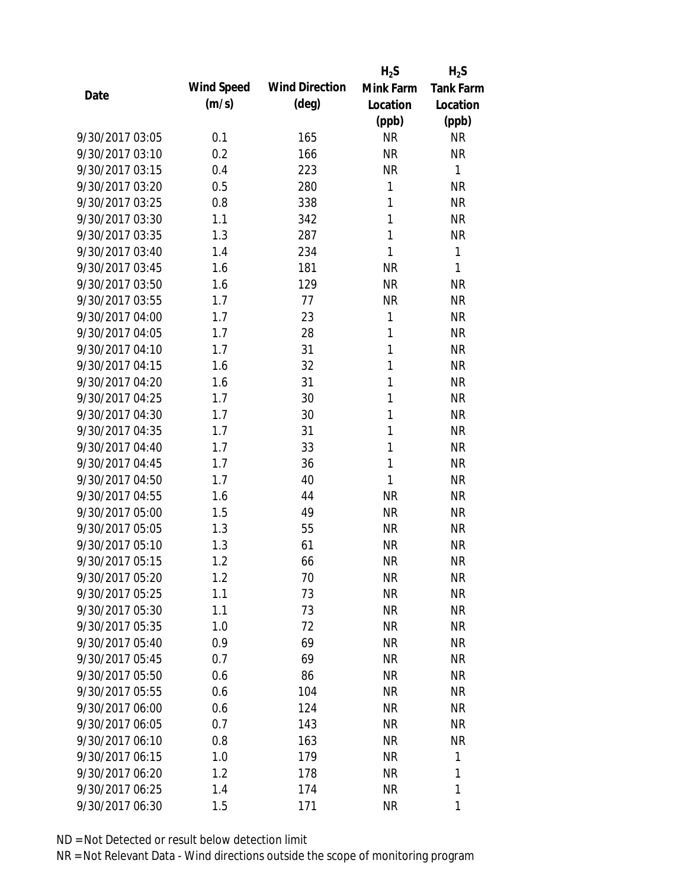| Date | Wind Speed (m/s) | Wind Direction (deg) | $H_2S$ Mink Farm Location (ppb) | $H_2S$ Tank Farm Location (ppb) |
|---|---|---|---|---|
| 9/30/2017 03:05 | 0.1 | 165 | NR | NR |
| 9/30/2017 03:10 | 0.2 | 166 | NR | NR |
| 9/30/2017 03:15 | 0.4 | 223 | NR | 1 |
| 9/30/2017 03:20 | 0.5 | 280 | 1 | NR |
| 9/30/2017 03:25 | 0.8 | 338 | 1 | NR |
| 9/30/2017 03:30 | 1.1 | 342 | 1 | NR |
| 9/30/2017 03:35 | 1.3 | 287 | 1 | NR |
| 9/30/2017 03:40 | 1.4 | 234 | 1 | 1 |
| 9/30/2017 03:45 | 1.6 | 181 | NR | 1 |
| 9/30/2017 03:50 | 1.6 | 129 | NR | NR |
| 9/30/2017 03:55 | 1.7 | 77 | NR | NR |
| 9/30/2017 04:00 | 1.7 | 23 | 1 | NR |
| 9/30/2017 04:05 | 1.7 | 28 | 1 | NR |
| 9/30/2017 04:10 | 1.7 | 31 | 1 | NR |
| 9/30/2017 04:15 | 1.6 | 32 | 1 | NR |
| 9/30/2017 04:20 | 1.6 | 31 | 1 | NR |
| 9/30/2017 04:25 | 1.7 | 30 | 1 | NR |
| 9/30/2017 04:30 | 1.7 | 30 | 1 | NR |
| 9/30/2017 04:35 | 1.7 | 31 | 1 | NR |
| 9/30/2017 04:40 | 1.7 | 33 | 1 | NR |
| 9/30/2017 04:45 | 1.7 | 36 | 1 | NR |
| 9/30/2017 04:50 | 1.7 | 40 | 1 | NR |
| 9/30/2017 04:55 | 1.6 | 44 | NR | NR |
| 9/30/2017 05:00 | 1.5 | 49 | NR | NR |
| 9/30/2017 05:05 | 1.3 | 55 | NR | NR |
| 9/30/2017 05:10 | 1.3 | 61 | NR | NR |
| 9/30/2017 05:15 | 1.2 | 66 | NR | NR |
| 9/30/2017 05:20 | 1.2 | 70 | NR | NR |
| 9/30/2017 05:25 | 1.1 | 73 | NR | NR |
| 9/30/2017 05:30 | 1.1 | 73 | NR | NR |
| 9/30/2017 05:35 | 1.0 | 72 | NR | NR |
| 9/30/2017 05:40 | 0.9 | 69 | NR | NR |
| 9/30/2017 05:45 | 0.7 | 69 | NR | NR |
| 9/30/2017 05:50 | 0.6 | 86 | NR | NR |
| 9/30/2017 05:55 | 0.6 | 104 | NR | NR |
| 9/30/2017 06:00 | 0.6 | 124 | NR | NR |
| 9/30/2017 06:05 | 0.7 | 143 | NR | NR |
| 9/30/2017 06:10 | 0.8 | 163 | NR | NR |
| 9/30/2017 06:15 | 1.0 | 179 | NR | 1 |
| 9/30/2017 06:20 | 1.2 | 178 | NR | 1 |
| 9/30/2017 06:25 | 1.4 | 174 | NR | 1 |
| 9/30/2017 06:30 | 1.5 | 171 | NR | 1 |

ND = Not Detected or result below detection limit

NR = Not Relevant Data - Wind directions outside the scope of monitoring program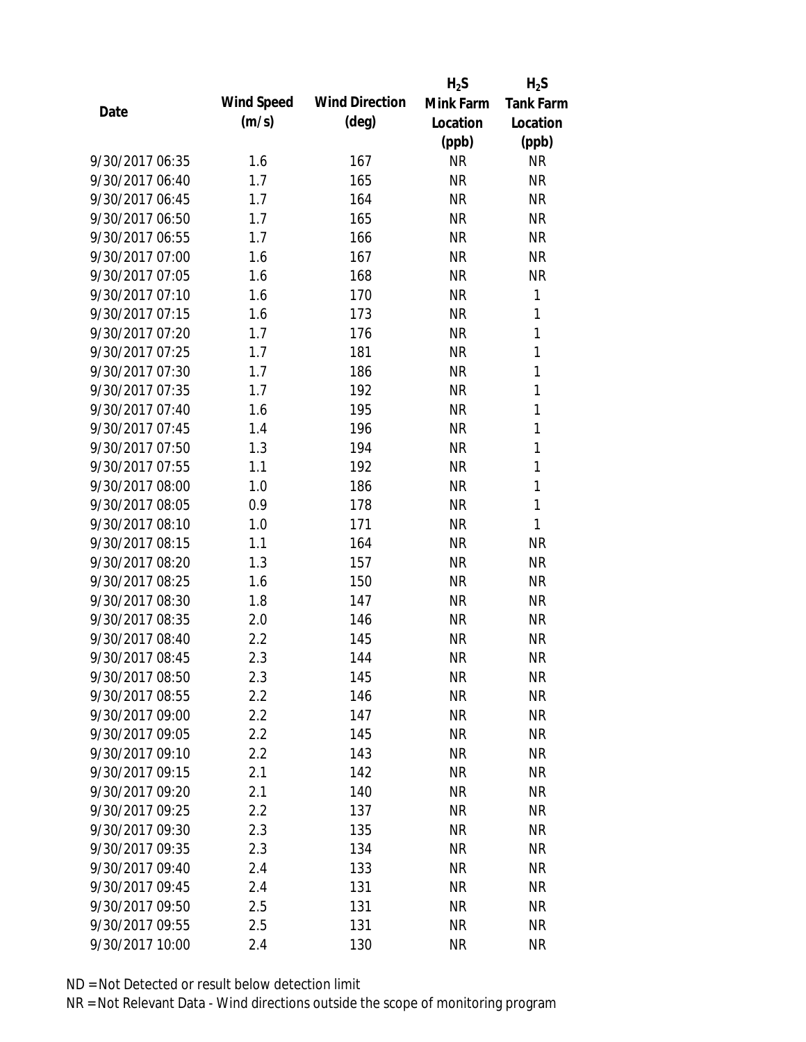| Date | Wind Speed (m/s) | Wind Direction (deg) | $H_2S$ Mink Farm Location (ppb) | $H_2S$ Tank Farm Location (ppb) |
|---|---|---|---|---|
| 9/30/2017 06:35 | 1.6 | 167 | NR | NR |
| 9/30/2017 06:40 | 1.7 | 165 | NR | NR |
| 9/30/2017 06:45 | 1.7 | 164 | NR | NR |
| 9/30/2017 06:50 | 1.7 | 165 | NR | NR |
| 9/30/2017 06:55 | 1.7 | 166 | NR | NR |
| 9/30/2017 07:00 | 1.6 | 167 | NR | NR |
| 9/30/2017 07:05 | 1.6 | 168 | NR | NR |
| 9/30/2017 07:10 | 1.6 | 170 | NR | 1 |
| 9/30/2017 07:15 | 1.6 | 173 | NR | 1 |
| 9/30/2017 07:20 | 1.7 | 176 | NR | 1 |
| 9/30/2017 07:25 | 1.7 | 181 | NR | 1 |
| 9/30/2017 07:30 | 1.7 | 186 | NR | 1 |
| 9/30/2017 07:35 | 1.7 | 192 | NR | 1 |
| 9/30/2017 07:40 | 1.6 | 195 | NR | 1 |
| 9/30/2017 07:45 | 1.4 | 196 | NR | 1 |
| 9/30/2017 07:50 | 1.3 | 194 | NR | 1 |
| 9/30/2017 07:55 | 1.1 | 192 | NR | 1 |
| 9/30/2017 08:00 | 1.0 | 186 | NR | 1 |
| 9/30/2017 08:05 | 0.9 | 178 | NR | 1 |
| 9/30/2017 08:10 | 1.0 | 171 | NR | 1 |
| 9/30/2017 08:15 | 1.1 | 164 | NR | NR |
| 9/30/2017 08:20 | 1.3 | 157 | NR | NR |
| 9/30/2017 08:25 | 1.6 | 150 | NR | NR |
| 9/30/2017 08:30 | 1.8 | 147 | NR | NR |
| 9/30/2017 08:35 | 2.0 | 146 | NR | NR |
| 9/30/2017 08:40 | 2.2 | 145 | NR | NR |
| 9/30/2017 08:45 | 2.3 | 144 | NR | NR |
| 9/30/2017 08:50 | 2.3 | 145 | NR | NR |
| 9/30/2017 08:55 | 2.2 | 146 | NR | NR |
| 9/30/2017 09:00 | 2.2 | 147 | NR | NR |
| 9/30/2017 09:05 | 2.2 | 145 | NR | NR |
| 9/30/2017 09:10 | 2.2 | 143 | NR | NR |
| 9/30/2017 09:15 | 2.1 | 142 | NR | NR |
| 9/30/2017 09:20 | 2.1 | 140 | NR | NR |
| 9/30/2017 09:25 | 2.2 | 137 | NR | NR |
| 9/30/2017 09:30 | 2.3 | 135 | NR | NR |
| 9/30/2017 09:35 | 2.3 | 134 | NR | NR |
| 9/30/2017 09:40 | 2.4 | 133 | NR | NR |
| 9/30/2017 09:45 | 2.4 | 131 | NR | NR |
| 9/30/2017 09:50 | 2.5 | 131 | NR | NR |
| 9/30/2017 09:55 | 2.5 | 131 | NR | NR |
| 9/30/2017 10:00 | 2.4 | 130 | NR | NR |

ND = Not Detected or result below detection limit
NR = Not Relevant Data - Wind directions outside the scope of monitoring program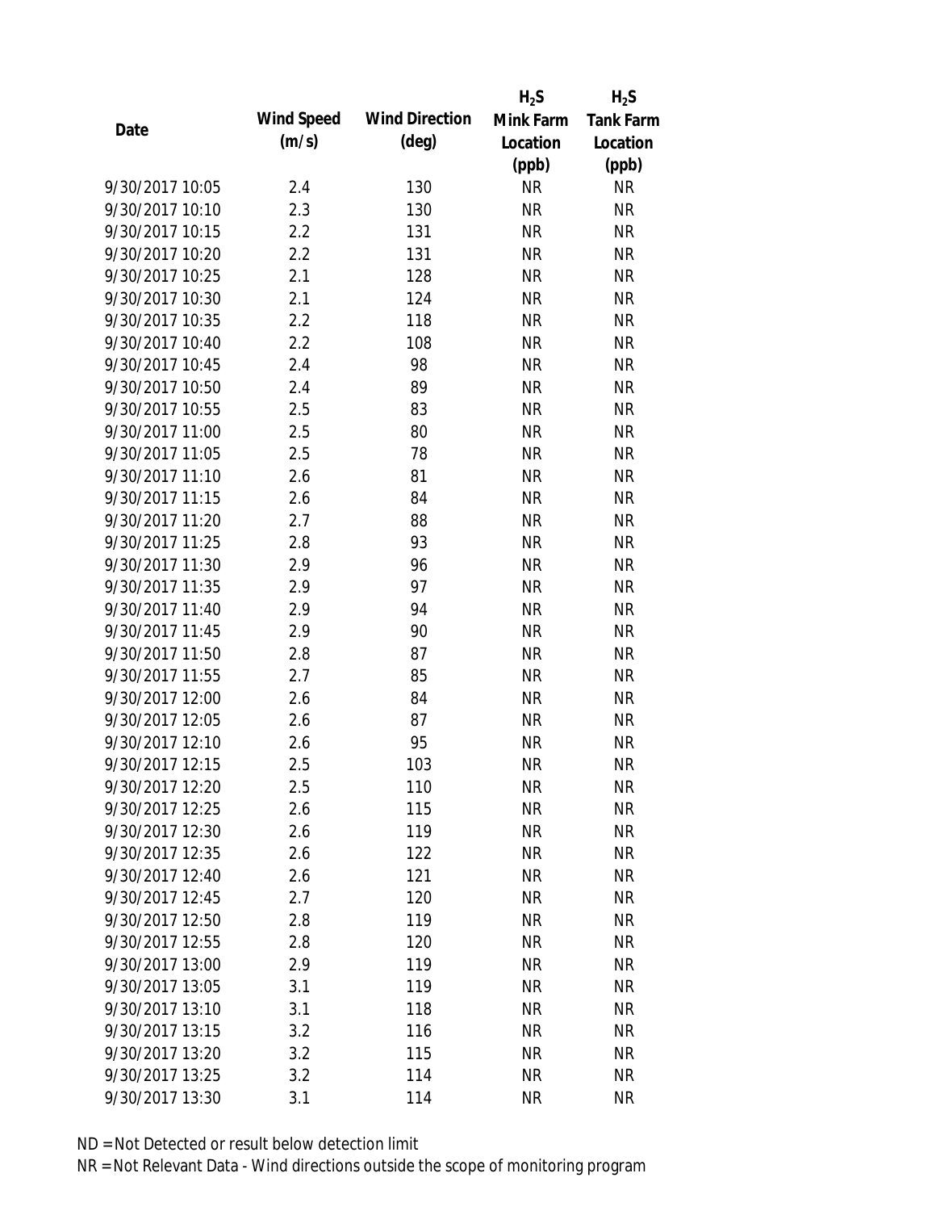| Date | Wind Speed (m/s) | Wind Direction (deg) | $H_2S$ Mink Farm Location (ppb) | $H_2S$ Tank Farm Location (ppb) |
|---|---|---|---|---|
| 9/30/2017 10:05 | 2.4 | 130 | NR | NR |
| 9/30/2017 10:10 | 2.3 | 130 | NR | NR |
| 9/30/2017 10:15 | 2.2 | 131 | NR | NR |
| 9/30/2017 10:20 | 2.2 | 131 | NR | NR |
| 9/30/2017 10:25 | 2.1 | 128 | NR | NR |
| 9/30/2017 10:30 | 2.1 | 124 | NR | NR |
| 9/30/2017 10:35 | 2.2 | 118 | NR | NR |
| 9/30/2017 10:40 | 2.2 | 108 | NR | NR |
| 9/30/2017 10:45 | 2.4 | 98 | NR | NR |
| 9/30/2017 10:50 | 2.4 | 89 | NR | NR |
| 9/30/2017 10:55 | 2.5 | 83 | NR | NR |
| 9/30/2017 11:00 | 2.5 | 80 | NR | NR |
| 9/30/2017 11:05 | 2.5 | 78 | NR | NR |
| 9/30/2017 11:10 | 2.6 | 81 | NR | NR |
| 9/30/2017 11:15 | 2.6 | 84 | NR | NR |
| 9/30/2017 11:20 | 2.7 | 88 | NR | NR |
| 9/30/2017 11:25 | 2.8 | 93 | NR | NR |
| 9/30/2017 11:30 | 2.9 | 96 | NR | NR |
| 9/30/2017 11:35 | 2.9 | 97 | NR | NR |
| 9/30/2017 11:40 | 2.9 | 94 | NR | NR |
| 9/30/2017 11:45 | 2.9 | 90 | NR | NR |
| 9/30/2017 11:50 | 2.8 | 87 | NR | NR |
| 9/30/2017 11:55 | 2.7 | 85 | NR | NR |
| 9/30/2017 12:00 | 2.6 | 84 | NR | NR |
| 9/30/2017 12:05 | 2.6 | 87 | NR | NR |
| 9/30/2017 12:10 | 2.6 | 95 | NR | NR |
| 9/30/2017 12:15 | 2.5 | 103 | NR | NR |
| 9/30/2017 12:20 | 2.5 | 110 | NR | NR |
| 9/30/2017 12:25 | 2.6 | 115 | NR | NR |
| 9/30/2017 12:30 | 2.6 | 119 | NR | NR |
| 9/30/2017 12:35 | 2.6 | 122 | NR | NR |
| 9/30/2017 12:40 | 2.6 | 121 | NR | NR |
| 9/30/2017 12:45 | 2.7 | 120 | NR | NR |
| 9/30/2017 12:50 | 2.8 | 119 | NR | NR |
| 9/30/2017 12:55 | 2.8 | 120 | NR | NR |
| 9/30/2017 13:00 | 2.9 | 119 | NR | NR |
| 9/30/2017 13:05 | 3.1 | 119 | NR | NR |
| 9/30/2017 13:10 | 3.1 | 118 | NR | NR |
| 9/30/2017 13:15 | 3.2 | 116 | NR | NR |
| 9/30/2017 13:20 | 3.2 | 115 | NR | NR |
| 9/30/2017 13:25 | 3.2 | 114 | NR | NR |
| 9/30/2017 13:30 | 3.1 | 114 | NR | NR |

ND = Not Detected or result below detection limit
NR = Not Relevant Data - Wind directions outside the scope of monitoring program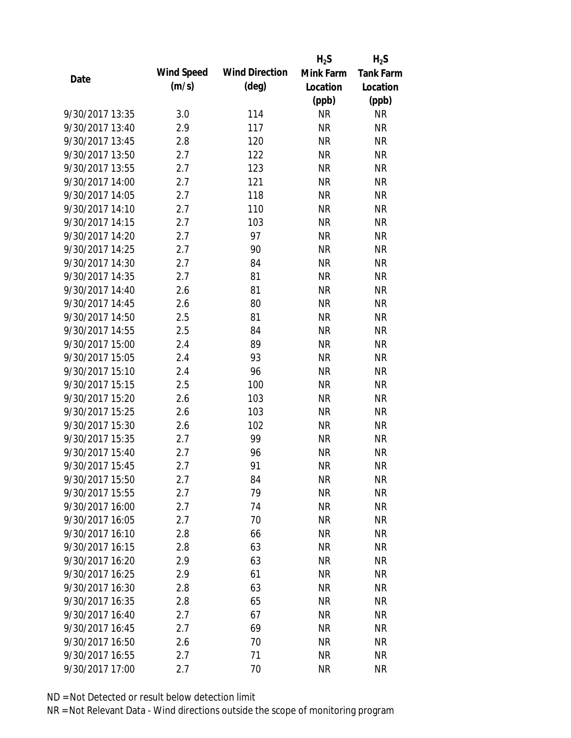| Date | Wind Speed (m/s) | Wind Direction (deg) | $H_2S$ Mink Farm Location (ppb) | $H_2S$ Tank Farm Location (ppb) |
|---|---|---|---|---|
| 9/30/2017 13:35 | 3.0 | 114 | NR | NR |
| 9/30/2017 13:40 | 2.9 | 117 | NR | NR |
| 9/30/2017 13:45 | 2.8 | 120 | NR | NR |
| 9/30/2017 13:50 | 2.7 | 122 | NR | NR |
| 9/30/2017 13:55 | 2.7 | 123 | NR | NR |
| 9/30/2017 14:00 | 2.7 | 121 | NR | NR |
| 9/30/2017 14:05 | 2.7 | 118 | NR | NR |
| 9/30/2017 14:10 | 2.7 | 110 | NR | NR |
| 9/30/2017 14:15 | 2.7 | 103 | NR | NR |
| 9/30/2017 14:20 | 2.7 | 97 | NR | NR |
| 9/30/2017 14:25 | 2.7 | 90 | NR | NR |
| 9/30/2017 14:30 | 2.7 | 84 | NR | NR |
| 9/30/2017 14:35 | 2.7 | 81 | NR | NR |
| 9/30/2017 14:40 | 2.6 | 81 | NR | NR |
| 9/30/2017 14:45 | 2.6 | 80 | NR | NR |
| 9/30/2017 14:50 | 2.5 | 81 | NR | NR |
| 9/30/2017 14:55 | 2.5 | 84 | NR | NR |
| 9/30/2017 15:00 | 2.4 | 89 | NR | NR |
| 9/30/2017 15:05 | 2.4 | 93 | NR | NR |
| 9/30/2017 15:10 | 2.4 | 96 | NR | NR |
| 9/30/2017 15:15 | 2.5 | 100 | NR | NR |
| 9/30/2017 15:20 | 2.6 | 103 | NR | NR |
| 9/30/2017 15:25 | 2.6 | 103 | NR | NR |
| 9/30/2017 15:30 | 2.6 | 102 | NR | NR |
| 9/30/2017 15:35 | 2.7 | 99 | NR | NR |
| 9/30/2017 15:40 | 2.7 | 96 | NR | NR |
| 9/30/2017 15:45 | 2.7 | 91 | NR | NR |
| 9/30/2017 15:50 | 2.7 | 84 | NR | NR |
| 9/30/2017 15:55 | 2.7 | 79 | NR | NR |
| 9/30/2017 16:00 | 2.7 | 74 | NR | NR |
| 9/30/2017 16:05 | 2.7 | 70 | NR | NR |
| 9/30/2017 16:10 | 2.8 | 66 | NR | NR |
| 9/30/2017 16:15 | 2.8 | 63 | NR | NR |
| 9/30/2017 16:20 | 2.9 | 63 | NR | NR |
| 9/30/2017 16:25 | 2.9 | 61 | NR | NR |
| 9/30/2017 16:30 | 2.8 | 63 | NR | NR |
| 9/30/2017 16:35 | 2.8 | 65 | NR | NR |
| 9/30/2017 16:40 | 2.7 | 67 | NR | NR |
| 9/30/2017 16:45 | 2.7 | 69 | NR | NR |
| 9/30/2017 16:50 | 2.6 | 70 | NR | NR |
| 9/30/2017 16:55 | 2.7 | 71 | NR | NR |
| 9/30/2017 17:00 | 2.7 | 70 | NR | NR |

ND = Not Detected or result below detection limit

NR = Not Relevant Data - Wind directions outside the scope of monitoring program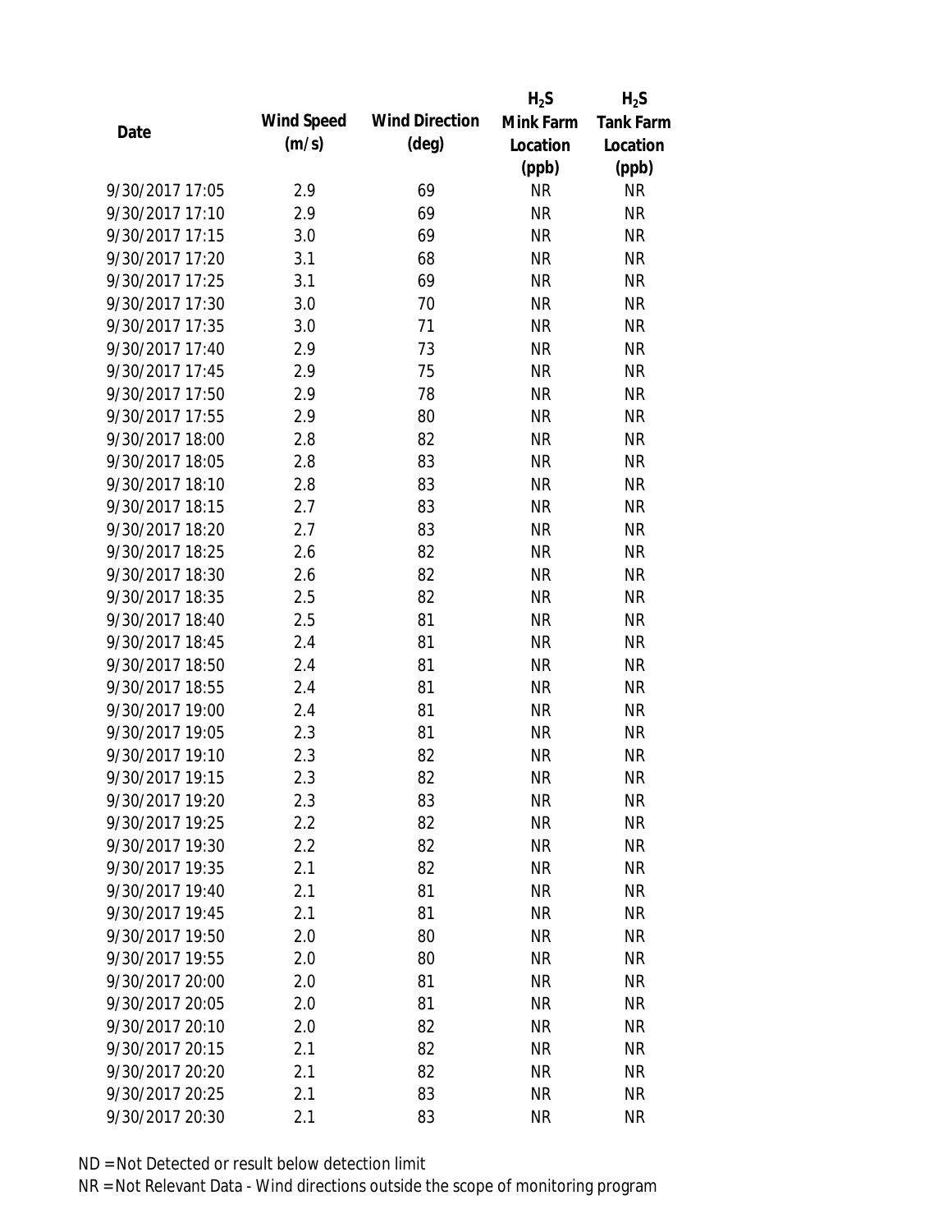| Date | Wind Speed (m/s) | Wind Direction (deg) | $H_2S$ Mink Farm Location (ppb) | $H_2S$ Tank Farm Location (ppb) |
| --- | --- | --- | --- | --- |
| 9/30/2017 17:05 | 2.9 | 69 | NR | NR |
| 9/30/2017 17:10 | 2.9 | 69 | NR | NR |
| 9/30/2017 17:15 | 3.0 | 69 | NR | NR |
| 9/30/2017 17:20 | 3.1 | 68 | NR | NR |
| 9/30/2017 17:25 | 3.1 | 69 | NR | NR |
| 9/30/2017 17:30 | 3.0 | 70 | NR | NR |
| 9/30/2017 17:35 | 3.0 | 71 | NR | NR |
| 9/30/2017 17:40 | 2.9 | 73 | NR | NR |
| 9/30/2017 17:45 | 2.9 | 75 | NR | NR |
| 9/30/2017 17:50 | 2.9 | 78 | NR | NR |
| 9/30/2017 17:55 | 2.9 | 80 | NR | NR |
| 9/30/2017 18:00 | 2.8 | 82 | NR | NR |
| 9/30/2017 18:05 | 2.8 | 83 | NR | NR |
| 9/30/2017 18:10 | 2.8 | 83 | NR | NR |
| 9/30/2017 18:15 | 2.7 | 83 | NR | NR |
| 9/30/2017 18:20 | 2.7 | 83 | NR | NR |
| 9/30/2017 18:25 | 2.6 | 82 | NR | NR |
| 9/30/2017 18:30 | 2.6 | 82 | NR | NR |
| 9/30/2017 18:35 | 2.5 | 82 | NR | NR |
| 9/30/2017 18:40 | 2.5 | 81 | NR | NR |
| 9/30/2017 18:45 | 2.4 | 81 | NR | NR |
| 9/30/2017 18:50 | 2.4 | 81 | NR | NR |
| 9/30/2017 18:55 | 2.4 | 81 | NR | NR |
| 9/30/2017 19:00 | 2.4 | 81 | NR | NR |
| 9/30/2017 19:05 | 2.3 | 81 | NR | NR |
| 9/30/2017 19:10 | 2.3 | 82 | NR | NR |
| 9/30/2017 19:15 | 2.3 | 82 | NR | NR |
| 9/30/2017 19:20 | 2.3 | 83 | NR | NR |
| 9/30/2017 19:25 | 2.2 | 82 | NR | NR |
| 9/30/2017 19:30 | 2.2 | 82 | NR | NR |
| 9/30/2017 19:35 | 2.1 | 82 | NR | NR |
| 9/30/2017 19:40 | 2.1 | 81 | NR | NR |
| 9/30/2017 19:45 | 2.1 | 81 | NR | NR |
| 9/30/2017 19:50 | 2.0 | 80 | NR | NR |
| 9/30/2017 19:55 | 2.0 | 80 | NR | NR |
| 9/30/2017 20:00 | 2.0 | 81 | NR | NR |
| 9/30/2017 20:05 | 2.0 | 81 | NR | NR |
| 9/30/2017 20:10 | 2.0 | 82 | NR | NR |
| 9/30/2017 20:15 | 2.1 | 82 | NR | NR |
| 9/30/2017 20:20 | 2.1 | 82 | NR | NR |
| 9/30/2017 20:25 | 2.1 | 83 | NR | NR |
| 9/30/2017 20:30 | 2.1 | 83 | NR | NR |

ND = Not Detected or result below detection limit

NR = Not Relevant Data - Wind directions outside the scope of monitoring program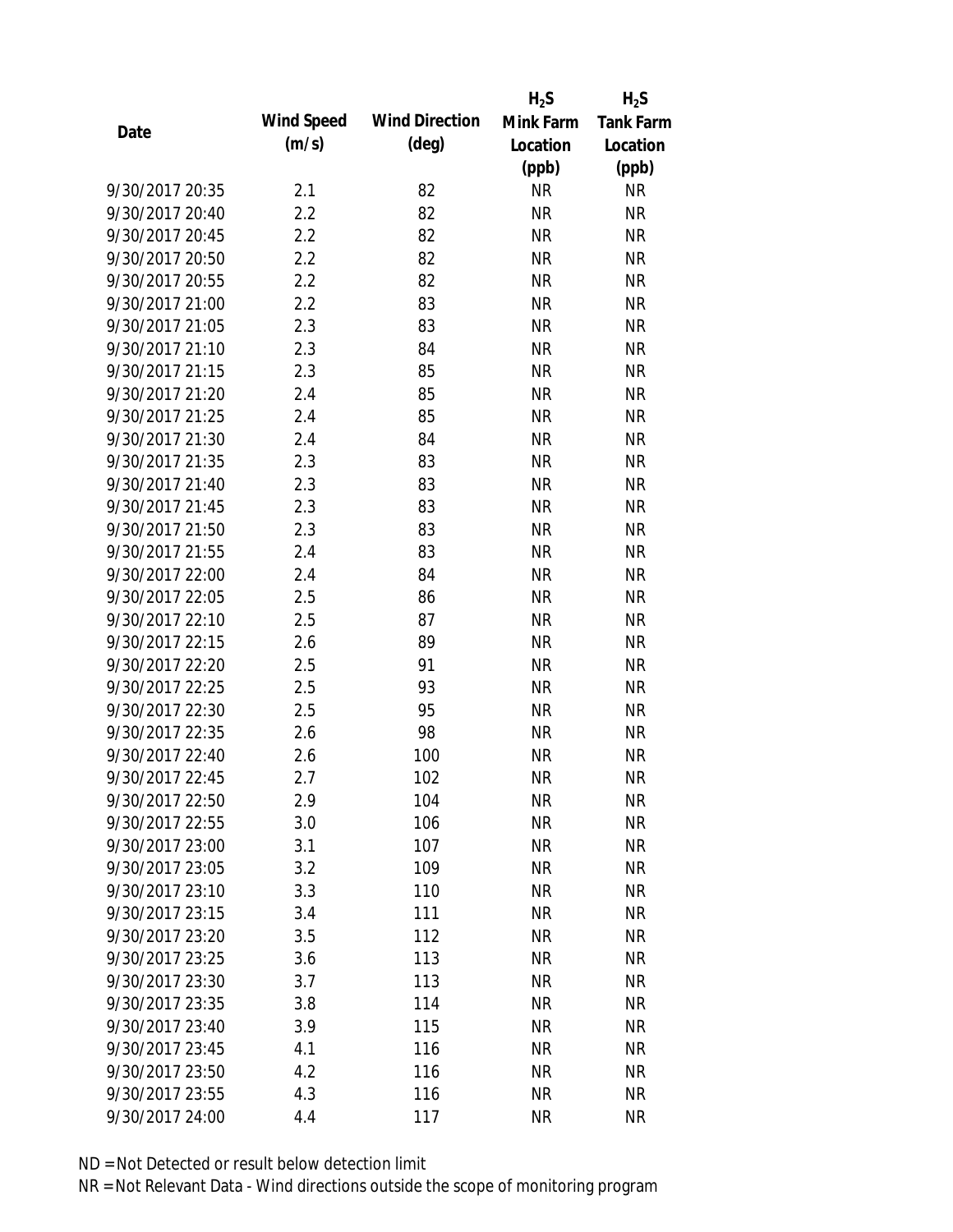| Date | Wind Speed (m/s) | Wind Direction (deg) | $H_2S$ Mink Farm Location (ppb) | $H_2S$ Tank Farm Location (ppb) |
|---|---|---|---|---|
| 9/30/2017 20:35 | 2.1 | 82 | NR | NR |
| 9/30/2017 20:40 | 2.2 | 82 | NR | NR |
| 9/30/2017 20:45 | 2.2 | 82 | NR | NR |
| 9/30/2017 20:50 | 2.2 | 82 | NR | NR |
| 9/30/2017 20:55 | 2.2 | 82 | NR | NR |
| 9/30/2017 21:00 | 2.2 | 83 | NR | NR |
| 9/30/2017 21:05 | 2.3 | 83 | NR | NR |
| 9/30/2017 21:10 | 2.3 | 84 | NR | NR |
| 9/30/2017 21:15 | 2.3 | 85 | NR | NR |
| 9/30/2017 21:20 | 2.4 | 85 | NR | NR |
| 9/30/2017 21:25 | 2.4 | 85 | NR | NR |
| 9/30/2017 21:30 | 2.4 | 84 | NR | NR |
| 9/30/2017 21:35 | 2.3 | 83 | NR | NR |
| 9/30/2017 21:40 | 2.3 | 83 | NR | NR |
| 9/30/2017 21:45 | 2.3 | 83 | NR | NR |
| 9/30/2017 21:50 | 2.3 | 83 | NR | NR |
| 9/30/2017 21:55 | 2.4 | 83 | NR | NR |
| 9/30/2017 22:00 | 2.4 | 84 | NR | NR |
| 9/30/2017 22:05 | 2.5 | 86 | NR | NR |
| 9/30/2017 22:10 | 2.5 | 87 | NR | NR |
| 9/30/2017 22:15 | 2.6 | 89 | NR | NR |
| 9/30/2017 22:20 | 2.5 | 91 | NR | NR |
| 9/30/2017 22:25 | 2.5 | 93 | NR | NR |
| 9/30/2017 22:30 | 2.5 | 95 | NR | NR |
| 9/30/2017 22:35 | 2.6 | 98 | NR | NR |
| 9/30/2017 22:40 | 2.6 | 100 | NR | NR |
| 9/30/2017 22:45 | 2.7 | 102 | NR | NR |
| 9/30/2017 22:50 | 2.9 | 104 | NR | NR |
| 9/30/2017 22:55 | 3.0 | 106 | NR | NR |
| 9/30/2017 23:00 | 3.1 | 107 | NR | NR |
| 9/30/2017 23:05 | 3.2 | 109 | NR | NR |
| 9/30/2017 23:10 | 3.3 | 110 | NR | NR |
| 9/30/2017 23:15 | 3.4 | 111 | NR | NR |
| 9/30/2017 23:20 | 3.5 | 112 | NR | NR |
| 9/30/2017 23:25 | 3.6 | 113 | NR | NR |
| 9/30/2017 23:30 | 3.7 | 113 | NR | NR |
| 9/30/2017 23:35 | 3.8 | 114 | NR | NR |
| 9/30/2017 23:40 | 3.9 | 115 | NR | NR |
| 9/30/2017 23:45 | 4.1 | 116 | NR | NR |
| 9/30/2017 23:50 | 4.2 | 116 | NR | NR |
| 9/30/2017 23:55 | 4.3 | 116 | NR | NR |
| 9/30/2017 24:00 | 4.4 | 117 | NR | NR |

ND = Not Detected or result below detection limit

NR = Not Relevant Data - Wind directions outside the scope of monitoring program